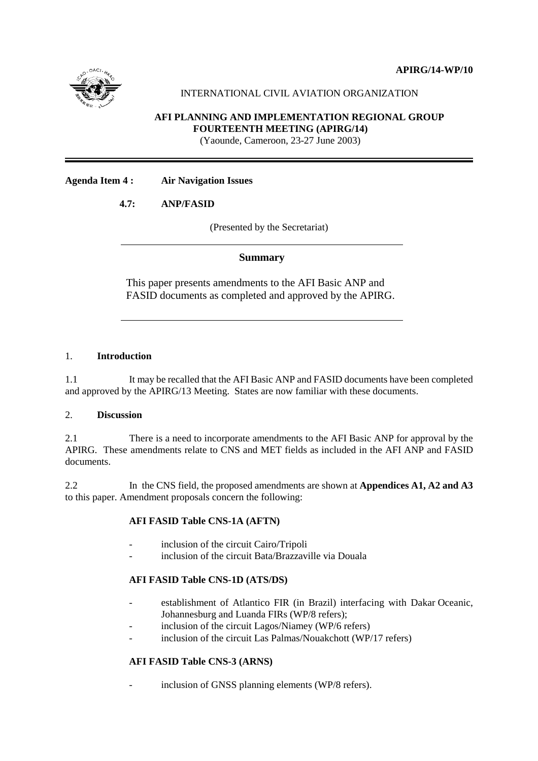**APIRG/14-WP/10**

INTERNATIONAL CIVIL AVIATION ORGANIZATION

**AFI PLANNING AND IMPLEMENTATION REGIONAL GROUP**
**FOURTEENTH MEETING (APIRG/14)**
(Yaounde, Cameroon, 23-27 June 2003)

---

**Agenda Item 4 : Air Navigation Issues**

**4.7: ANP/FASID**

(Presented by the Secretariat)

---

**Summary**

This paper presents amendments to the AFI Basic ANP and FASID documents as completed and approved by the APIRG.

---

## 1. Introduction

1.1 It may be recalled that the AFI Basic ANP and FASID documents have been completed and approved by the APIRG/13 Meeting. States are now familiar with these documents.

## 2. Discussion

2.1 There is a need to incorporate amendments to the AFI Basic ANP for approval by the APIRG. These amendments relate to CNS and MET fields as included in the AFI ANP and FASID documents.

2.2 In the CNS field, the proposed amendments are shown at **Appendices A1, A2 and A3** to this paper. Amendment proposals concern the following:

**AFI FASID Table CNS-1A (AFTN)**

- inclusion of the circuit Cairo/Tripoli
- inclusion of the circuit Bata/Brazzaville via Douala

**AFI FASID Table CNS-1D (ATS/DS)**

- establishment of Atlantico FIR (in Brazil) interfacing with Dakar Oceanic, Johannesburg and Luanda FIRs (WP/8 refers);
- inclusion of the circuit Lagos/Niamey (WP/6 refers)
- inclusion of the circuit Las Palmas/Nouakchott (WP/17 refers)

**AFI FASID Table CNS-3 (ARNS)**

- inclusion of GNSS planning elements (WP/8 refers).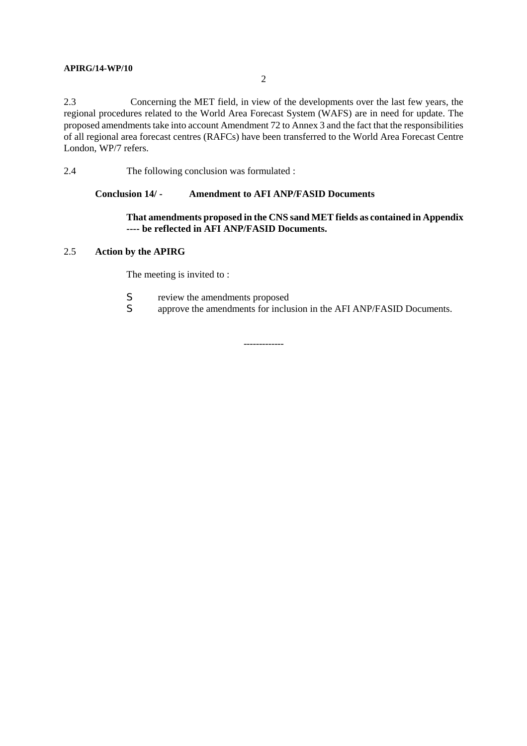2.3 Concerning the MET field, in view of the developments over the last few years, the regional procedures related to the World Area Forecast System (WAFS) are in need for update. The proposed amendments take into account Amendment 72 to Annex 3 and the fact that the responsibilities of all regional area forecast centres (RAFCs) have been transferred to the World Area Forecast Centre London, WP/7 refers.

2.4 The following conclusion was formulated :

**Conclusion 14/ - Amendment to AFI ANP/FASID Documents**

**That amendments proposed in the CNS sand MET fields as contained in Appendix ---- be reflected in AFI ANP/FASID Documents.**

2.5 **Action by the APIRG**

The meeting is invited to :

- review the amendments proposed
- approve the amendments for inclusion in the AFI ANP/FASID Documents.

-------------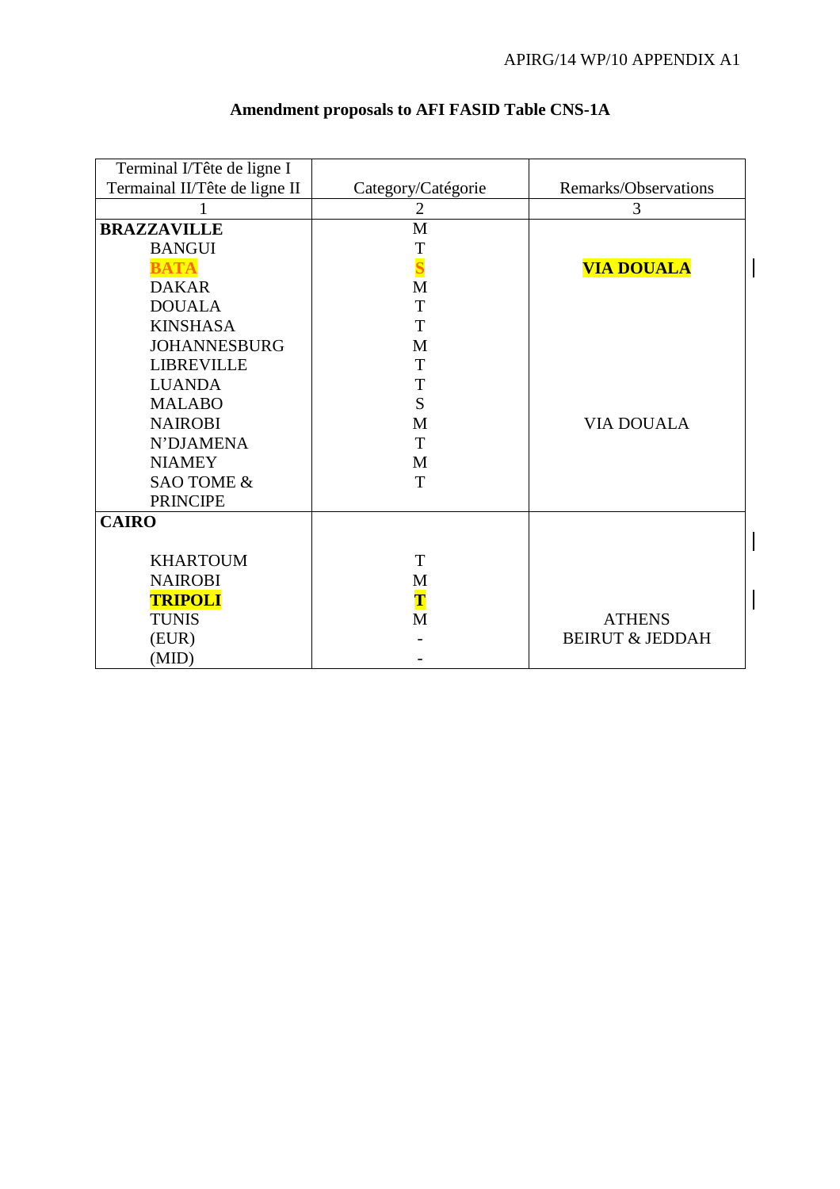# Amendment proposals to AFI FASID Table CNS-1A

| Terminal I/Tête de ligne I<br>Termainal II/Tête de ligne II | Category/Catégorie | Remarks/Observations |
|---|---|---|
| 1 | 2 | 3 |
| **BRAZZAVILLE** | M | |
| BANGUI | T | |
| **BATA** | **S** | **VIA DOUALA** |
| DAKAR | M | |
| DOUALA | T | |
| KINSHASA | T | |
| JOHANNESBURG | M | |
| LIBREVILLE | T | |
| LUANDA | T | |
| MALABO | S | |
| NAIROBI | M | VIA DOUALA |
| N'DJAMENA | T | |
| NIAMEY | M | |
| SAO TOME & PRINCIPE | T | |
| **CAIRO** | | |
| KHARTOUM | T | |
| NAIROBI | M | |
| **TRIPOLI** | **T** | |
| TUNIS | M | ATHENS |
| (EUR) | - | BEIRUT & JEDDAH |
| (MID) | - | |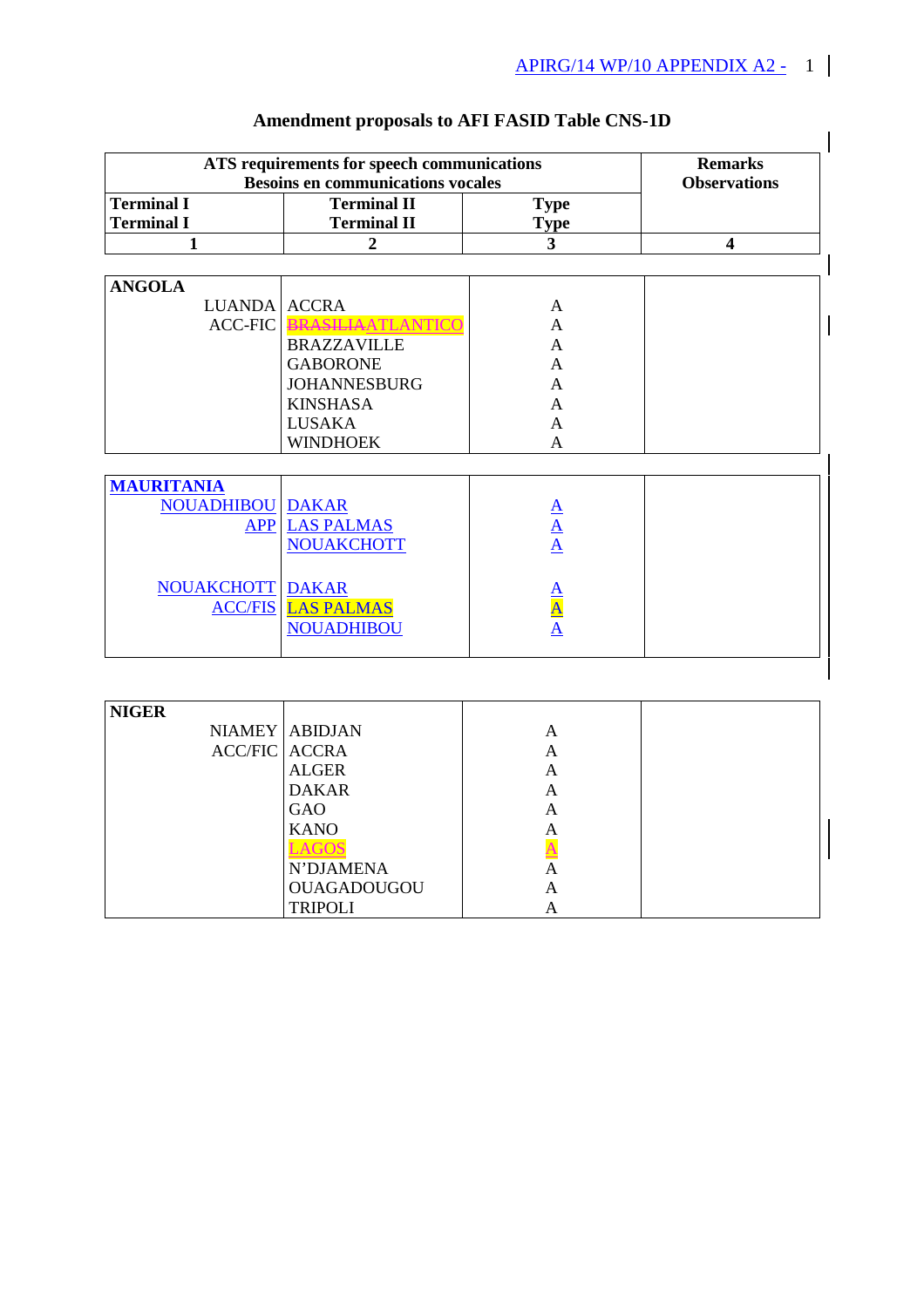## Amendment proposals to AFI FASID Table CNS-1D

| ATS requirements for speech communications<br>Besoins en communications vocales | | | Remarks<br>Observations |
|---|---|---|---|
| **Terminal I**<br>**Terminal I** | **Terminal II**<br>**Terminal II** | **Type**<br>**Type** | |
| **1** | **2** | **3** | **4** |
| **ANGOLA** | | | |
| LUANDA ACC-FIC | ACCRA | A | |
| | ~~BRASILIA~~ATLANTICO | A | |
| | BRAZZAVILLE | A | |
| | GABORONE | A | |
| | JOHANNESBURG | A | |
| | KINSHASA | A | |
| | LUSAKA | A | |
| | WINDHOEK | A | |
| **MAURITANIA** | | | |
| NOUADHIBOU APP | DAKAR | A | |
| | LAS PALMAS | A | |
| | NOUAKCHOTT | A | |
| NOUAKCHOTT ACC/FIS | DAKAR | A | |
| | LAS PALMAS | A | |
| | NOUADHIBOU | A | |
| **NIGER** | | | |
| NIAMEY ACC/FIC | ABIDJAN | A | |
| | ACCRA | A | |
| | ALGER | A | |
| | DAKAR | A | |
| | GAO | A | |
| | KANO | A | |
| | LAGOS | A | |
| | N'DJAMENA | A | |
| | OUAGADOUGOU | A | |
| | TRIPOLI | A | |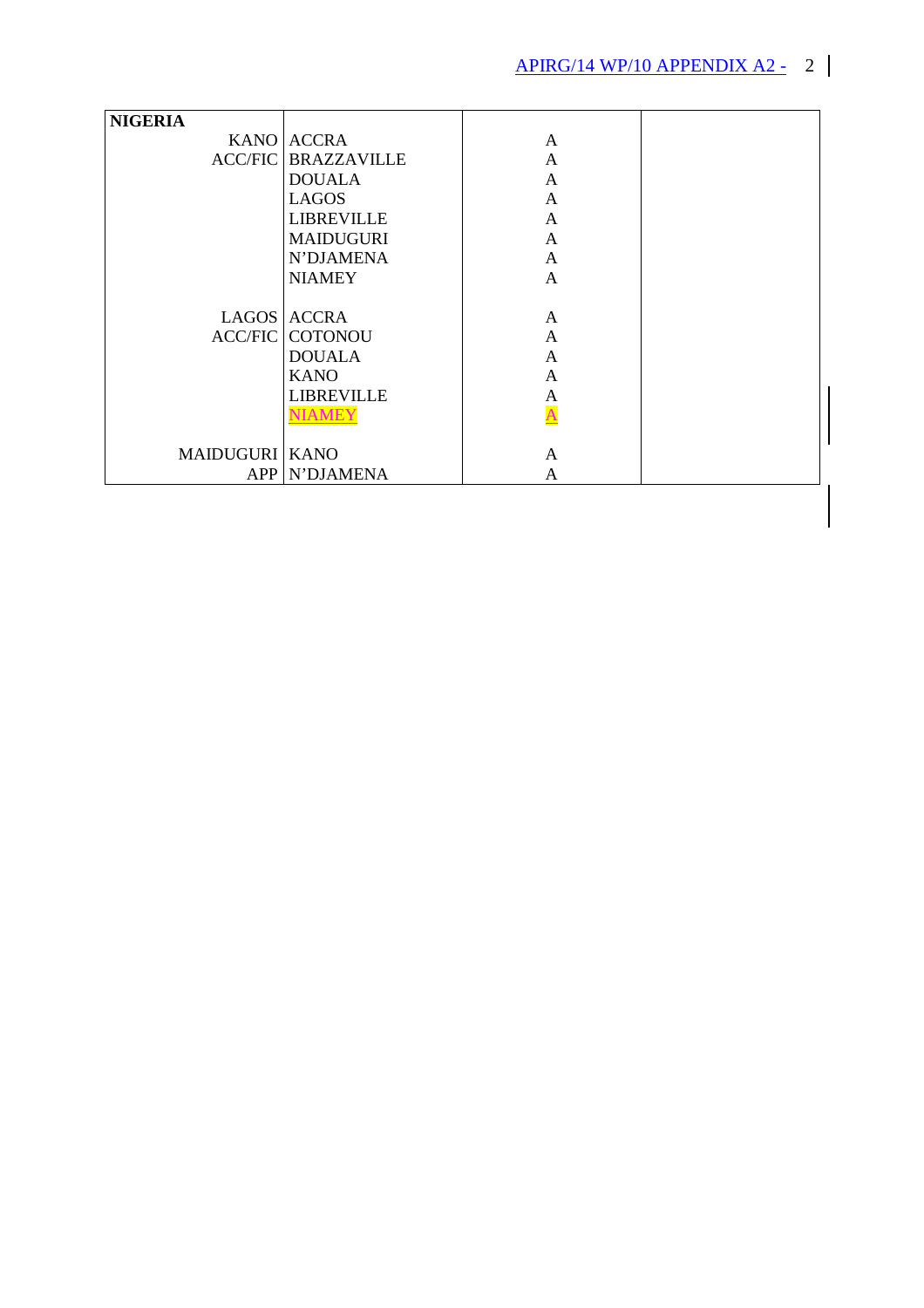| NIGERIA | | | |
|---|---|---|---|
| KANO ACC/FIC | ACCRA | A | |
| | BRAZZAVILLE | A | |
| | DOUALA | A | |
| | LAGOS | A | |
| | LIBREVILLE | A | |
| | MAIDUGURI | A | |
| | N'DJAMENA | A | |
| | NIAMEY | A | |
| | | | |
| LAGOS ACC/FIC | ACCRA | A | |
| | COTONOU | A | |
| | DOUALA | A | |
| | KANO | A | |
| | LIBREVILLE | A | |
| | NIAMEY | A | |
| | | | |
| MAIDUGURI APP | KANO | A | |
| | N'DJAMENA | A | |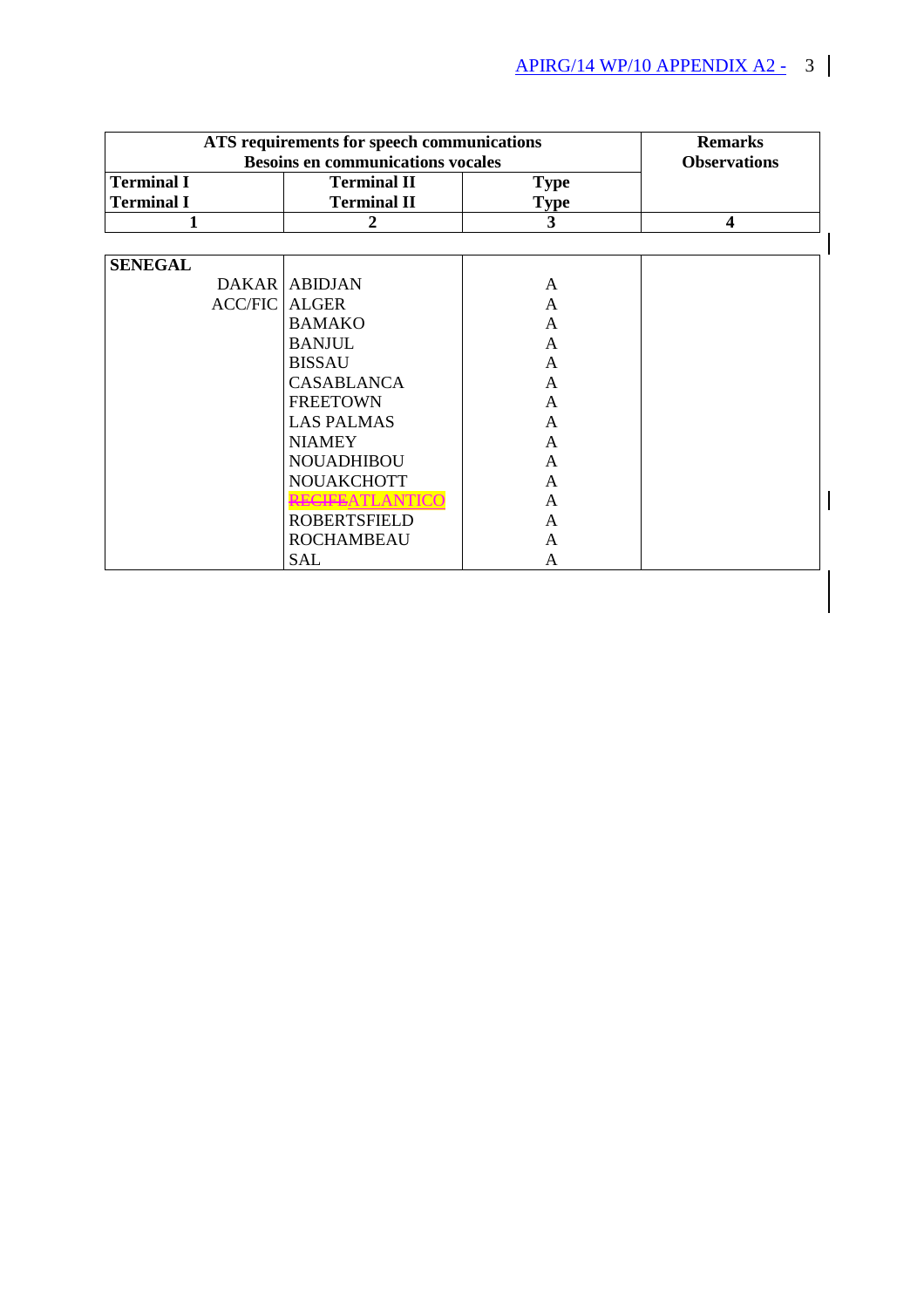| ATS requirements for speech communications<br>Besoins en communications vocales | | | Remarks<br>Observations |
|---|---|---|---|
| Terminal I<br>Terminal I | Terminal II<br>Terminal II | Type<br>Type | |
| 1 | 2 | 3 | 4 |
| **SENEGAL** | | | |
| DAKAR | ABIDJAN | A | |
| ACC/FIC | ALGER | A | |
| | BAMAKO | A | |
| | BANJUL | A | |
| | BISSAU | A | |
| | CASABLANCA | A | |
| | FREETOWN | A | |
| | LAS PALMAS | A | |
| | NIAMEY | A | |
| | NOUADHIBOU | A | |
| | NOUAKCHOTT | A | |
| | ~~RECIFE~~ATLANTICO | A | |
| | ROBERTSFIELD | A | |
| | ROCHAMBEAU | A | |
| | SAL | A | |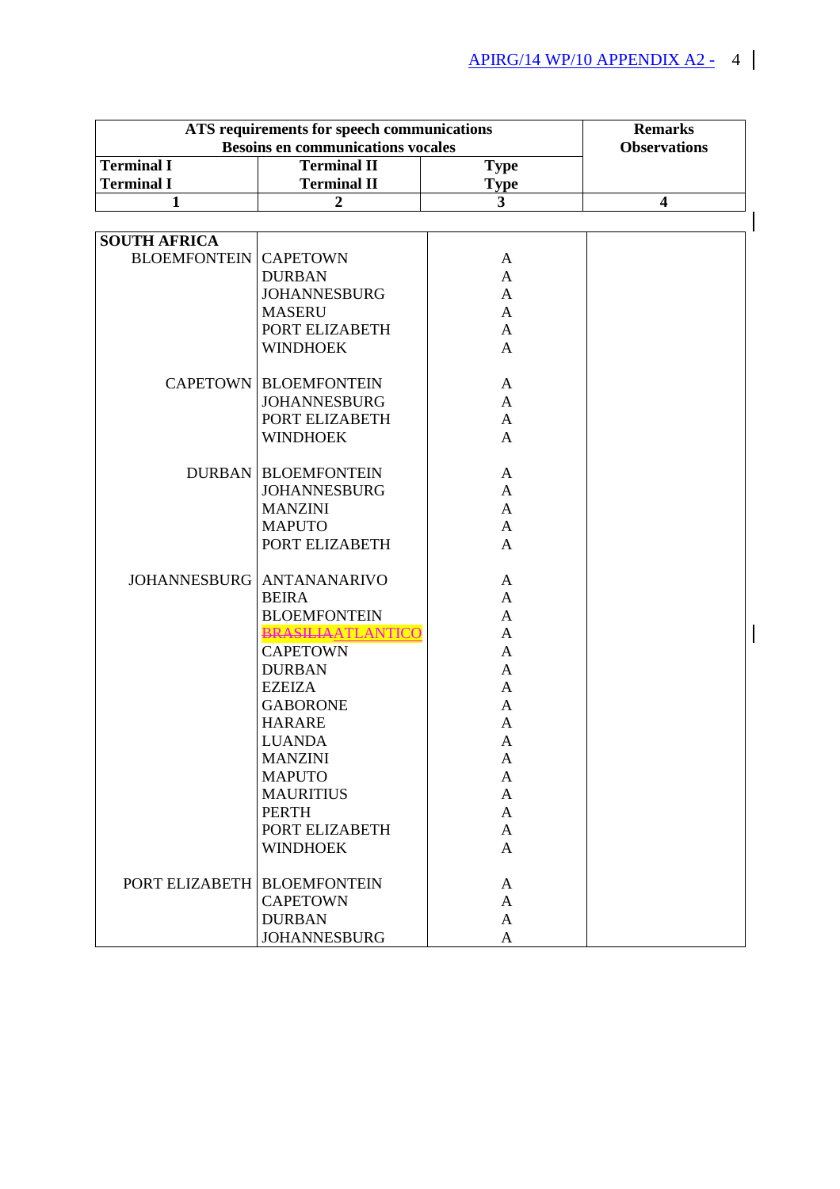| ATS requirements for speech communications<br>Besoins en communications vocales | | | Remarks<br>Observations |
|---|---|---|---|
| **Terminal I**<br>**Terminal I** | **Terminal II**<br>**Terminal II** | **Type**<br>**Type** | |
| **1** | **2** | **3** | **4** |
| **SOUTH AFRICA** | | | |
| BLOEMFONTEIN | CAPETOWN | A | |
| | DURBAN | A | |
| | JOHANNESBURG | A | |
| | MASERU | A | |
| | PORT ELIZABETH | A | |
| | WINDHOEK | A | |
| CAPETOWN | BLOEMFONTEIN | A | |
| | JOHANNESBURG | A | |
| | PORT ELIZABETH | A | |
| | WINDHOEK | A | |
| DURBAN | BLOEMFONTEIN | A | |
| | JOHANNESBURG | A | |
| | MANZINI | A | |
| | MAPUTO | A | |
| | PORT ELIZABETH | A | |
| JOHANNESBURG | ANTANANARIVO | A | |
| | BEIRA | A | |
| | BLOEMFONTEIN | A | |
| | ~~BRASILIA~~ATLANTICO | A | |
| | CAPETOWN | A | |
| | DURBAN | A | |
| | EZEIZA | A | |
| | GABORONE | A | |
| | HARARE | A | |
| | LUANDA | A | |
| | MANZINI | A | |
| | MAPUTO | A | |
| | MAURITIUS | A | |
| | PERTH | A | |
| | PORT ELIZABETH | A | |
| | WINDHOEK | A | |
| PORT ELIZABETH | BLOEMFONTEIN | A | |
| | CAPETOWN | A | |
| | DURBAN | A | |
| | JOHANNESBURG | A | |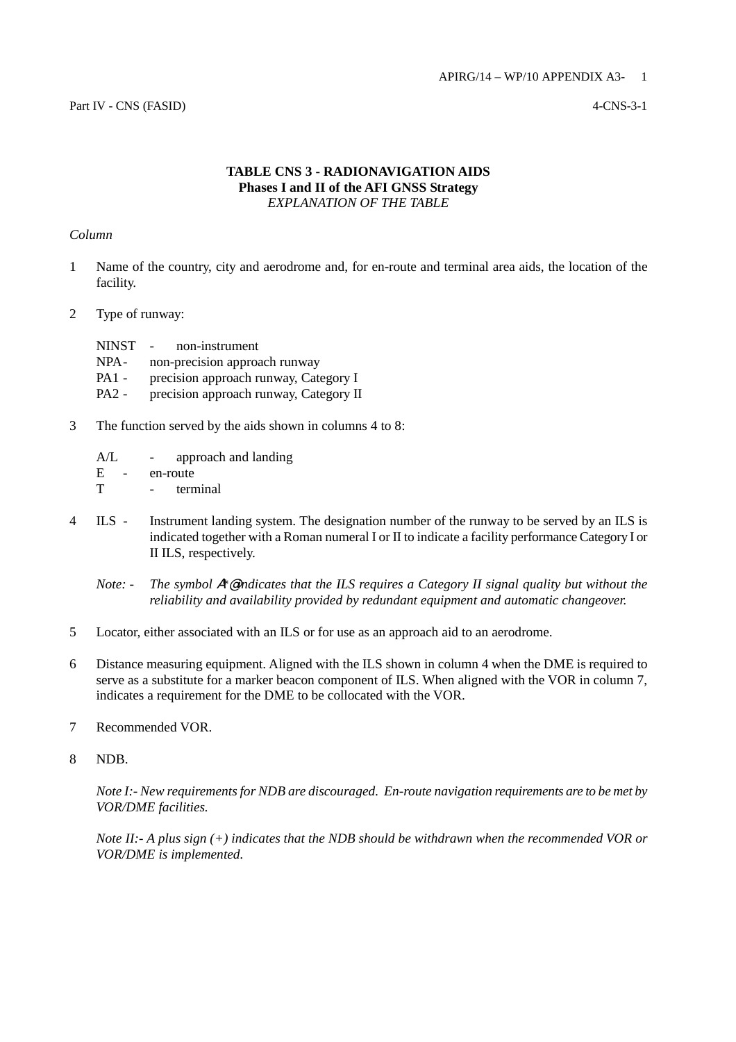**TABLE CNS 3 - RADIONAVIGATION AIDS**
**Phases I and II of the AFI GNSS Strategy**
*EXPLANATION OF THE TABLE*

*Column*

1 Name of the country, city and aerodrome and, for en-route and terminal area aids, the location of the facility.

2 Type of runway:

NINST - non-instrument
NPA- non-precision approach runway
PA1 - precision approach runway, Category I
PA2 - precision approach runway, Category II

3 The function served by the aids shown in columns 4 to 8:

A/L - approach and landing
E - en-route
T - terminal

4 ILS - Instrument landing system. The designation number of the runway to be served by an ILS is indicated together with a Roman numeral I or II to indicate a facility performance Category I or II ILS, respectively.

*Note: - The symbol A*@ indicates that the ILS requires a Category II signal quality but without the reliability and availability provided by redundant equipment and automatic changeover.*

5 Locator, either associated with an ILS or for use as an approach aid to an aerodrome.

6 Distance measuring equipment. Aligned with the ILS shown in column 4 when the DME is required to serve as a substitute for a marker beacon component of ILS. When aligned with the VOR in column 7, indicates a requirement for the DME to be collocated with the VOR.

7 Recommended VOR.

8 NDB.

*Note I:- New requirements for NDB are discouraged. En-route navigation requirements are to be met by VOR/DME facilities.*

*Note II:- A plus sign (+) indicates that the NDB should be withdrawn when the recommended VOR or VOR/DME is implemented.*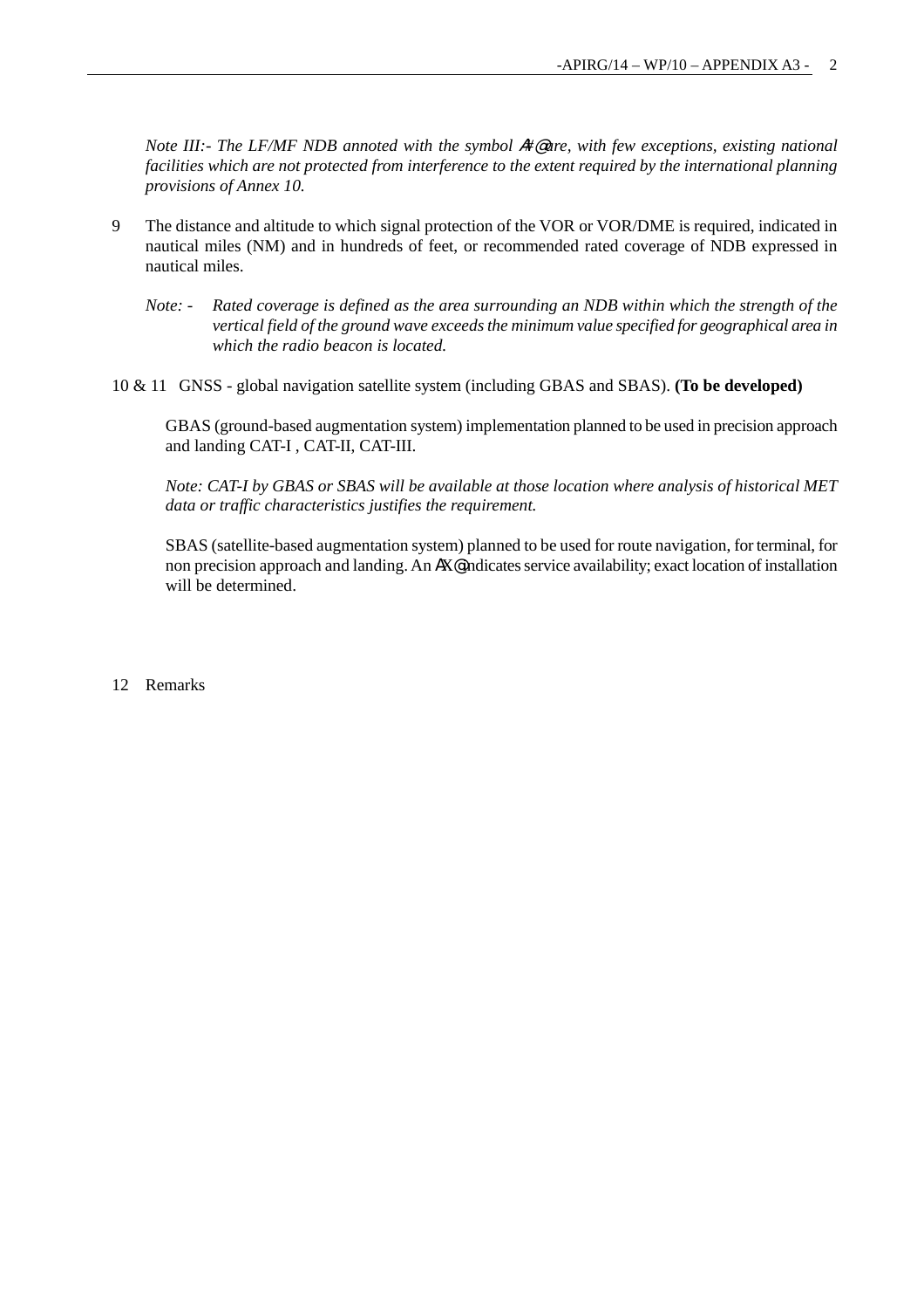*Note III:- The LF/MF NDB annoted with the symbol A#@ are, with few exceptions, existing national facilities which are not protected from interference to the extent required by the international planning provisions of Annex 10.*

9 The distance and altitude to which signal protection of the VOR or VOR/DME is required, indicated in nautical miles (NM) and in hundreds of feet, or recommended rated coverage of NDB expressed in nautical miles.

*Note: - Rated coverage is defined as the area surrounding an NDB within which the strength of the vertical field of the ground wave exceeds the minimum value specified for geographical area in which the radio beacon is located.*

10 & 11 GNSS - global navigation satellite system (including GBAS and SBAS). **(To be developed)**

GBAS (ground-based augmentation system) implementation planned to be used in precision approach and landing CAT-I , CAT-II, CAT-III.

*Note: CAT-I by GBAS or SBAS will be available at those location where analysis of historical MET data or traffic characteristics justifies the requirement.*

SBAS (satellite-based augmentation system) planned to be used for route navigation, for terminal, for non precision approach and landing. An AX@ indicates service availability; exact location of installation will be determined.

12 Remarks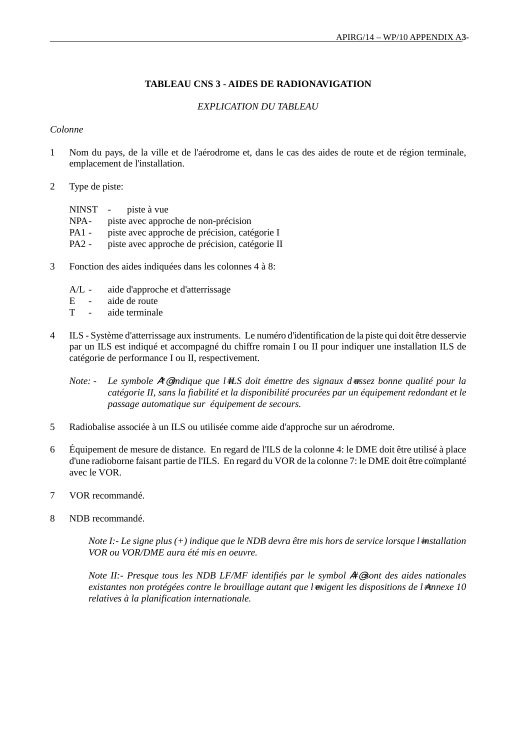## TABLEAU CNS 3 - AIDES DE RADIONAVIGATION

*EXPLICATION DU TABLEAU*

*Colonne*

1 Nom du pays, de la ville et de l'aérodrome et, dans le cas des aides de route et de région terminale, emplacement de l'installation.

2 Type de piste:

   NINST - piste à vue
   NPA- piste avec approche de non-précision
   PA1 - piste avec approche de précision, catégorie I
   PA2 - piste avec approche de précision, catégorie II

3 Fonction des aides indiquées dans les colonnes 4 à 8:

   A/L - aide d'approche et d'atterrissage
   E - aide de route
   T - aide terminale

4 ILS - Système d'atterrissage aux instruments. Le numéro d'identification de la piste qui doit être desservie par un ILS est indiqué et accompagné du chiffre romain I ou II pour indiquer une installation ILS de catégorie de performance I ou II, respectivement.

   *Note: - Le symbole A*@ indique que l=ILS doit émettre des signaux d=assez bonne qualité pour la catégorie II, sans la fiabilité et la disponibilité procurées par un équipement redondant et le passage automatique sur équipement de secours.*

5 Radiobalise associée à un ILS ou utilisée comme aide d'approche sur un aérodrome.

6 Équipement de mesure de distance. En regard de l'ILS de la colonne 4: le DME doit être utilisé à place d'une radioborne faisant partie de l'ILS. En regard du VOR de la colonne 7: le DME doit être coïmplanté avec le VOR.

7 VOR recommandé.

8 NDB recommandé.

   *Note I:- Le signe plus (+) indique que le NDB devra être mis hors de service lorsque l=installation VOR ou VOR/DME aura été mis en oeuvre.*

   *Note II:- Presque tous les NDB LF/MF identifiés par le symbol A#@ sont des aides nationales existantes non protégées contre le brouillage autant que l=exigent les dispositions de l=Annexe 10 relatives à la planification internationale.*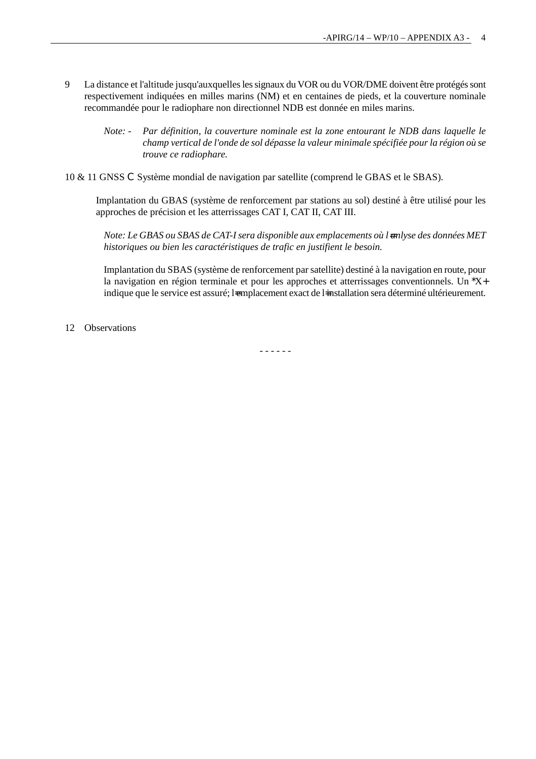9 La distance et l'altitude jusqu'auxquelles les signaux du VOR ou du VOR/DME doivent être protégés sont respectivement indiquées en milles marins (NM) et en centaines de pieds, et la couverture nominale recommandée pour le radiophare non directionnel NDB est donnée en miles marins.

*Note: - Par définition, la couverture nominale est la zone entourant le NDB dans laquelle le champ vertical de l'onde de sol dépasse la valeur minimale spécifiée pour la région où se trouve ce radiophare.*

10 & 11 GNSS C Système mondial de navigation par satellite (comprend le GBAS et le SBAS).

Implantation du GBAS (système de renforcement par stations au sol) destiné à être utilisé pour les approches de précision et les atterrissages CAT I, CAT II, CAT III.

*Note: Le GBAS ou SBAS de CAT-I sera disponible aux emplacements où l=analyse des données MET historiques ou bien les caractéristiques de trafic en justifient le besoin.*

Implantation du SBAS (système de renforcement par satellite) destiné à la navigation en route, pour la navigation en région terminale et pour les approches et atterrissages conventionnels. Un *X+ indique que le service est assuré; l=emplacement exact de l=installation sera déterminé ultérieurement.

12 Observations

- - - - - -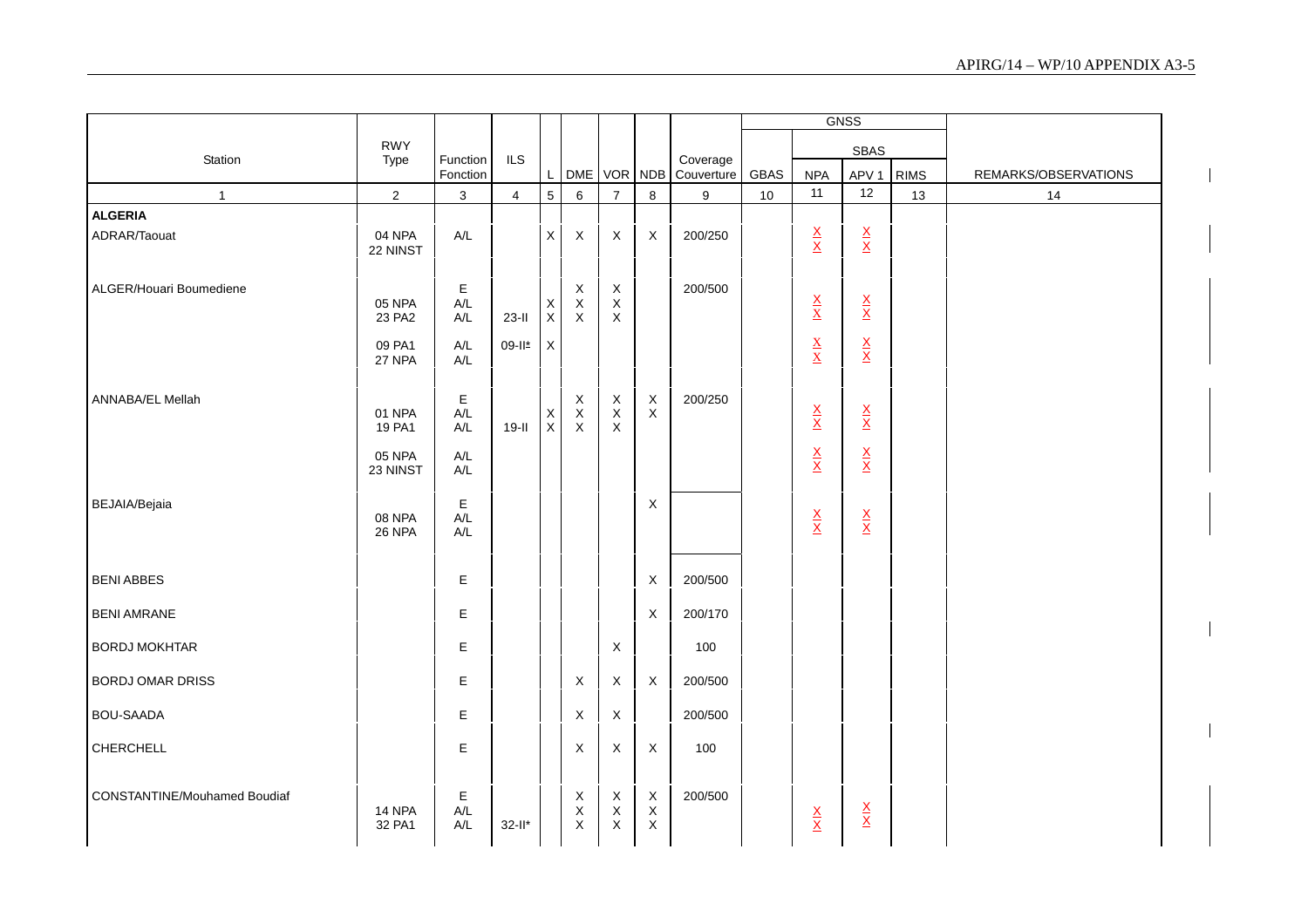| Station | RWY Type | Function Fonction | ILS | L | DME | VOR | NDB | Coverage Couverture | GNSS | | | | REMARKS/OBSERVATIONS |
|---|---|---|---|---|---|---|---|---|---|---|---|---|---|
| | | | | | | | | | GBAS | SBAS | | | |
| | | | | | | | | | | NPA | APV 1 | RIMS | |
| 1 | 2 | 3 | 4 | 5 | 6 | 7 | 8 | 9 | 10 | 11 | 12 | 13 | 14 |
| **ALGERIA** | | | | | | | | | | | | | |
| ADRAR/Taouat | 04 NPA<br>22 NINST | A/L | | X | X | X | X | 200/250 | | X<br>X | X<br>X | | |
| ALGER/Houari Boumediene | | E | | | X | X | | 200/500 | | | | | |
| | 05 NPA<br>23 PA2 | A/L<br>A/L | 23-II | X<br>X | X<br>X | X<br>X | | | | X<br>X | X<br>X | | |
| | 09 PA1<br>27 NPA | A/L<br>A/L | 09-II* | X | | | | | | X<br>X | X<br>X | | |
| ANNABA/EL Mellah | | E | | | X | X | X | 200/250 | | | | | |
| | 01 NPA<br>19 PA1 | A/L<br>A/L | 19-II | X<br>X | X<br>X | X<br>X | X | | | X<br>X | X<br>X | | |
| | 05 NPA<br>23 NINST | A/L<br>A/L | | | | | | | | X<br>X | X<br>X | | |
| BEJAIA/Bejaia | | E | | | | | X | | | | | | |
| | 08 NPA<br>26 NPA | A/L<br>A/L | | | | | | | | X<br>X | X<br>X | | |
| BENI ABBES | | E | | | | | X | 200/500 | | | | | |
| BENI AMRANE | | E | | | | | X | 200/170 | | | | | |
| BORDJ MOKHTAR | | E | | | | X | | 100 | | | | | |
| BORDJ OMAR DRISS | | E | | | X | X | X | 200/500 | | | | | |
| BOU-SAADA | | E | | | X | X | | 200/500 | | | | | |
| CHERCHELL | | E | | | X | X | X | 100 | | | | | |
| CONSTANTINE/Mouhamed Boudiaf | | E | | | X | X | X | 200/500 | | | | | |
| | 14 NPA<br>32 PA1 | A/L<br>A/L | 32-II* | | X<br>X | X<br>X | X<br>X | | | X<br>X | X<br>X | | |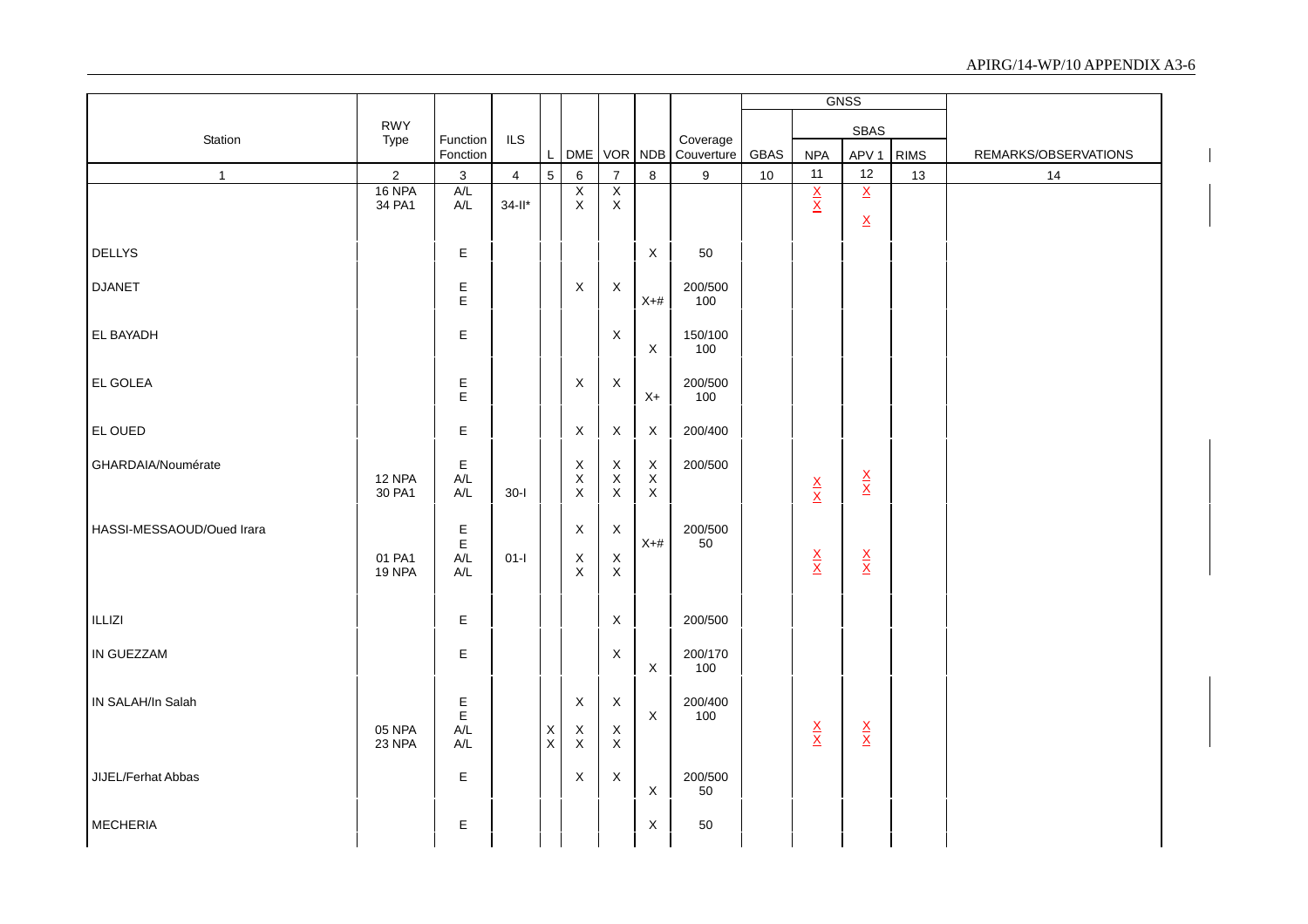| Station | RWY Type | Function Fonction | ILS | L | DME | VOR | NDB | Coverage Couverture | GBAS | GNSS NPA | SBAS APV 1 | RIMS | REMARKS/OBSERVATIONS |
|---|---|---|---|---|---|---|---|---|---|---|---|---|---|
| 1 | 2 | 3 | 4 | 5 | 6 | 7 | 8 | 9 | 10 | 11 | 12 | 13 | 14 |
| | 16 NPA | A/L | | | X | X | | | | X | X | | |
| | 34 PA1 | A/L | 34-II* | | X | X | | | | X | X | | |
| DELLYS | | E | | | | | X | 50 | | | | | |
| DJANET | | E | | | X | X | | 200/500 | | | | | |
| | | E | | | | | X+# | 100 | | | | | |
| EL BAYADH | | E | | | | X | | 150/100 | | | | | |
| | | | | | | | X | 100 | | | | | |
| EL GOLEA | | E | | | X | X | | 200/500 | | | | | |
| | | E | | | | | X+ | 100 | | | | | |
| EL OUED | | E | | | X | X | X | 200/400 | | | | | |
| GHARDAIA/Noumérate | | E | | | X | X | X | 200/500 | | | | | |
| | 12 NPA | A/L | | | X | X | X | | | X | X | | |
| | 30 PA1 | A/L | 30-I | | X | X | X | | | X | X | | |
| HASSI-MESSAOUD/Oued Irara | | E | | | X | X | | 200/500 | | | | | |
| | | E | | | | | X+# | 50 | | | | | |
| | 01 PA1 | A/L | 01-I | | X | X | | | | X | X | | |
| | 19 NPA | A/L | | | X | X | | | | X | X | | |
| ILLIZI | | E | | | | X | | 200/500 | | | | | |
| IN GUEZZAM | | E | | | | X | | 200/170 | | | | | |
| | | | | | | | X | 100 | | | | | |
| IN SALAH/In Salah | | E | | | X | X | | 200/400 | | | | | |
| | | E | | | | | X | 100 | | | | | |
| | 05 NPA | A/L | | X | X | X | | | | X | X | | |
| | 23 NPA | A/L | | X | X | X | | | | X | X | | |
| JIJEL/Ferhat Abbas | | E | | | X | X | | 200/500 | | | | | |
| | | | | | | | X | 50 | | | | | |
| MECHERIA | | E | | | | | X | 50 | | | | | |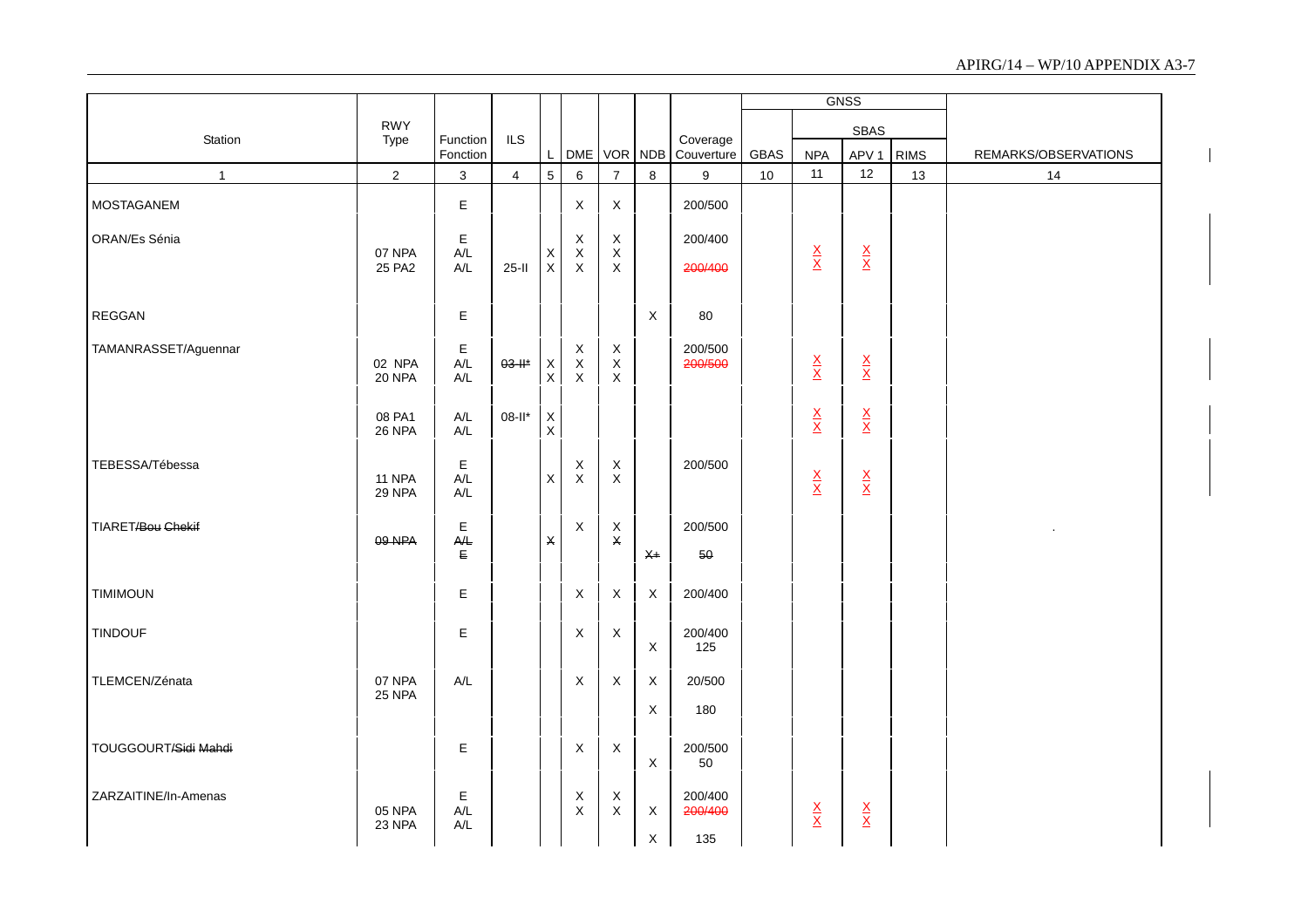| Station | RWY Type | Function Fonction | ILS | L | DME | VOR | NDB | Coverage Couverture | GNSS GBAS | GNSS SBAS NPA | GNSS SBAS APV 1 | GNSS RIMS | REMARKS/OBSERVATIONS |
|---|---|---|---|---|---|---|---|---|---|---|---|---|---|
| 1 | 2 | 3 | 4 | 5 | 6 | 7 | 8 | 9 | 10 | 11 | 12 | 13 | 14 |
| MOSTAGANEM | | E | | | X | X | | 200/500 | | | | | |
| ORAN/Es Sénia | | E | | | X | X | | 200/400 | | | | | |
| | 07 NPA | A/L | | X | X | X | | | | X | X | | |
| | 25 PA2 | A/L | 25-II | X | X | X | | ~~200/400~~ | | X | X | | |
| REGGAN | | E | | | | | X | 80 | | | | | |
| TAMANRASSET/Aguennar | | E | | | X | X | | 200/500 | | | | | |
| | 02 NPA | A/L | ~~03-II*~~ | X | X | X | | ~~200/500~~ | | X | X | | |
| | 20 NPA | A/L | | X | X | X | | | | X | X | | |
| | 08 PA1 | A/L | 08-II* | X | | | | | | X | X | | |
| | 26 NPA | A/L | | X | | | | | | X | X | | |
| TEBESSA/Tébessa | | E | | | X | X | | 200/500 | | | | | |
| | 11 NPA | A/L | | X | X | X | | | | X | X | | |
| | 29 NPA | A/L | | | | | | | | X | X | | |
| TIARET/~~Bou Chekif~~ | | E | | | X | X | | 200/500 | | | | | . |
| | ~~09 NPA~~ | ~~A/L~~ | | ~~X~~ | | ~~X~~ | | | | | | | |
| | | ~~E~~ | | | | | ~~X+~~ | ~~50~~ | | | | | |
| TIMIMOUN | | E | | | X | X | X | 200/400 | | | | | |
| TINDOUF | | E | | | X | X | | 200/400 | | | | | |
| | | | | | | | X | 125 | | | | | |
| TLEMCEN/Zénata | 07 NPA | A/L | | | X | X | X | 20/500 | | | | | |
| | 25 NPA | | | | | | X | 180 | | | | | |
| TOUGGOURT/~~Sidi Mahdi~~ | | E | | | X | X | | 200/500 | | | | | |
| | | | | | | | X | 50 | | | | | |
| ZARZAITINE/In-Amenas | | E | | | X | X | | 200/400 | | | | | |
| | 05 NPA | A/L | | | X | X | X | ~~200/400~~ | | X | X | | |
| | 23 NPA | A/L | | | | | X | 135 | | X | X | | |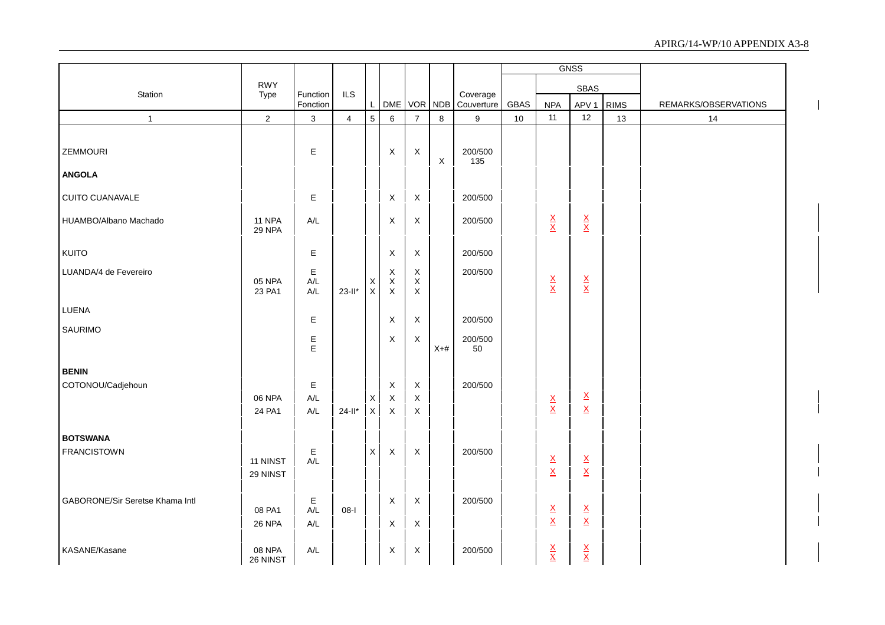| Station | RWY Type | Function Fonction | ILS | L | DME | VOR | NDB | Coverage Couverture | GBAS | GNSS SBAS NPA | APV 1 | RIMS | REMARKS/OBSERVATIONS |
|---|---|---|---|---|---|---|---|---|---|---|---|---|---|
| 1 | 2 | 3 | 4 | 5 | 6 | 7 | 8 | 9 | 10 | 11 | 12 | 13 | 14 |
| ZEMMOURI | | E | | | X | X | X | 200/500 135 | | | | | |
| **ANGOLA** | | | | | | | | | | | | | |
| CUITO CUANAVALE | | E | | | X | X | | 200/500 | | | | | |
| HUAMBO/Albano Machado | 11 NPA 29 NPA | A/L | | | X | X | | 200/500 | | X X | X X | | |
| KUITO | | E | | | X | X | | 200/500 | | | | | |
| LUANDA/4 de Fevereiro | | E | | | X | X | | 200/500 | | | | | |
| | 05 NPA | A/L | | X | X | X | | | | X | X | | |
| | 23 PA1 | A/L | 23-II* | X | X | X | | | | X | X | | |
| LUENA | | E | | | X | X | | 200/500 | | | | | |
| SAURIMO | | E E | | | X | X | X+# | 200/500 50 | | | | | |
| **BENIN** | | | | | | | | | | | | | |
| COTONOU/Cadjehoun | | E | | | X | X | | 200/500 | | | | | |
| | 06 NPA | A/L | | X | X | X | | | | X | X | | |
| | 24 PA1 | A/L | 24-II* | X | X | X | | | | X | X | | |
| **BOTSWANA** | | | | | | | | | | | | | |
| FRANCISTOWN | | E A/L | | X | X | X | | 200/500 | | | | | |
| | 11 NINST | | | | | | | | | X | X | | |
| | 29 NINST | | | | | | | | | X | X | | |
| GABORONE/Sir Seretse Khama Intl | | E | | | X | X | | 200/500 | | | | | |
| | 08 PA1 | A/L | 08-I | | | | | | | X | X | | |
| | 26 NPA | A/L | | | X | X | | | | X | X | | |
| KASANE/Kasane | 08 NPA 26 NINST | A/L | | | X | X | | 200/500 | | X X | X X | | |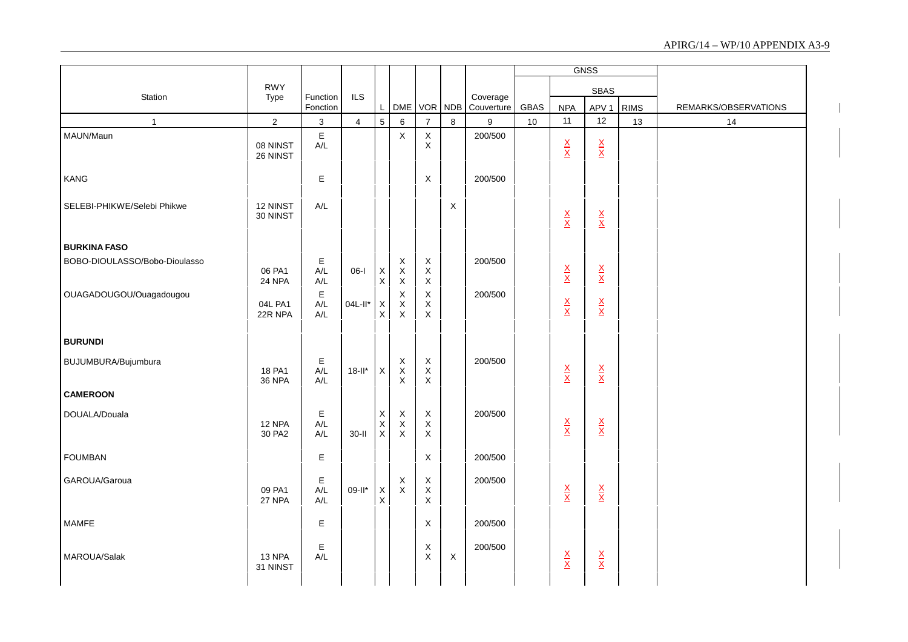| Station | RWY Type | Function Fonction | ILS | L | DME | VOR | NDB | Coverage Couverture | GNSS | | | | REMARKS/OBSERVATIONS |
|---|---|---|---|---|---|---|---|---|---|---|---|---|---|
| | | | | | | | | | GBAS | SBAS | | | |
| | | | | | | | | | | NPA | APV 1 | RIMS | |
| 1 | 2 | 3 | 4 | 5 | 6 | 7 | 8 | 9 | 10 | 11 | 12 | 13 | 14 |
| MAUN/Maun | | E | | | X | X | | 200/500 | | | | | |
| | 08 NINST | A/L | | | | X | | | | X | X | | |
| | 26 NINST | | | | | | | | | X | X | | |
| KANG | | E | | | | X | | 200/500 | | | | | |
| SELEBI-PHIKWE/Selebi Phikwe | 12 NINST | A/L | | | | | X | | | X | X | | |
| | 30 NINST | | | | | | | | | X | X | | |
| **BURKINA FASO** | | | | | | | | | | | | | |
| BOBO-DIOULASSO/Bobo-Dioulasso | | E | | | X | X | | 200/500 | | | | | |
| | 06 PA1 | A/L | 06-I | X | X | X | | | | X | X | | |
| | 24 NPA | A/L | | X | X | X | | | | X | X | | |
| OUAGADOUGOU/Ouagadougou | | E | | | X | X | | 200/500 | | | | | |
| | 04L PA1 | A/L | 04L-II* | X | X | X | | | | X | X | | |
| | 22R NPA | A/L | | X | X | X | | | | X | X | | |
| **BURUNDI** | | | | | | | | | | | | | |
| BUJUMBURA/Bujumbura | | E | | | X | X | | 200/500 | | | | | |
| | 18 PA1 | A/L | 18-II* | X | X | X | | | | X | X | | |
| | 36 NPA | A/L | | | X | X | | | | X | X | | |
| **CAMEROON** | | | | | | | | | | | | | |
| DOUALA/Douala | | E | | X | X | X | | 200/500 | | | | | |
| | 12 NPA | A/L | | X | X | X | | | | X | X | | |
| | 30 PA2 | A/L | 30-II | X | X | X | | | | X | X | | |
| FOUMBAN | | E | | | | X | | 200/500 | | | | | |
| GAROUA/Garoua | | E | | | X | X | | 200/500 | | | | | |
| | 09 PA1 | A/L | 09-II* | X | X | X | | | | X | X | | |
| | 27 NPA | A/L | | X | | X | | | | X | X | | |
| MAMFE | | E | | | | X | | 200/500 | | | | | |
| MAROUA/Salak | | E | | | | X | | 200/500 | | | | | |
| | 13 NPA | A/L | | | | X | X | | | X | X | | |
| | 31 NINST | | | | | | | | | X | X | | |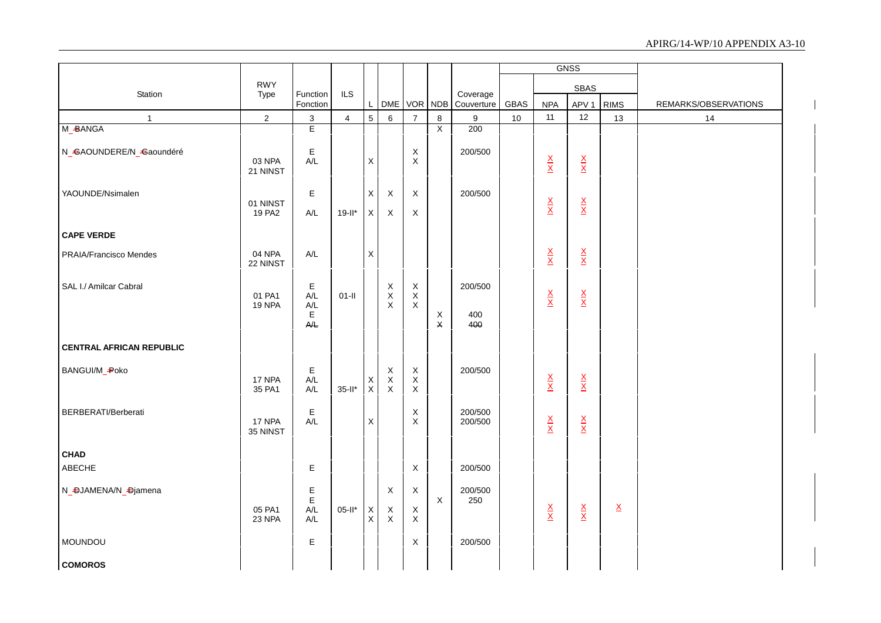| Station | RWY Type | Function Fonction | ILS | L | DME | VOR | NDB | Coverage Couverture | GBAS | GNSS SBAS NPA | APV 1 | RIMS | REMARKS/OBSERVATIONS |
|---|---|---|---|---|---|---|---|---|---|---|---|---|---|
| 1 | 2 | 3 | 4 | 5 | 6 | 7 | 8 | 9 | 10 | 11 | 12 | 13 | 14 |
| M_BANGA | | E | | | | | X | 200 | | | | | |
| N_GAOUNDERE/N_Gaoundéré | 03 NPA<br>21 NINST | E<br>A/L | | X | | X<br>X | | 200/500 | | X<br>X | X<br>X | | |
| YAOUNDE/Nsimalen | 01 NINST<br>19 PA2 | E<br>A/L | 19-II* | X<br>X | X<br>X | X<br>X | | 200/500 | | X<br>X | X<br>X | | |
| **CAPE VERDE** | | | | | | | | | | | | | |
| PRAIA/Francisco Mendes | 04 NPA<br>22 NINST | A/L | | X | | | | | | X<br>X | X<br>X | | |
| SAL I./ Amilcar Cabral | 01 PA1<br>19 NPA | E<br>A/L<br>A/L<br>E<br>~~A/L~~ | 01-II | | X<br>X<br>X | X<br>X<br>X | X<br>~~X~~ | 200/500<br>400<br>~~400~~ | | X<br>X | X<br>X | | |
| **CENTRAL AFRICAN REPUBLIC** | | | | | | | | | | | | | |
| BANGUI/M_Poko | 17 NPA<br>35 PA1 | E<br>A/L<br>A/L | 35-II* | X<br>X | X<br>X<br>X | X<br>X<br>X | | 200/500 | | X<br>X | X<br>X | | |
| BERBERATI/Berberati | 17 NPA<br>35 NINST | E<br>A/L | | X | | X<br>X | | 200/500<br>200/500 | | X<br>X | X<br>X | | |
| **CHAD** | | | | | | | | | | | | | |
| ABECHE | | E | | | | X | | 200/500 | | | | | |
| N_DJAMENA/N_Djamena | 05 PA1<br>23 NPA | E<br>E<br>A/L<br>A/L | 05-II* | X<br>X | X<br>X<br>X | X<br>X<br>X | X | 200/500<br>250 | | X<br>X | X<br>X | X | |
| MOUNDOU | | E | | | | X | | 200/500 | | | | | |
| **COMOROS** | | | | | | | | | | | | | |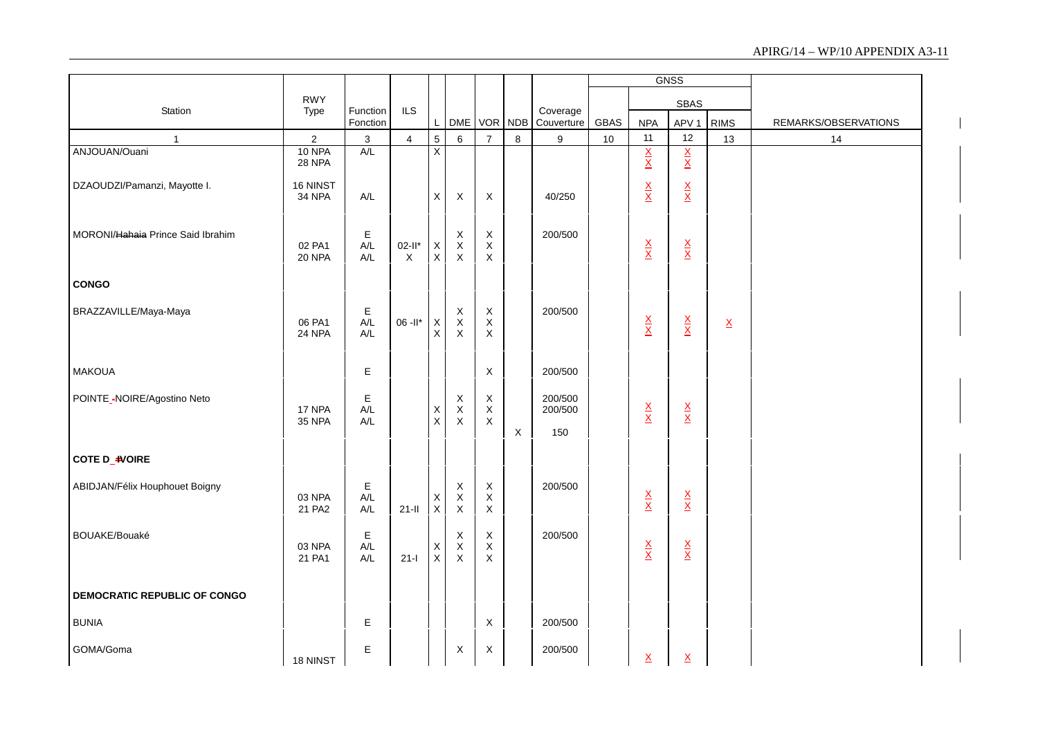| Station | RWY Type | Function Fonction | ILS | L | DME | VOR | NDB | Coverage Couverture | GNSS | | | | REMARKS/OBSERVATIONS |
|---|---|---|---|---|---|---|---|---|---|---|---|---|---|
| | | | | | | | | | GBAS | SBAS | | | |
| | | | | | | | | | | NPA | APV 1 | RIMS | |
| 1 | 2 | 3 | 4 | 5 | 6 | 7 | 8 | 9 | 10 | 11 | 12 | 13 | 14 |
| ANJOUAN/Ouani | 10 NPA<br>28 NPA | A/L | | X | | | | | | X<br>X | X<br>X | | |
| DZAOUDZI/Pamanzi, Mayotte I. | 16 NINST<br>34 NPA | A/L | | X | X | X | | 40/250 | | X<br>X | X<br>X | | |
| MORONI/~~Hahaia~~ Prince Said Ibrahim | <br>02 PA1<br>20 NPA | E<br>A/L<br>A/L | <br>02-II*<br>X | <br>X<br>X | X<br>X<br>X | X<br>X<br>X | | 200/500 | | X<br>X | X<br>X | | |
| **CONGO** | | | | | | | | | | | | | |
| BRAZZAVILLE/Maya-Maya | <br>06 PA1<br>24 NPA | E<br>A/L<br>A/L | <br>06 -II* | <br>X<br>X | X<br>X<br>X | X<br>X<br>X | | 200/500 | | X<br>X | X<br>X | X | |
| MAKOUA | | E | | | | X | | 200/500 | | | | | |
| POINTE_~~-~~NOIRE/Agostino Neto | <br>17 NPA<br>35 NPA | E<br>A/L<br>A/L | | <br>X<br>X | X<br>X<br>X | X<br>X<br>X | <br><br>X | 200/500<br>200/500<br>150 | | X<br>X | X<br>X | | |
| **COTE D_~~'~~IVOIRE** | | | | | | | | | | | | | |
| ABIDJAN/Félix Houphouet Boigny | <br>03 NPA<br>21 PA2 | E<br>A/L<br>A/L | <br><br>21-II | <br>X<br>X | X<br>X<br>X | X<br>X<br>X | | 200/500 | | X<br>X | X<br>X | | |
| BOUAKE/Bouaké | <br>03 NPA<br>21 PA1 | E<br>A/L<br>A/L | <br><br>21-I | <br>X<br>X | X<br>X<br>X | X<br>X<br>X | | 200/500 | | X<br>X | X<br>X | | |
| **DEMOCRATIC REPUBLIC OF CONGO** | | | | | | | | | | | | | |
| BUNIA | | E | | | | X | | 200/500 | | | | | |
| GOMA/Goma | 18 NINST | E | | | X | X | | 200/500 | | X | X | | |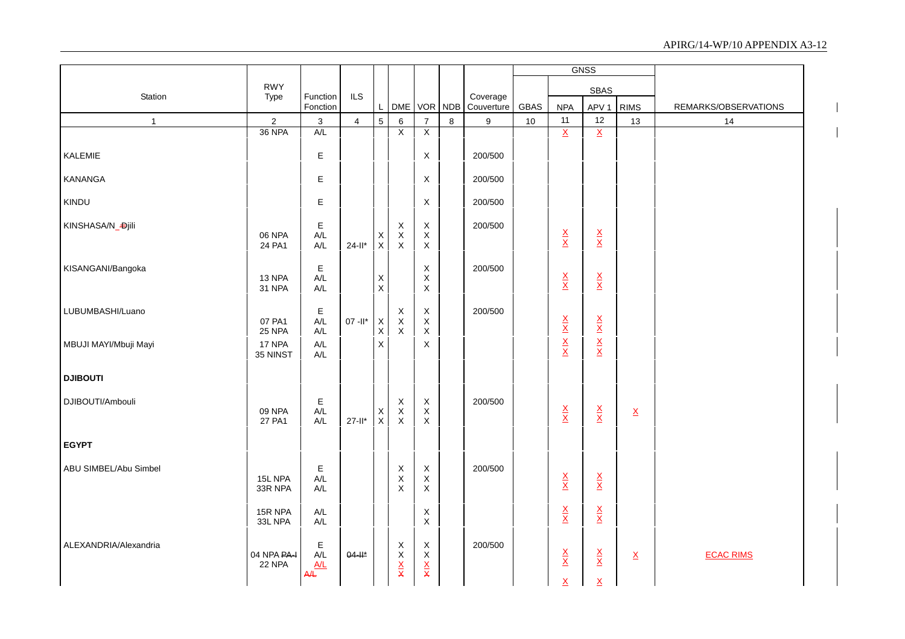| Station | RWY Type | Function Fonction | ILS | L | DME | VOR | NDB | Coverage Couverture | GBAS | GNSS SBAS NPA | APV 1 | RIMS | REMARKS/OBSERVATIONS |
|---|---|---|---|---|---|---|---|---|---|---|---|---|---|
| 1 | 2 | 3 | 4 | 5 | 6 | 7 | 8 | 9 | 10 | 11 | 12 | 13 | 14 |
| | 36 NPA | A/L | | | X | X | | | | X | X | | |
| KALEMIE | | E | | | | X | | 200/500 | | | | | |
| KANANGA | | E | | | | X | | 200/500 | | | | | |
| KINDU | | E | | | | X | | 200/500 | | | | | |
| KINSHASA/N_Djili | | E | | | X | X | | 200/500 | | | | | |
| | 06 NPA | A/L | | X | X | X | | | | X | X | | |
| | 24 PA1 | A/L | 24-II* | X | X | X | | | | X | X | | |
| KISANGANI/Bangoka | | E | | | | X | | 200/500 | | | | | |
| | 13 NPA | A/L | | X | | X | | | | X | X | | |
| | 31 NPA | A/L | | X | | X | | | | X | X | | |
| LUBUMBASHI/Luano | | E | | | X | X | | 200/500 | | | | | |
| | 07 PA1 | A/L | 07 -II* | X | X | X | | | | X | X | | |
| | 25 NPA | A/L | | X | X | X | | | | X | X | | |
| MBUJI MAYI/Mbuji Mayi | 17 NPA | A/L | | X | | X | | | | X | X | | |
| | 35 NINST | A/L | | | | | | | | X | X | | |
| **DJIBOUTI** | | | | | | | | | | | | | |
| DJIBOUTI/Ambouli | | E | | | X | X | | 200/500 | | | | | |
| | 09 NPA | A/L | | X | X | X | | | | X | X | X | |
| | 27 PA1 | A/L | 27-II* | X | X | X | | | | X | X | | |
| **EGYPT** | | | | | | | | | | | | | |
| ABU SIMBEL/Abu Simbel | | E | | | X | X | | 200/500 | | | | | |
| | 15L NPA | A/L | | | X | X | | | | X | X | | |
| | 33R NPA | A/L | | | X | X | | | | X | X | | |
| | 15R NPA | A/L | | | | X | | | | X | X | | |
| | 33L NPA | A/L | | | | X | | | | X | X | | |
| ALEXANDRIA/Alexandria | | E | | | X | X | | 200/500 | | | | | |
| | 04 NPA ~~PA-I~~ | A/L | ~~04-II*~~ | | X | X | | | | X | X | X | ECAC RIMS |
| | 22 NPA | A/L | | | X | X | | | | X | X | | |
| | | ~~A/L~~ | | | ~~X~~ | ~~X~~ | | | | X | X | | |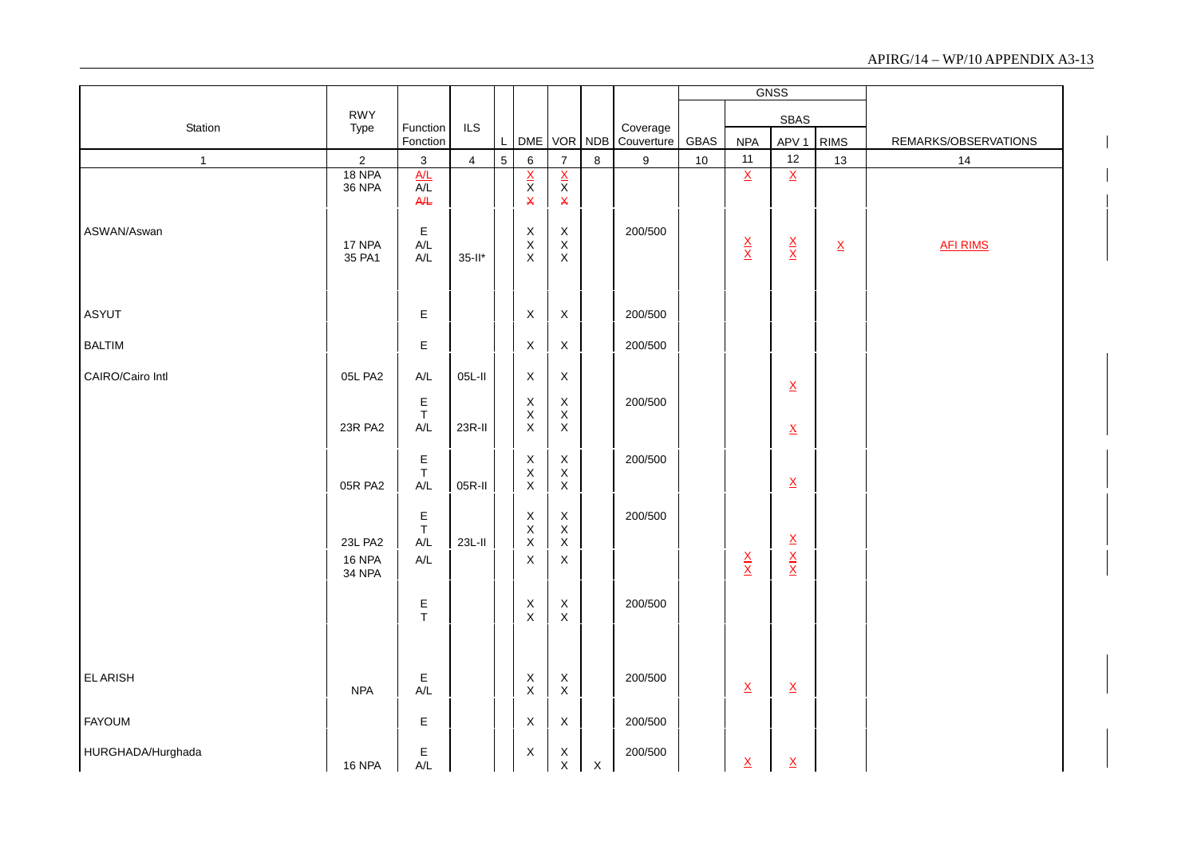| Station | RWY Type | Function Fonction | ILS | L | DME | VOR | NDB | Coverage Couverture | GNSS | | | | REMARKS/OBSERVATIONS |
|---|---|---|---|---|---|---|---|---|---|---|---|---|---|
| | | | | | | | | | GBAS | SBAS | | | |
| | | | | | | | | | | NPA | APV 1 | RIMS | |
| 1 | 2 | 3 | 4 | 5 | 6 | 7 | 8 | 9 | 10 | 11 | 12 | 13 | 14 |
| | 18 NPA | A/L | | | X | X | | | | X | X | | |
| | 36 NPA | A/L | | | X | X | | | | | | | |
| | | A/L | | | X | X | | | | | | | |
| ASWAN/Aswan | | E | | | X | X | | 200/500 | | | | | |
| | 17 NPA | A/L | | | X | X | | | | X | X | X | AFI RIMS |
| | 35 PA1 | A/L | 35-II* | | X | X | | | | X | X | | |
| ASYUT | | E | | | X | X | | 200/500 | | | | | |
| BALTIM | | E | | | X | X | | 200/500 | | | | | |
| CAIRO/Cairo Intl | 05L PA2 | A/L | 05L-II | | X | X | | | | | X | | |
| | | E | | | X | X | | 200/500 | | | | | |
| | | T | | | X | X | | | | | | | |
| | 23R PA2 | A/L | 23R-II | | X | X | | | | | X | | |
| | | E | | | X | X | | 200/500 | | | | | |
| | | T | | | X | X | | | | | | | |
| | 05R PA2 | A/L | 05R-II | | X | X | | | | | X | | |
| | | E | | | X | X | | 200/500 | | | | | |
| | | T | | | X | X | | | | | | | |
| | 23L PA2 | A/L | 23L-II | | X | X | | | | | X | | |
| | 16 NPA | A/L | | | X | X | | | | X | X | | |
| | 34 NPA | | | | | | | | | X | X | | |
| | | E | | | X | X | | 200/500 | | | | | |
| | | T | | | X | X | | | | | | | |
| EL ARISH | | E | | | X | X | | 200/500 | | | | | |
| | NPA | A/L | | | X | X | | | | X | X | | |
| FAYOUM | | E | | | X | X | | 200/500 | | | | | |
| HURGHADA/Hurghada | | E | | | X | X | | 200/500 | | | | | |
| | 16 NPA | A/L | | | | X | X | | | X | X | | |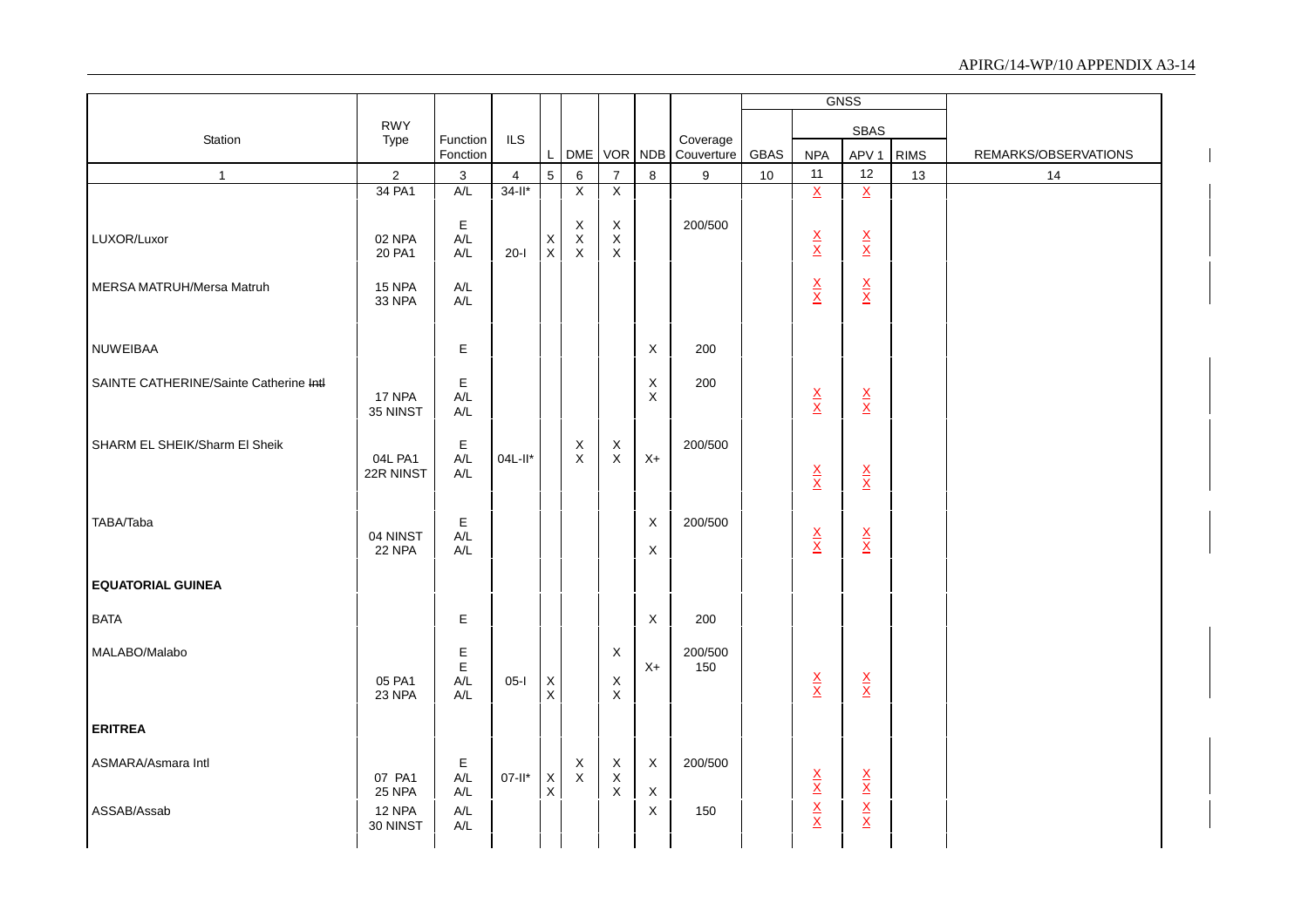| Station | RWY Type | Function Fonction | ILS | L | DME | VOR | NDB | Coverage Couverture | GBAS | GNSS NPA | SBAS APV 1 | RIMS | REMARKS/OBSERVATIONS |
|---|---|---|---|---|---|---|---|---|---|---|---|---|---|
| 1 | 2 | 3 | 4 | 5 | 6 | 7 | 8 | 9 | 10 | 11 | 12 | 13 | 14 |
| | 34 PA1 | A/L | 34-II* | | X | X | | | | X | X | | |
| LUXOR/Luxor | | E | | | X | X | | 200/500 | | | | | |
| | 02 NPA | A/L | | X | X | X | | | | X | X | | |
| | 20 PA1 | A/L | 20-I | X | X | X | | | | X | X | | |
| MERSA MATRUH/Mersa Matruh | 15 NPA | A/L | | | | | | | | X | X | | |
| | 33 NPA | A/L | | | | | | | | X | X | | |
| NUWEIBAA | | E | | | | | X | 200 | | | | | |
| SAINTE CATHERINE/Sainte Catherine ~~Intl~~ | | E | | | | | X | 200 | | | | | |
| | 17 NPA | A/L | | | | | X | | | X | X | | |
| | 35 NINST | A/L | | | | | | | | X | X | | |
| SHARM EL SHEIK/Sharm El Sheik | | E | | | X | X | | 200/500 | | | | | |
| | 04L PA1 | A/L | 04L-II* | | X | X | X+ | | | X | X | | |
| | 22R NINST | A/L | | | | | | | | X | X | | |
| TABA/Taba | | E | | | | | X | 200/500 | | | | | |
| | 04 NINST | A/L | | | | | | | | X | X | | |
| | 22 NPA | A/L | | | | | X | | | X | X | | |
| **EQUATORIAL GUINEA** | | | | | | | | | | | | | |
| BATA | | E | | | | | X | 200 | | | | | |
| MALABO/Malabo | | E | | | | X | | 200/500 | | | | | |
| | | E | | | | | X+ | 150 | | | | | |
| | 05 PA1 | A/L | 05-I | X | | X | | | | X | X | | |
| | 23 NPA | A/L | | X | | X | | | | X | X | | |
| **ERITREA** | | | | | | | | | | | | | |
| ASMARA/Asmara Intl | | E | | | X | X | X | 200/500 | | | | | |
| | 07 PA1 | A/L | 07-II* | X | X | X | | | | X | X | | |
| | 25 NPA | A/L | | X | | X | X | | | X | X | | |
| ASSAB/Assab | 12 NPA | A/L | | | | | X | 150 | | X | X | | |
| | 30 NINST | A/L | | | | | | | | X | X | | |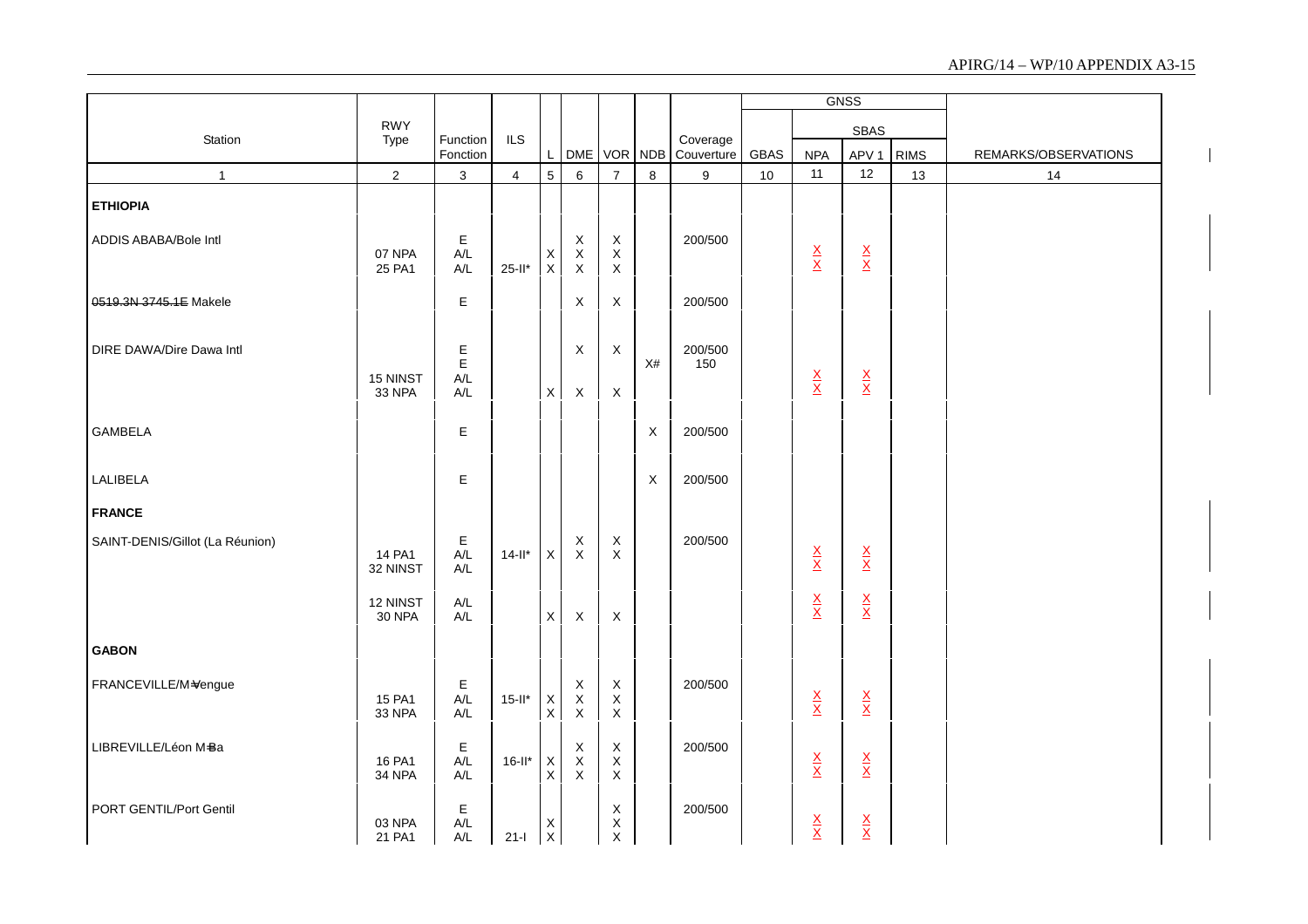| Station | RWY Type | Function Fonction | ILS | L | DME | VOR | NDB | Coverage Couverture | GNSS GBAS | GNSS SBAS NPA | GNSS SBAS APV 1 | GNSS RIMS | REMARKS/OBSERVATIONS |
|---|---|---|---|---|---|---|---|---|---|---|---|---|---|
| 1 | 2 | 3 | 4 | 5 | 6 | 7 | 8 | 9 | 10 | 11 | 12 | 13 | 14 |
| **ETHIOPIA** | | | | | | | | | | | | | |
| ADDIS ABABA/Bole Intl | | E | | | X | X | | 200/500 | | | | | |
| | 07 NPA | A/L | | X | X | X | | | | X | X | | |
| | 25 PA1 | A/L | 25-II* | X | X | X | | | | X | X | | |
| ~~0519.3N 3745.1E~~ Makele | | E | | | X | X | | 200/500 | | | | | |
| DIRE DAWA/Dire Dawa Intl | | E | | | X | X | | 200/500 | | | | | |
| | | E | | | | | X# | 150 | | | | | |
| | 15 NINST | A/L | | | | | | | | X | X | | |
| | 33 NPA | A/L | | X | X | X | | | | X | X | | |
| GAMBELA | | E | | | | | X | 200/500 | | | | | |
| LALIBELA | | E | | | | | X | 200/500 | | | | | |
| **FRANCE** | | | | | | | | | | | | | |
| SAINT-DENIS/Gillot (La Réunion) | | E | | | X | X | | 200/500 | | | | | |
| | 14 PA1 | A/L | 14-II* | X | X | X | | | | X | X | | |
| | 32 NINST | A/L | | | | | | | | X | X | | |
| | 12 NINST | A/L | | | | | | | | X | X | | |
| | 30 NPA | A/L | | X | X | X | | | | X | X | | |
| **GABON** | | | | | | | | | | | | | |
| FRANCEVILLE/M~~v~~engue | | E | | | X | X | | 200/500 | | | | | |
| | 15 PA1 | A/L | 15-II* | X | X | X | | | | X | X | | |
| | 33 NPA | A/L | | X | X | X | | | | X | X | | |
| LIBREVILLE/Léon M~~B~~a | | E | | | X | X | | 200/500 | | | | | |
| | 16 PA1 | A/L | 16-II* | X | X | X | | | | X | X | | |
| | 34 NPA | A/L | | X | X | X | | | | X | X | | |
| PORT GENTIL/Port Gentil | | E | | | | X | | 200/500 | | | | | |
| | 03 NPA | A/L | | X | | X | | | | X | X | | |
| | 21 PA1 | A/L | 21-I | X | | X | | | | X | X | | |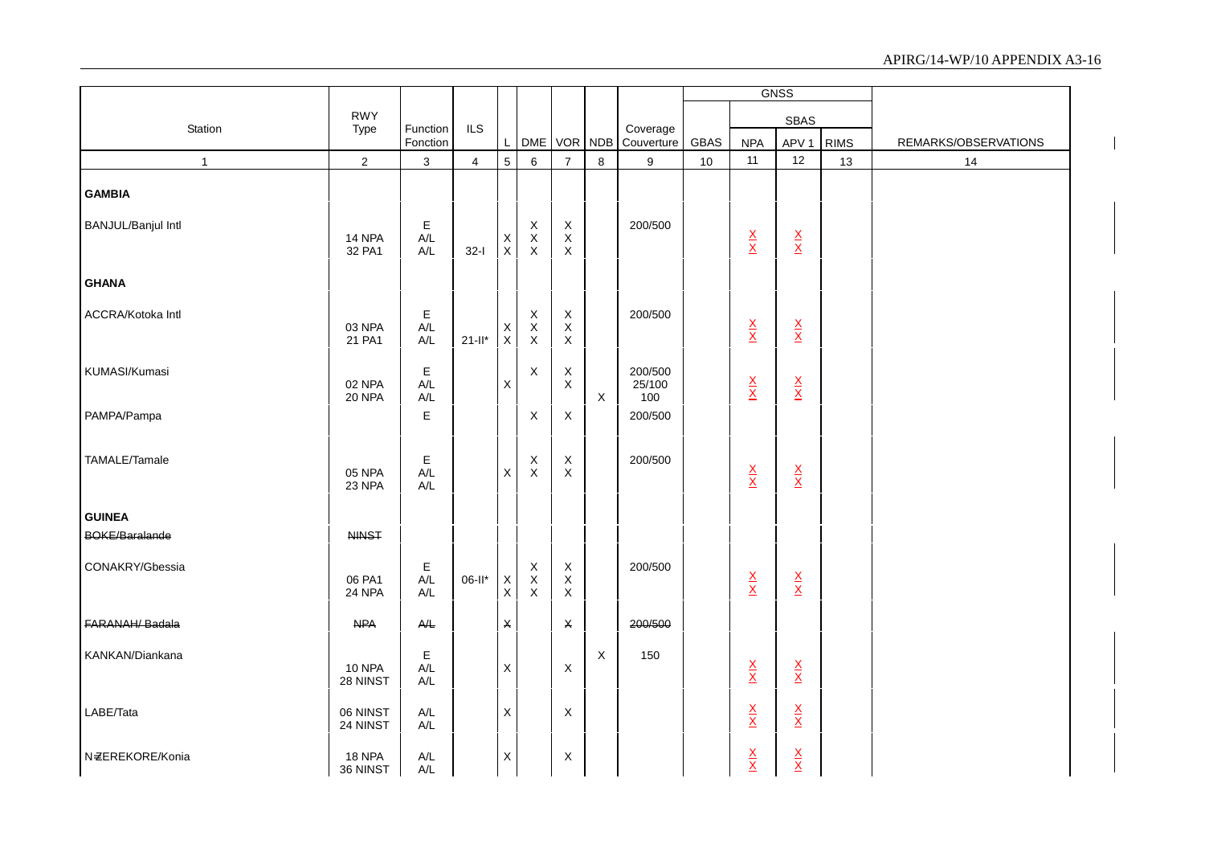| Station | RWY Type | Function Fonction | ILS | L | DME | VOR | NDB | Coverage Couverture | GNSS | | | | REMARKS/OBSERVATIONS |
|---|---|---|---|---|---|---|---|---|---|---|---|---|---|
| | | | | | | | | | GBAS | SBAS | | | |
| | | | | | | | | | | NPA | APV 1 | RIMS | |
| 1 | 2 | 3 | 4 | 5 | 6 | 7 | 8 | 9 | 10 | 11 | 12 | 13 | 14 |
| **GAMBIA** | | | | | | | | | | | | | |
| BANJUL/Banjul Intl | | E | | | X | X | | 200/500 | | | | | |
| | 14 NPA | A/L | | X | X | X | | | | X | X | | |
| | 32 PA1 | A/L | 32-I | X | X | X | | | | X | X | | |
| **GHANA** | | | | | | | | | | | | | |
| ACCRA/Kotoka Intl | | E | | | X | X | | 200/500 | | | | | |
| | 03 NPA | A/L | | X | X | X | | | | X | X | | |
| | 21 PA1 | A/L | 21-II* | X | X | X | | | | X | X | | |
| KUMASI/Kumasi | | E | | | X | X | | 200/500 | | | | | |
| | 02 NPA | A/L | | X | | X | | 25/100 | | X | X | | |
| | 20 NPA | A/L | | | | | X | 100 | | X | X | | |
| PAMPA/Pampa | | E | | | X | X | | 200/500 | | | | | |
| TAMALE/Tamale | | E | | | X | X | | 200/500 | | | | | |
| | 05 NPA | A/L | | X | X | X | | | | X | X | | |
| | 23 NPA | A/L | | | | | | | | X | X | | |
| **GUINEA** | | | | | | | | | | | | | |
| ~~BOKE/Baralande~~ | ~~NINST~~ | | | | | | | | | | | | |
| CONAKRY/Gbessia | | E | | | X | X | | 200/500 | | | | | |
| | 06 PA1 | A/L | 06-II* | X | X | X | | | | X | X | | |
| | 24 NPA | A/L | | X | X | X | | | | X | X | | |
| ~~FARANAH/ Badala~~ | ~~NPA~~ | ~~A/L~~ | | ~~X~~ | | ~~X~~ | | ~~200/500~~ | | | | | |
| KANKAN/Diankana | | E | | | | | X | 150 | | | | | |
| | 10 NPA | A/L | | X | | X | | | | X | X | | |
| | 28 NINST | A/L | | | | | | | | X | X | | |
| LABE/Tata | 06 NINST | A/L | | X | | X | | | | X | X | | |
| | 24 NINST | A/L | | | | | | | | X | X | | |
| N'ZEREKORE/Konia | 18 NPA | A/L | | X | | X | | | | X | X | | |
| | 36 NINST | A/L | | | | | | | | X | X | | |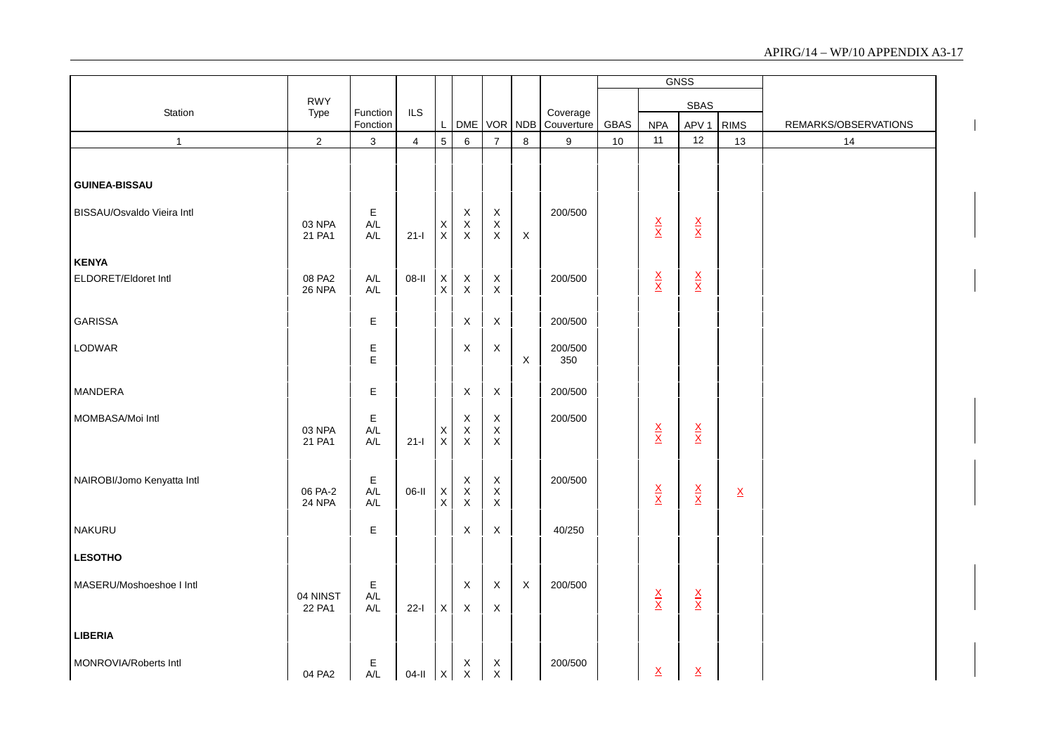| Station | RWY Type | Function Fonction | ILS | L | DME | VOR | NDB | Coverage Couverture | GBAS | GNSS NPA | SBAS APV 1 | RIMS | REMARKS/OBSERVATIONS |
|---|---|---|---|---|---|---|---|---|---|---|---|---|---|
| 1 | 2 | 3 | 4 | 5 | 6 | 7 | 8 | 9 | 10 | 11 | 12 | 13 | 14 |
| **GUINEA-BISSAU** | | | | | | | | | | | | | |
| BISSAU/Osvaldo Vieira Intl | | E | | | X | X | | 200/500 | | | | | |
| | 03 NPA | A/L | | X | X | X | | | | X | X | | |
| | 21 PA1 | A/L | 21-I | X | X | X | X | | | X | X | | |
| **KENYA** | | | | | | | | | | | | | |
| ELDORET/Eldoret Intl | 08 PA2 | A/L | 08-II | X | X | X | | 200/500 | | X | X | | |
| | 26 NPA | A/L | | X | X | X | | | | X | X | | |
| GARISSA | | E | | | X | X | | 200/500 | | | | | |
| LODWAR | | E | | | X | X | | 200/500 | | | | | |
| | | E | | | | | X | 350 | | | | | |
| MANDERA | | E | | | X | X | | 200/500 | | | | | |
| MOMBASA/Moi Intl | | E | | | X | X | | 200/500 | | | | | |
| | 03 NPA | A/L | | X | X | X | | | | X | X | | |
| | 21 PA1 | A/L | 21-I | X | X | X | | | | X | X | | |
| NAIROBI/Jomo Kenyatta Intl | | E | | | X | X | | 200/500 | | | | | |
| | 06 PA-2 | A/L | 06-II | X | X | X | | | | X | X | X | |
| | 24 NPA | A/L | | X | X | X | | | | X | X | | |
| NAKURU | | E | | | X | X | | 40/250 | | | | | |
| **LESOTHO** | | | | | | | | | | | | | |
| MASERU/Moshoeshoe I Intl | | E | | | X | X | X | 200/500 | | | | | |
| | 04 NINST | A/L | | | | | | | | X | X | | |
| | 22 PA1 | A/L | 22-I | X | X | X | | | | X | X | | |
| **LIBERIA** | | | | | | | | | | | | | |
| MONROVIA/Roberts Intl | | E | | | X | X | | 200/500 | | | | | |
| | 04 PA2 | A/L | 04-II | X | X | X | | | | X | X | | |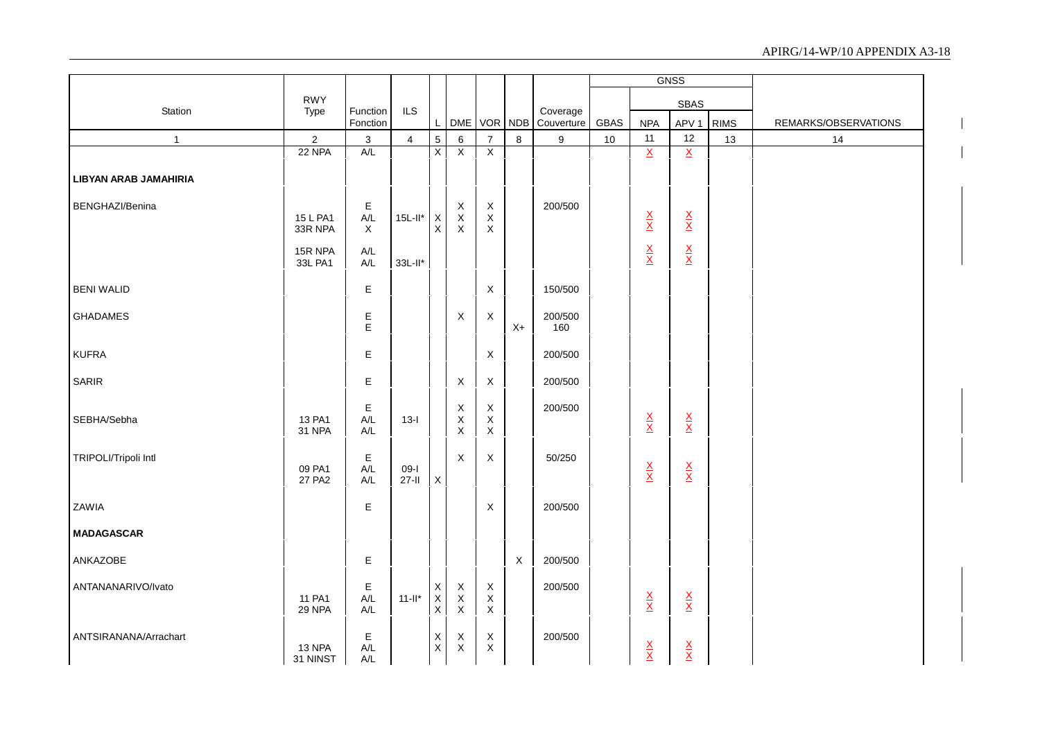| Station | RWY Type | Function Fonction | ILS | L | DME | VOR | NDB | Coverage Couverture | GNSS GBAS | GNSS SBAS NPA | GNSS SBAS APV 1 | GNSS SBAS RIMS | REMARKS/OBSERVATIONS |
|---|---|---|---|---|---|---|---|---|---|---|---|---|---|
| 1 | 2 | 3 | 4 | 5 | 6 | 7 | 8 | 9 | 10 | 11 | 12 | 13 | 14 |
| | 22 NPA | A/L | | X | X | X | | | | X | X | | |
| **LIBYAN ARAB JAMAHIRIA** | | | | | | | | | | | | | |
| BENGHAZI/Benina | | E | | | X | X | | 200/500 | | | | | |
| | 15 L PA1 | A/L | 15L-II* | X | X | X | | | | X | X | | |
| | 33R NPA | X | | X | X | X | | | | X | X | | |
| | 15R NPA | A/L | | | | | | | | X | X | | |
| | 33L PA1 | A/L | 33L-II* | | | | | | | X | X | | |
| BENI WALID | | E | | | | X | | 150/500 | | | | | |
| GHADAMES | | E | | | X | X | | 200/500 | | | | | |
| | | E | | | | | X+ | 160 | | | | | |
| KUFRA | | E | | | | X | | 200/500 | | | | | |
| SARIR | | E | | | X | X | | 200/500 | | | | | |
| SEBHA/Sebha | | E | | | X | X | | 200/500 | | | | | |
| | 13 PA1 | A/L | 13-I | | X | X | | | | X | X | | |
| | 31 NPA | A/L | | | X | X | | | | X | X | | |
| TRIPOLI/Tripoli Intl | | E | | | X | X | | 50/250 | | | | | |
| | 09 PA1 | A/L | 09-I | | | | | | | X | X | | |
| | 27 PA2 | A/L | 27-II | X | | | | | | X | X | | |
| ZAWIA | | E | | | | X | | 200/500 | | | | | |
| **MADAGASCAR** | | | | | | | | | | | | | |
| ANKAZOBE | | E | | | | | X | 200/500 | | | | | |
| ANTANANARIVO/Ivato | | E | | X | X | X | | 200/500 | | | | | |
| | 11 PA1 | A/L | 11-II* | X | X | X | | | | X | X | | |
| | 29 NPA | A/L | | X | X | X | | | | X | X | | |
| ANTSIRANANA/Arrachart | | E | | X | X | X | | 200/500 | | | | | |
| | 13 NPA | A/L | | X | X | X | | | | X | X | | |
| | 31 NINST | A/L | | | | | | | | X | X | | |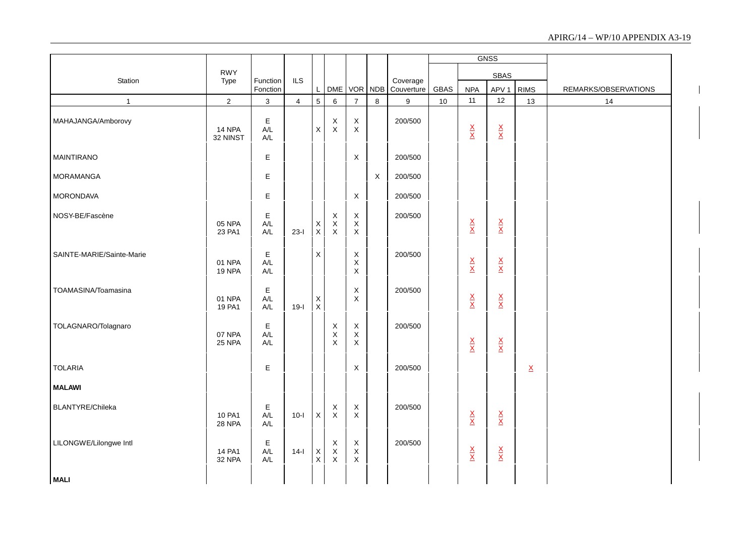| Station | RWY Type | Function Fonction | ILS | L | DME | VOR | NDB | Coverage Couverture | GBAS | GNSS SBAS NPA | APV 1 | RIMS | REMARKS/OBSERVATIONS |
|---|---|---|---|---|---|---|---|---|---|---|---|---|---|
| 1 | 2 | 3 | 4 | 5 | 6 | 7 | 8 | 9 | 10 | 11 | 12 | 13 | 14 |
| MAHAJANGA/Amborovy | | E | | | X | X | | 200/500 | | | | | |
| | 14 NPA | A/L | | X | X | X | | | | X | X | | |
| | 32 NINST | A/L | | | | | | | | X | X | | |
| MAINTIRANO | | E | | | | X | | 200/500 | | | | | |
| MORAMANGA | | E | | | | | X | 200/500 | | | | | |
| MORONDAVA | | E | | | | X | | 200/500 | | | | | |
| NOSY-BE/Fascène | | E | | | X | X | | 200/500 | | | | | |
| | 05 NPA | A/L | | X | X | X | | | | X | X | | |
| | 23 PA1 | A/L | 23-I | X | X | X | | | | X | X | | |
| SAINTE-MARIE/Sainte-Marie | | E | | X | | X | | 200/500 | | | | | |
| | 01 NPA | A/L | | | | X | | | | X | X | | |
| | 19 NPA | A/L | | | | X | | | | X | X | | |
| TOAMASINA/Toamasina | | E | | | | X | | 200/500 | | | | | |
| | 01 NPA | A/L | | X | | X | | | | X | X | | |
| | 19 PA1 | A/L | 19-I | X | | | | | | X | X | | |
| TOLAGNARO/Tolagnaro | | E | | | X | X | | 200/500 | | | | | |
| | 07 NPA | A/L | | | X | X | | | | X | X | | |
| | 25 NPA | A/L | | | X | X | | | | X | X | | |
| TOLARIA | | E | | | | X | | 200/500 | | | | X | |
| **MALAWI** | | | | | | | | | | | | | |
| BLANTYRE/Chileka | | E | | | X | X | | 200/500 | | | | | |
| | 10 PA1 | A/L | 10-I | X | X | X | | | | X | X | | |
| | 28 NPA | A/L | | | | | | | | X | X | | |
| LILONGWE/Lilongwe Intl | | E | | | X | X | | 200/500 | | | | | |
| | 14 PA1 | A/L | 14-I | X | X | X | | | | X | X | | |
| | 32 NPA | A/L | | X | X | X | | | | X | X | | |
| **MALI** | | | | | | | | | | | | | |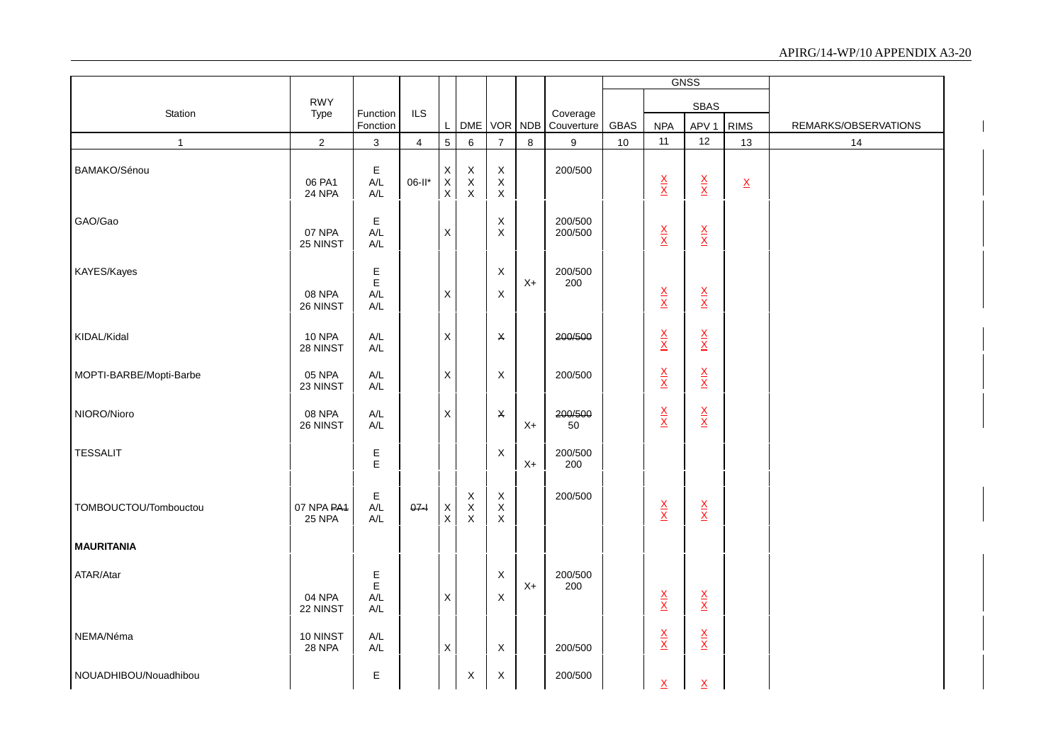| Station | RWY Type | Function Fonction | ILS | L | DME | VOR | NDB | Coverage Couverture | GNSS | | | | REMARKS/OBSERVATIONS |
|---|---|---|---|---|---|---|---|---|---|---|---|---|---|
| | | | | | | | | | GBAS | SBAS | | | |
| | | | | | | | | | | NPA | APV 1 | RIMS | |
| 1 | 2 | 3 | 4 | 5 | 6 | 7 | 8 | 9 | 10 | 11 | 12 | 13 | 14 |
| BAMAKO/Sénou | | E | | X | X | X | | 200/500 | | | | | |
| | 06 PA1 | A/L | 06-II* | X | X | X | | | | X | X | X | |
| | 24 NPA | A/L | | X | X | X | | | | X | X | | |
| GAO/Gao | | E | | | | X | | 200/500 | | | | | |
| | 07 NPA | A/L | | X | | X | | 200/500 | | X | X | | |
| | 25 NINST | A/L | | | | | | | | X | X | | |
| KAYES/Kayes | | E | | | | X | | 200/500 | | | | | |
| | | E | | | | | X+ | 200 | | | | | |
| | 08 NPA | A/L | | X | | X | | | | X | X | | |
| | 26 NINST | A/L | | | | | | | | X | X | | |
| KIDAL/Kidal | 10 NPA | A/L | | X | | ~~X~~ | | ~~200/500~~ | | X | X | | |
| | 28 NINST | A/L | | | | | | | | X | X | | |
| MOPTI-BARBE/Mopti-Barbe | 05 NPA | A/L | | X | | X | | 200/500 | | X | X | | |
| | 23 NINST | A/L | | | | | | | | X | X | | |
| NIORO/Nioro | 08 NPA | A/L | | X | | ~~X~~ | | ~~200/500~~ | | X | X | | |
| | 26 NINST | A/L | | | | | X+ | 50 | | X | X | | |
| TESSALIT | | E | | | | X | | 200/500 | | | | | |
| | | E | | | | | X+ | 200 | | | | | |
| TOMBOUCTOU/Tombouctou | | E | | | X | X | | 200/500 | | | | | |
| | 07 NPA ~~PA1~~ | A/L | ~~07-I~~ | X | X | X | | | | X | X | | |
| | 25 NPA | A/L | | X | X | X | | | | X | X | | |
| **MAURITANIA** | | | | | | | | | | | | | |
| ATAR/Atar | | E | | | | X | | 200/500 | | | | | |
| | | E | | | | | X+ | 200 | | | | | |
| | 04 NPA | A/L | | X | | X | | | | X | X | | |
| | 22 NINST | A/L | | | | | | | | X | X | | |
| NEMA/Néma | 10 NINST | A/L | | | | | | | | X | X | | |
| | 28 NPA | A/L | | X | | X | | 200/500 | | X | X | | |
| NOUADHIBOU/Nouadhibou | | E | | | X | X | | 200/500 | | X | X | | |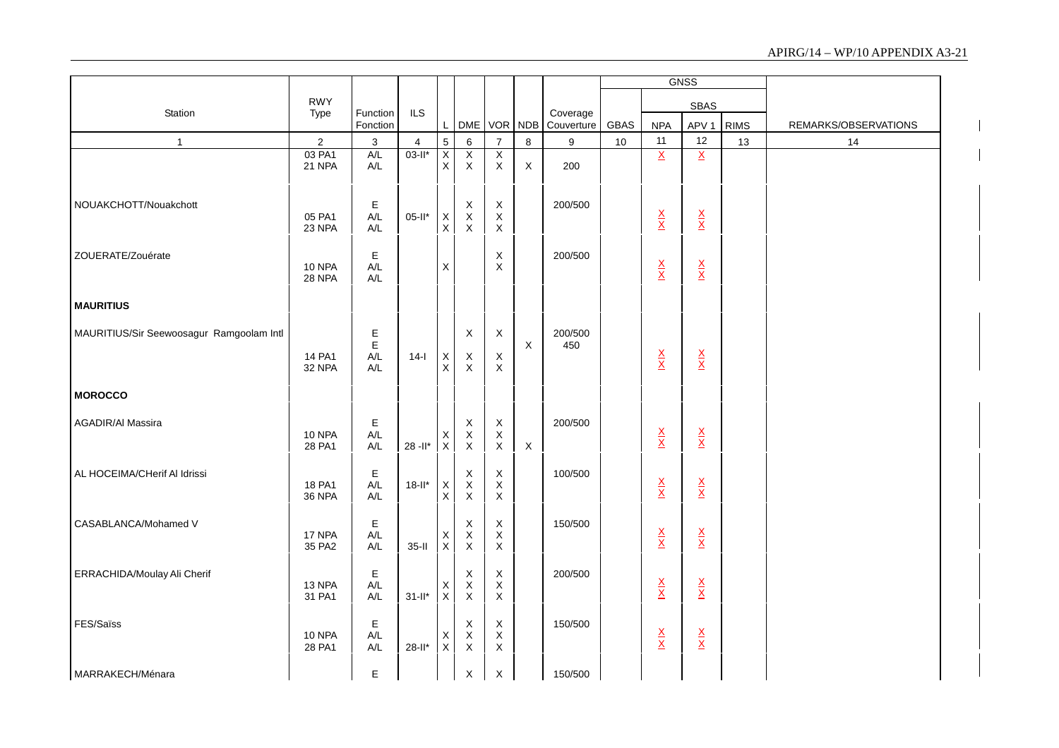| Station | RWY Type | Function Fonction | ILS | L | DME | VOR | NDB | Coverage Couverture | GBAS | GNSS SBAS NPA | GNSS SBAS APV 1 | RIMS | REMARKS/OBSERVATIONS |
|---|---|---|---|---|---|---|---|---|---|---|---|---|---|
| 1 | 2 | 3 | 4 | 5 | 6 | 7 | 8 | 9 | 10 | 11 | 12 | 13 | 14 |
| | 03 PA1 | A/L | 03-II* | X | X | X | | | | X | X | | |
| | 21 NPA | A/L | | X | X | X | X | 200 | | | | | |
| NOUAKCHOTT/Nouakchott | | E | | | X | X | | 200/500 | | | | | |
| | 05 PA1 | A/L | 05-II* | X | X | X | | | | X | X | | |
| | 23 NPA | A/L | | X | X | X | | | | X | X | | |
| ZOUERATE/Zouérate | | E | | | | X | | 200/500 | | | | | |
| | 10 NPA | A/L | | X | | X | | | | X | X | | |
| | 28 NPA | A/L | | | | | | | | X | X | | |
| **MAURITIUS** | | | | | | | | | | | | | |
| MAURITIUS/Sir Seewoosagur Ramgoolam Intl | | E | | | X | X | | 200/500 | | | | | |
| | | E | | | | | X | 450 | | | | | |
| | 14 PA1 | A/L | 14-I | X | X | X | | | | X | X | | |
| | 32 NPA | A/L | | X | X | X | | | | X | X | | |
| **MOROCCO** | | | | | | | | | | | | | |
| AGADIR/Al Massira | | E | | | X | X | | 200/500 | | | | | |
| | 10 NPA | A/L | | X | X | X | | | | X | X | | |
| | 28 PA1 | A/L | 28 -II* | X | X | X | X | | | X | X | | |
| AL HOCEIMA/CHerif Al Idrissi | | E | | | X | X | | 100/500 | | | | | |
| | 18 PA1 | A/L | 18-II* | X | X | X | | | | X | X | | |
| | 36 NPA | A/L | | X | X | X | | | | X | X | | |
| CASABLANCA/Mohamed V | | E | | | X | X | | 150/500 | | | | | |
| | 17 NPA | A/L | | X | X | X | | | | X | X | | |
| | 35 PA2 | A/L | 35-II | X | X | X | | | | X | X | | |
| ERRACHIDA/Moulay Ali Cherif | | E | | | X | X | | 200/500 | | | | | |
| | 13 NPA | A/L | | X | X | X | | | | X | X | | |
| | 31 PA1 | A/L | 31-II* | X | X | X | | | | X | X | | |
| FES/Saïss | | E | | | X | X | | 150/500 | | | | | |
| | 10 NPA | A/L | | X | X | X | | | | X | X | | |
| | 28 PA1 | A/L | 28-II* | X | X | X | | | | X | X | | |
| MARRAKECH/Ménara | | E | | | X | X | | 150/500 | | | | | |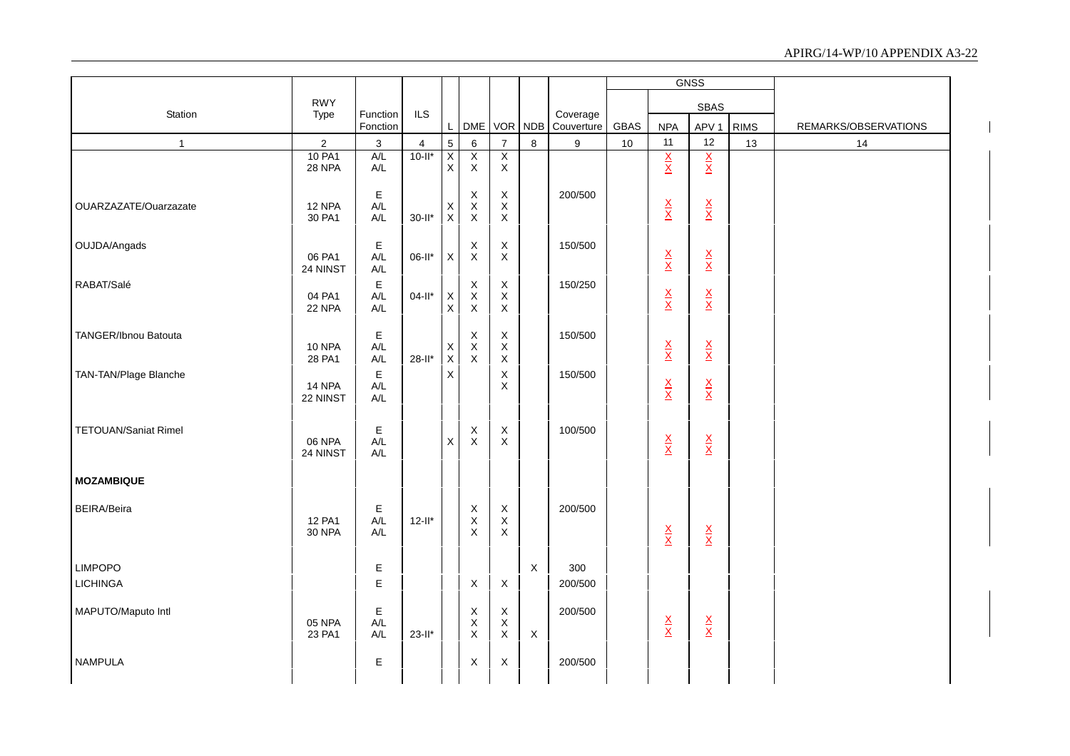| Station | RWY Type | Function Fonction | ILS | L | DME | VOR | NDB | Coverage Couverture | GBAS | GNSS SBAS NPA | GNSS SBAS APV 1 | RIMS | REMARKS/OBSERVATIONS |
|---|---|---|---|---|---|---|---|---|---|---|---|---|---|
| 1 | 2 | 3 | 4 | 5 | 6 | 7 | 8 | 9 | 10 | 11 | 12 | 13 | 14 |
| | 10 PA1 | A/L | 10-II* | X | X | X | | | | X | X | | |
| | 28 NPA | A/L | | X | X | X | | | | X | X | | |
| OUARZAZATE/Ouarzazate | | E | | | X | X | | 200/500 | | | | | |
| | 12 NPA | A/L | | X | X | X | | | | X | X | | |
| | 30 PA1 | A/L | 30-II* | X | X | X | | | | X | X | | |
| OUJDA/Angads | | E | | | X | X | | 150/500 | | | | | |
| | 06 PA1 | A/L | 06-II* | X | X | X | | | | X | X | | |
| | 24 NINST | A/L | | | | | | | | X | X | | |
| RABAT/Salé | | E | | | X | X | | 150/250 | | | | | |
| | 04 PA1 | A/L | 04-II* | X | X | X | | | | X | X | | |
| | 22 NPA | A/L | | X | X | X | | | | X | X | | |
| TANGER/Ibnou Batouta | | E | | | X | X | | 150/500 | | | | | |
| | 10 NPA | A/L | | X | X | X | | | | X | X | | |
| | 28 PA1 | A/L | 28-II* | X | X | X | | | | X | X | | |
| TAN-TAN/Plage Blanche | | E | | X | | X | | 150/500 | | | | | |
| | 14 NPA | A/L | | | | X | | | | X | X | | |
| | 22 NINST | A/L | | | | | | | | X | X | | |
| TETOUAN/Saniat Rimel | | E | | | X | X | | 100/500 | | | | | |
| | 06 NPA | A/L | | X | X | X | | | | X | X | | |
| | 24 NINST | A/L | | | | | | | | X | X | | |
| **MOZAMBIQUE** | | | | | | | | | | | | | |
| BEIRA/Beira | | E | | | X | X | | 200/500 | | | | | |
| | 12 PA1 | A/L | 12-II* | | X | X | | | | X | X | | |
| | 30 NPA | A/L | | | X | X | | | | X | X | | |
| LIMPOPO | | E | | | | | X | 300 | | | | | |
| LICHINGA | | E | | | X | X | | 200/500 | | | | | |
| MAPUTO/Maputo Intl | | E | | | X | X | | 200/500 | | | | | |
| | 05 NPA | A/L | | | X | X | | | | X | X | | |
| | 23 PA1 | A/L | 23-II* | | X | X | X | | | X | X | | |
| NAMPULA | | E | | | X | X | | 200/500 | | | | | |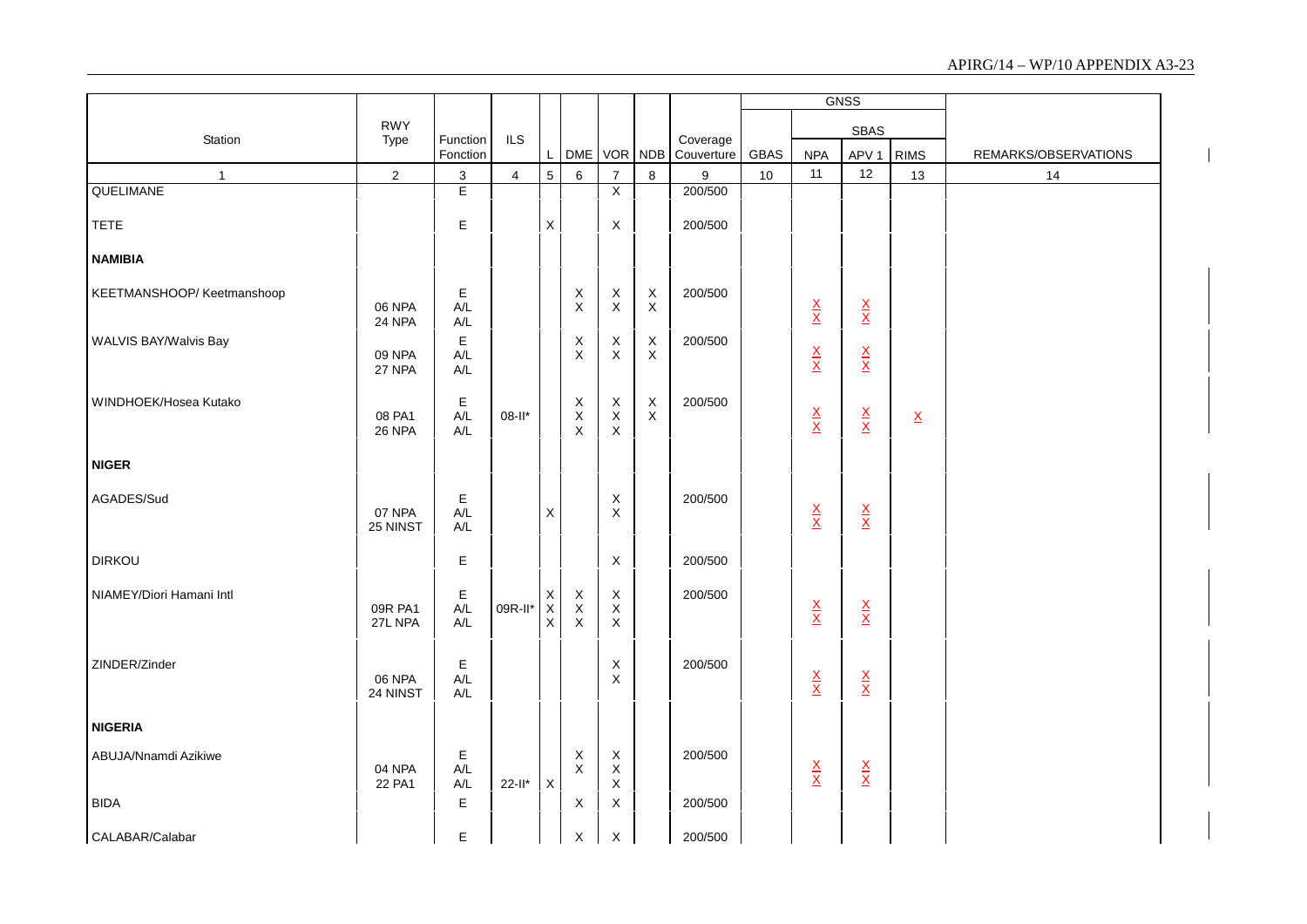| Station | RWY Type | Function Fonction | ILS | L | DME | VOR | NDB | Coverage Couverture | GNSS GBAS | SBAS NPA | SBAS APV 1 | RIMS | REMARKS/OBSERVATIONS |
|---|---|---|---|---|---|---|---|---|---|---|---|---|---|
| 1 | 2 | 3 | 4 | 5 | 6 | 7 | 8 | 9 | 10 | 11 | 12 | 13 | 14 |
| QUELIMANE | | E | | | | X | | 200/500 | | | | | |
| TETE | | E | | X | | X | | 200/500 | | | | | |
| **NAMIBIA** | | | | | | | | | | | | | |
| KEETMANSHOOP/ Keetmanshoop | | E | | | X | X | X | 200/500 | | | | | |
| | 06 NPA | A/L | | | X | X | X | | | X | X | | |
| | 24 NPA | A/L | | | | | | | | X | X | | |
| WALVIS BAY/Walvis Bay | | E | | | X | X | X | 200/500 | | | | | |
| | 09 NPA | A/L | | | X | X | X | | | X | X | | |
| | 27 NPA | A/L | | | | | | | | X | X | | |
| WINDHOEK/Hosea Kutako | | E | | | X | X | X | 200/500 | | | | | |
| | 08 PA1 | A/L | 08-II* | | X | X | X | | | X | X | X | |
| | 26 NPA | A/L | | | X | X | | | | X | X | | |
| **NIGER** | | | | | | | | | | | | | |
| AGADES/Sud | | E | | | | X | | 200/500 | | | | | |
| | 07 NPA | A/L | | X | | X | | | | X | X | | |
| | 25 NINST | A/L | | | | | | | | X | X | | |
| DIRKOU | | E | | | | X | | 200/500 | | | | | |
| NIAMEY/Diori Hamani Intl | | E | | X | X | X | | 200/500 | | | | | |
| | 09R PA1 | A/L | 09R-II* | X | X | X | | | | X | X | | |
| | 27L NPA | A/L | | X | X | X | | | | X | X | | |
| ZINDER/Zinder | | E | | | | X | | 200/500 | | | | | |
| | 06 NPA | A/L | | | | X | | | | X | X | | |
| | 24 NINST | A/L | | | | | | | | X | X | | |
| **NIGERIA** | | | | | | | | | | | | | |
| ABUJA/Nnamdi Azikiwe | | E | | | X | X | | 200/500 | | | | | |
| | 04 NPA | A/L | | | X | X | | | | X | X | | |
| | 22 PA1 | A/L | 22-II* | X | | X | | | | X | X | | |
| BIDA | | E | | | X | X | | 200/500 | | | | | |
| CALABAR/Calabar | | E | | | X | X | | 200/500 | | | | | |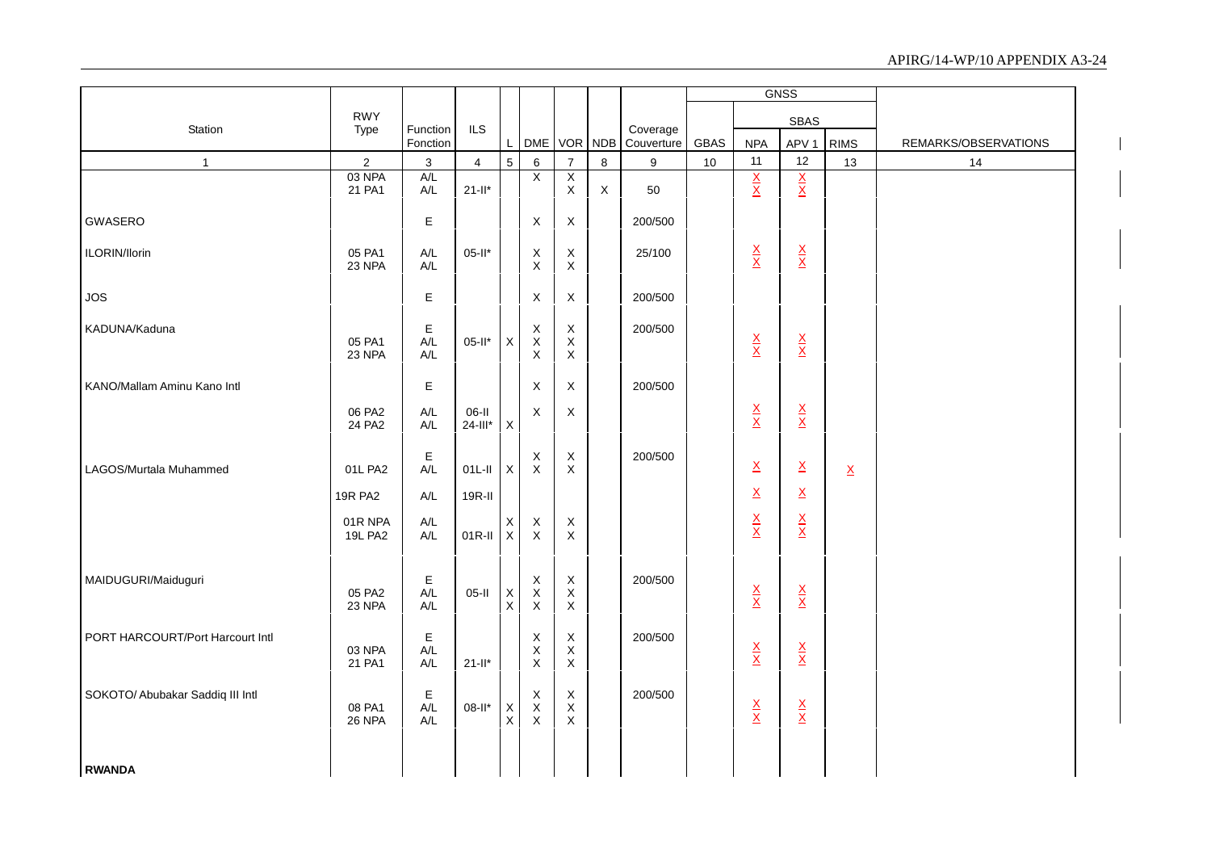| Station | RWY Type | Function Fonction | ILS | L | DME | VOR | NDB | Coverage Couverture | GBAS | GNSS SBAS NPA | GNSS SBAS APV 1 | RIMS | REMARKS/OBSERVATIONS |
|---|---|---|---|---|---|---|---|---|---|---|---|---|---|
| 1 | 2 | 3 | 4 | 5 | 6 | 7 | 8 | 9 | 10 | 11 | 12 | 13 | 14 |
| | 03 NPA | A/L | | | X | X | | | | X | X | | |
| | 21 PA1 | A/L | 21-II* | | | X | X | 50 | | X | X | | |
| GWASERO | | E | | | X | X | | 200/500 | | | | | |
| ILORIN/Ilorin | 05 PA1 | A/L | 05-II* | | X | X | | 25/100 | | X | X | | |
| | 23 NPA | A/L | | | X | X | | | | X | X | | |
| JOS | | E | | | X | X | | 200/500 | | | | | |
| KADUNA/Kaduna | | E | | | X | X | | 200/500 | | | | | |
| | 05 PA1 | A/L | 05-II* | X | X | X | | | | X | X | | |
| | 23 NPA | A/L | | | X | X | | | | X | X | | |
| KANO/Mallam Aminu Kano Intl | | E | | | X | X | | 200/500 | | | | | |
| | 06 PA2 | A/L | 06-II | | X | X | | | | X | X | | |
| | 24 PA2 | A/L | 24-III* | X | | | | | | X | X | | |
| LAGOS/Murtala Muhammed | | E | | | X | X | | 200/500 | | | | | |
| | 01L PA2 | A/L | 01L-II | X | X | X | | | | X | X | X | |
| | 19R PA2 | A/L | 19R-II | | | | | | | X | X | | |
| | 01R NPA | A/L | | X | X | X | | | | X | X | | |
| | 19L PA2 | A/L | 01R-II | X | X | X | | | | X | X | | |
| MAIDUGURI/Maiduguri | | E | | | X | X | | 200/500 | | | | | |
| | 05 PA2 | A/L | 05-II | X | X | X | | | | X | X | | |
| | 23 NPA | A/L | | X | X | X | | | | X | X | | |
| PORT HARCOURT/Port Harcourt Intl | | E | | | X | X | | 200/500 | | | | | |
| | 03 NPA | A/L | | | X | X | | | | X | X | | |
| | 21 PA1 | A/L | 21-II* | | X | X | | | | X | X | | |
| SOKOTO/ Abubakar Saddiq III Intl | | E | | | X | X | | 200/500 | | | | | |
| | 08 PA1 | A/L | 08-II* | X | X | X | | | | X | X | | |
| | 26 NPA | A/L | | X | X | X | | | | X | X | | |
| **RWANDA** | | | | | | | | | | | | | |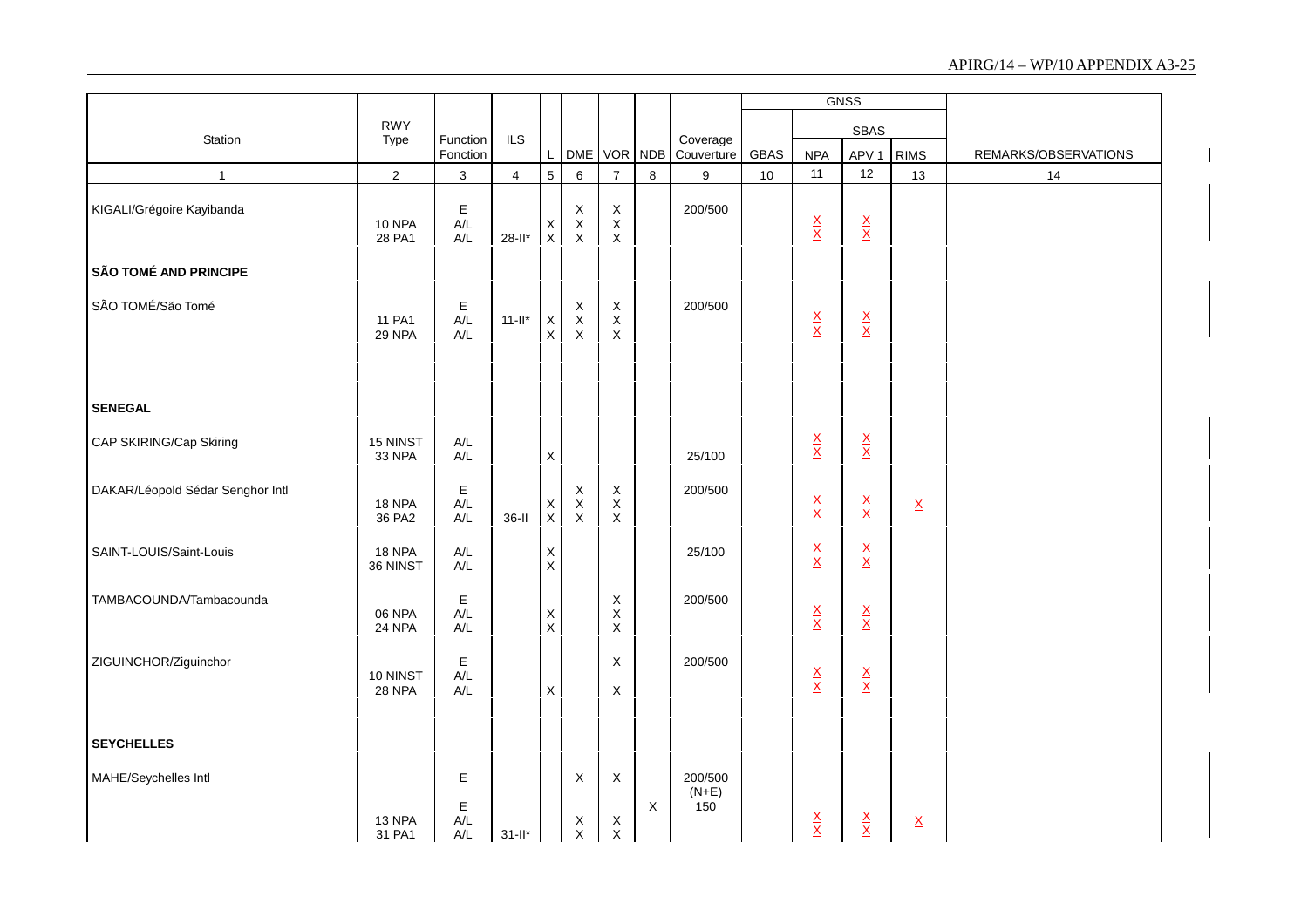| Station | RWY Type | Function Fonction | ILS | L | DME | VOR | NDB | Coverage Couverture | GBAS | GNSS SBAS NPA | GNSS SBAS APV 1 | RIMS | REMARKS/OBSERVATIONS |
|---|---|---|---|---|---|---|---|---|---|---|---|---|---|
| 1 | 2 | 3 | 4 | 5 | 6 | 7 | 8 | 9 | 10 | 11 | 12 | 13 | 14 |
| KIGALI/Grégoire Kayibanda | | E | | | X | X | | 200/500 | | | | | |
| | 10 NPA | A/L | | X | X | X | | | | X | X | | |
| | 28 PA1 | A/L | 28-II* | X | X | X | | | | X | X | | |
| **SÃO TOMÉ AND PRINCIPE** | | | | | | | | | | | | | |
| SÃO TOMÉ/São Tomé | | E | | | X | X | | 200/500 | | | | | |
| | 11 PA1 | A/L | 11-II* | X | X | X | | | | X | X | | |
| | 29 NPA | A/L | | X | X | X | | | | X | X | | |
| **SENEGAL** | | | | | | | | | | | | | |
| CAP SKIRING/Cap Skiring | 15 NINST | A/L | | | | | | | | X | X | | |
| | 33 NPA | A/L | | X | | | | 25/100 | | X | X | | |
| DAKAR/Léopold Sédar Senghor Intl | | E | | | X | X | | 200/500 | | | | | |
| | 18 NPA | A/L | | X | X | X | | | | X | X | X | |
| | 36 PA2 | A/L | 36-II | X | X | X | | | | X | X | | |
| SAINT-LOUIS/Saint-Louis | 18 NPA | A/L | | X | | | | 25/100 | | X | X | | |
| | 36 NINST | A/L | | X | | | | | | X | X | | |
| TAMBACOUNDA/Tambacounda | | E | | | | X | | 200/500 | | | | | |
| | 06 NPA | A/L | | X | | X | | | | X | X | | |
| | 24 NPA | A/L | | X | | X | | | | X | X | | |
| ZIGUINCHOR/Ziguinchor | | E | | | | X | | 200/500 | | | | | |
| | 10 NINST | A/L | | | | | | | | X | X | | |
| | 28 NPA | A/L | | X | | X | | | | X | X | | |
| **SEYCHELLES** | | | | | | | | | | | | | |
| MAHE/Seychelles Intl | | E | | | X | X | | 200/500 (N+E) | | | | | |
| | | E | | | | | X | 150 | | | | | |
| | 13 NPA | A/L | | | X | X | | | | X | X | X | |
| | 31 PA1 | A/L | 31-II* | | X | X | | | | X | X | | |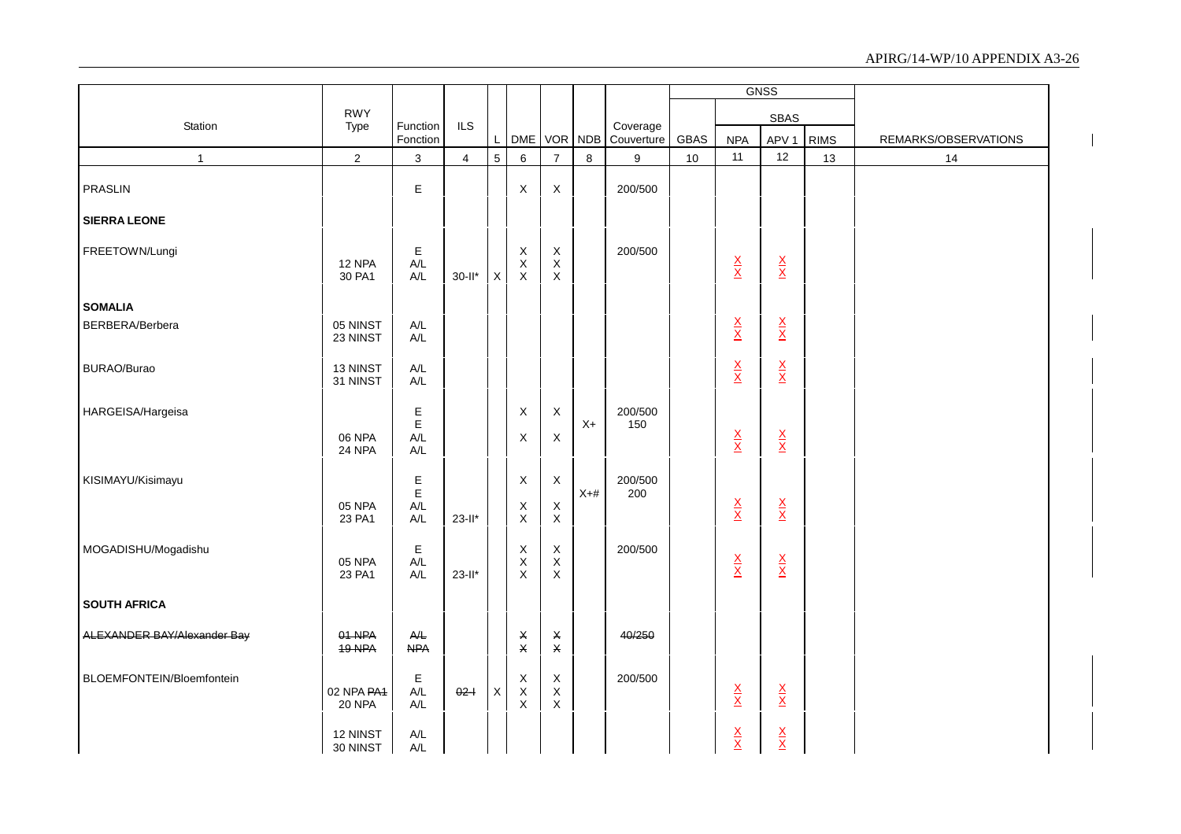| Station | RWY Type | Function Fonction | ILS | L | DME | VOR | NDB | Coverage Couverture | GNSS GBAS | GNSS SBAS NPA | GNSS SBAS APV 1 | GNSS SBAS RIMS | REMARKS/OBSERVATIONS |
|---|---|---|---|---|---|---|---|---|---|---|---|---|---|
| 1 | 2 | 3 | 4 | 5 | 6 | 7 | 8 | 9 | 10 | 11 | 12 | 13 | 14 |
| PRASLIN | | E | | | X | X | | 200/500 | | | | | |
| **SIERRA LEONE** | | | | | | | | | | | | | |
| FREETOWN/Lungi | | E | | | X | X | | 200/500 | | | | | |
| | 12 NPA | A/L | | | X | X | | | | X | X | | |
| | 30 PA1 | A/L | 30-II* | X | X | X | | | | X | X | | |
| **SOMALIA** | | | | | | | | | | | | | |
| BERBERA/Berbera | 05 NINST | A/L | | | | | | | | X | X | | |
| | 23 NINST | A/L | | | | | | | | X | X | | |
| BURAO/Burao | 13 NINST | A/L | | | | | | | | X | X | | |
| | 31 NINST | A/L | | | | | | | | X | X | | |
| HARGEISA/Hargeisa | | E | | | X | X | | 200/500 | | | | | |
| | | E | | | | | X+ | 150 | | | | | |
| | 06 NPA | A/L | | | X | X | | | | X | X | | |
| | 24 NPA | A/L | | | | | | | | X | X | | |
| KISIMAYU/Kisimayu | | E | | | X | X | | 200/500 | | | | | |
| | | E | | | | | X+# | 200 | | | | | |
| | 05 NPA | A/L | | | X | X | | | | X | X | | |
| | 23 PA1 | A/L | 23-II* | | X | X | | | | X | X | | |
| MOGADISHU/Mogadishu | | E | | | X | X | | 200/500 | | | | | |
| | 05 NPA | A/L | | | X | X | | | | X | X | | |
| | 23 PA1 | A/L | 23-II* | | X | X | | | | X | X | | |
| **SOUTH AFRICA** | | | | | | | | | | | | | |
| ~~ALEXANDER BAY/Alexander Bay~~ | ~~01 NPA~~ | ~~A/L~~ | | | ~~X~~ | ~~X~~ | | ~~40/250~~ | | | | | |
| | ~~19 NPA~~ | ~~NPA~~ | | | ~~X~~ | ~~X~~ | | | | | | | |
| BLOEMFONTEIN/Bloemfontein | | E | | | X | X | | 200/500 | | | | | |
| | 02 NPA ~~PA1~~ | A/L | ~~02-I~~ | X | X | X | | | | X | X | | |
| | 20 NPA | A/L | | | X | X | | | | X | X | | |
| | 12 NINST | A/L | | | | | | | | X | X | | |
| | 30 NINST | A/L | | | | | | | | X | X | | |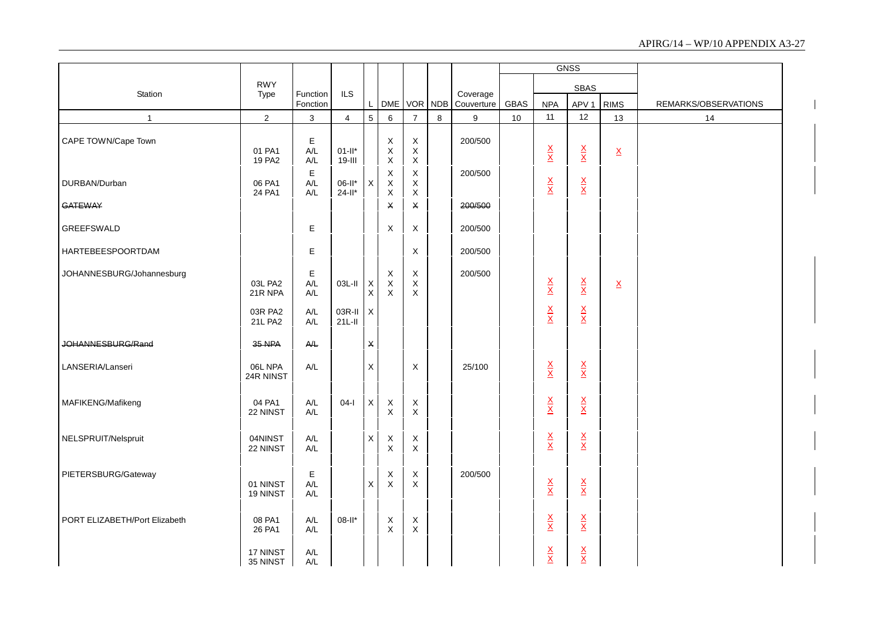| Station | RWY Type | Function Fonction | ILS | L | DME | VOR | NDB | Coverage Couverture | GNSS GBAS | GNSS SBAS NPA | GNSS SBAS APV 1 | GNSS SBAS RIMS | REMARKS/OBSERVATIONS |
|---|---|---|---|---|---|---|---|---|---|---|---|---|---|
| 1 | 2 | 3 | 4 | 5 | 6 | 7 | 8 | 9 | 10 | 11 | 12 | 13 | 14 |
| CAPE TOWN/Cape Town | | E | | | X | X | | 200/500 | | | | | |
| | 01 PA1 | A/L | 01-II* | | X | X | | | | X | X | X | |
| | 19 PA2 | A/L | 19-III | | X | X | | | | X | X | | |
| DURBAN/Durban | | E | | | X | X | | 200/500 | | | | | |
| | 06 PA1 | A/L | 06-II* | X | X | X | | | | X | X | | |
| | 24 PA1 | A/L | 24-II* | | X | X | | | | X | X | | |
| ~~GATEWAY~~ | | | | | ~~X~~ | ~~X~~ | | ~~200/500~~ | | | | | |
| GREEFSWALD | | E | | | X | X | | 200/500 | | | | | |
| HARTEBEESPOORTDAM | | E | | | | X | | 200/500 | | | | | |
| JOHANNESBURG/Johannesburg | | E | | | X | X | | 200/500 | | | | | |
| | 03L PA2 | A/L | 03L-II | X | X | X | | | | X | X | X | |
| | 21R NPA | A/L | | X | X | X | | | | X | X | | |
| | 03R PA2 | A/L | 03R-II | X | | | | | | X | X | | |
| | 21L PA2 | A/L | 21L-II | | | | | | | X | X | | |
| ~~JOHANNESBURG/Rand~~ | ~~35 NPA~~ | ~~A/L~~ | | ~~X~~ | | | | | | | | | |
| LANSERIA/Lanseri | 06L NPA | A/L | | X | | X | | 25/100 | | X | X | | |
| | 24R NINST | | | | | | | | | X | X | | |
| MAFIKENG/Mafikeng | 04 PA1 | A/L | 04-I | X | X | X | | | | X | X | | |
| | 22 NINST | A/L | | | X | X | | | | X | X | | |
| NELSPRUIT/Nelspruit | 04NINST | A/L | | X | X | X | | | | X | X | | |
| | 22 NINST | A/L | | | X | X | | | | X | X | | |
| PIETERSBURG/Gateway | | E | | | X | X | | 200/500 | | | | | |
| | 01 NINST | A/L | | X | X | X | | | | X | X | | |
| | 19 NINST | A/L | | | | | | | | X | X | | |
| PORT ELIZABETH/Port Elizabeth | 08 PA1 | A/L | 08-II* | | X | X | | | | X | X | | |
| | 26 PA1 | A/L | | | X | X | | | | X | X | | |
| | 17 NINST | A/L | | | | | | | | X | X | | |
| | 35 NINST | A/L | | | | | | | | X | X | | |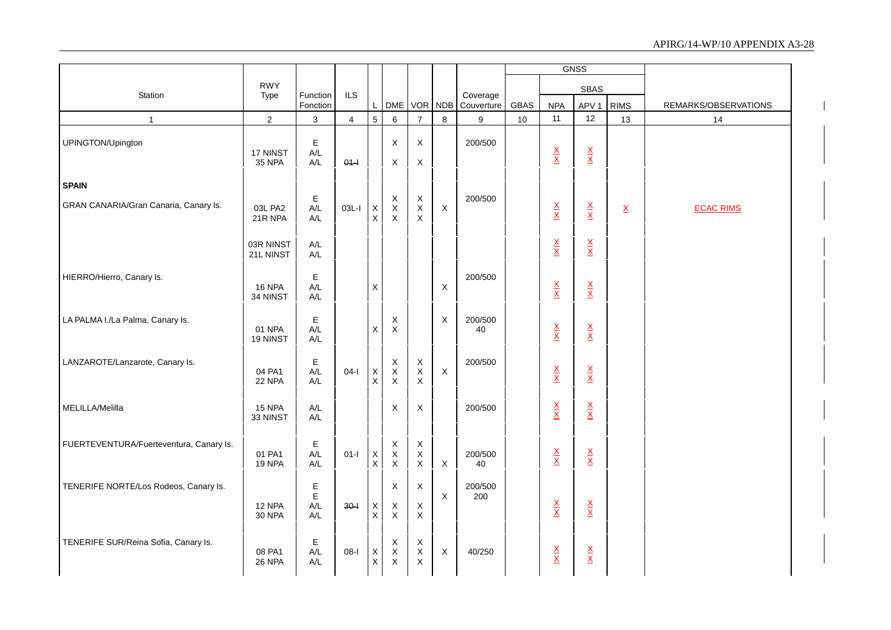| Station | RWY Type | Function Fonction | ILS | L | DME | VOR | NDB | Coverage Couverture | GBAS | GNSS SBAS NPA | APV 1 | RIMS | REMARKS/OBSERVATIONS |
|---|---|---|---|---|---|---|---|---|---|---|---|---|---|
| 1 | 2 | 3 | 4 | 5 | 6 | 7 | 8 | 9 | 10 | 11 | 12 | 13 | 14 |
| UPINGTON/Upington | | E | | | X | X | | 200/500 | | | | | |
| | 17 NINST | A/L | | | | | | | | X | X | | |
| | 35 NPA | A/L | ~~01-I~~ | | X | X | | | | X | X | | |
| **SPAIN** | | | | | | | | | | | | | |
| GRAN CANARIA/Gran Canaria, Canary Is. | | E | | | X | X | | 200/500 | | | | | |
| | 03L PA2 | A/L | 03L-I | X | X | X | X | | | X | X | X | ECAC RIMS |
| | 21R NPA | A/L | | X | X | X | | | | X | X | | |
| | 03R NINST | A/L | | | | | | | | X | X | | |
| | 21L NINST | A/L | | | | | | | | X | X | | |
| HIERRO/Hierro, Canary Is. | | E | | | | | | 200/500 | | | | | |
| | 16 NPA | A/L | | X | | | X | | | X | X | | |
| | 34 NINST | A/L | | | | | | | | X | X | | |
| LA PALMA I./La Palma, Canary Is. | | E | | | X | | X | 200/500 | | | | | |
| | 01 NPA | A/L | | X | X | | | 40 | | X | X | | |
| | 19 NINST | A/L | | | | | | | | X | X | | |
| LANZAROTE/Lanzarote, Canary Is. | | E | | | X | X | | 200/500 | | | | | |
| | 04 PA1 | A/L | 04-I | X | X | X | X | | | X | X | | |
| | 22 NPA | A/L | | X | X | X | | | | X | X | | |
| MELILLA/Melilla | 15 NPA | A/L | | | X | X | | 200/500 | | X | X | | |
| | 33 NINST | A/L | | | | | | | | X | X | | |
| FUERTEVENTURA/Fuerteventura, Canary Is. | | E | | | X | X | | | | | | | |
| | 01 PA1 | A/L | 01-I | X | X | X | | 200/500 | | X | X | | |
| | 19 NPA | A/L | | X | X | X | X | 40 | | X | X | | |
| TENERIFE NORTE/Los Rodeos, Canary Is. | | E | | | X | X | | 200/500 | | | | | |
| | | E | | | | | X | 200 | | | | | |
| | 12 NPA | A/L | ~~30-I~~ | X | X | X | | | | X | X | | |
| | 30 NPA | A/L | | X | X | X | | | | X | X | | |
| TENERIFE SUR/Reina Sofia, Canary Is. | | E | | | X | X | | | | | | | |
| | 08 PA1 | A/L | 08-I | X | X | X | X | 40/250 | | X | X | | |
| | 26 NPA | A/L | | X | X | X | | | | X | X | | |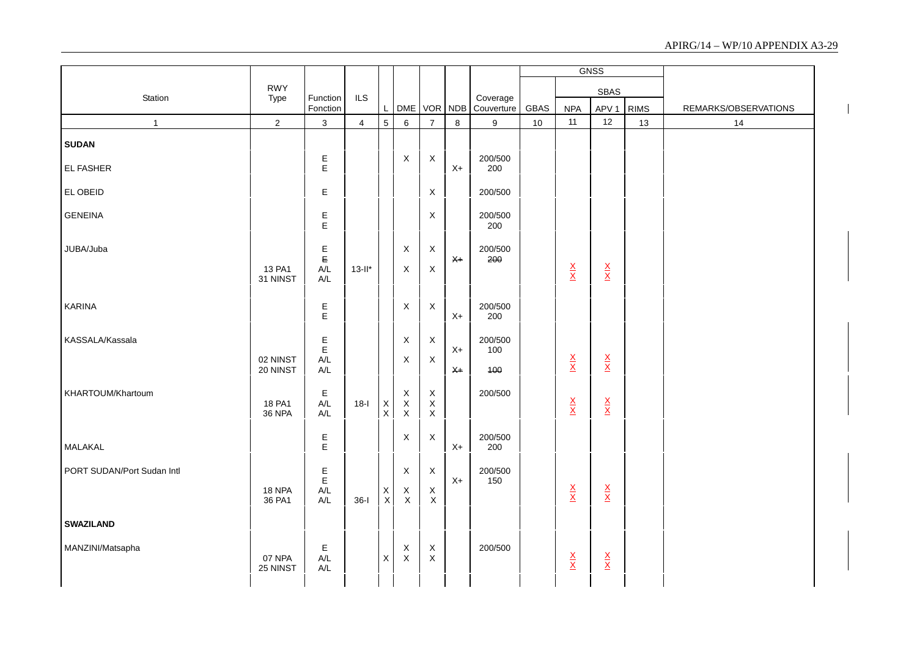| Station | RWY Type | Function Fonction | ILS | L | DME | VOR | NDB | Coverage Couverture | GNSS GBAS | GNSS SBAS NPA | GNSS SBAS APV 1 | GNSS SBAS RIMS | REMARKS/OBSERVATIONS |
|---|---|---|---|---|---|---|---|---|---|---|---|---|---|
| 1 | 2 | 3 | 4 | 5 | 6 | 7 | 8 | 9 | 10 | 11 | 12 | 13 | 14 |
| **SUDAN** | | | | | | | | | | | | | |
| EL FASHER | | E | | | X | X | | 200/500 | | | | | |
| | | E | | | | | X+ | 200 | | | | | |
| EL OBEID | | E | | | | X | | 200/500 | | | | | |
| GENEINA | | E | | | | X | | 200/500 | | | | | |
| | | E | | | | | | 200 | | | | | |
| JUBA/Juba | | E | | | X | X | | 200/500 | | | | | |
| | | ~~E~~ | | | | | ~~X+~~ | ~~200~~ | | | | | |
| | 13 PA1 | A/L | 13-II* | | X | X | | | | X | X | | |
| | 31 NINST | A/L | | | | | | | | X | X | | |
| KARINA | | E | | | X | X | | 200/500 | | | | | |
| | | E | | | | | X+ | 200 | | | | | |
| KASSALA/Kassala | | E | | | X | X | | 200/500 | | | | | |
| | | E | | | | | X+ | 100 | | | | | |
| | 02 NINST | A/L | | | X | X | | | | X | X | | |
| | 20 NINST | A/L | | | | | ~~X+~~ | ~~100~~ | | X | X | | |
| KHARTOUM/Khartoum | | E | | | X | X | | 200/500 | | | | | |
| | 18 PA1 | A/L | 18-I | X | X | X | | | | X | X | | |
| | 36 NPA | A/L | | X | X | X | | | | X | X | | |
| MALAKAL | | E | | | X | X | | 200/500 | | | | | |
| | | E | | | | | X+ | 200 | | | | | |
| PORT SUDAN/Port Sudan Intl | | E | | | X | X | | 200/500 | | | | | |
| | | E | | | | | X+ | 150 | | | | | |
| | 18 NPA | A/L | | X | X | X | | | | X | X | | |
| | 36 PA1 | A/L | 36-I | X | X | X | | | | X | X | | |
| **SWAZILAND** | | | | | | | | | | | | | |
| MANZINI/Matsapha | | E | | | X | X | | 200/500 | | | | | |
| | 07 NPA | A/L | | X | X | X | | | | X | X | | |
| | 25 NINST | A/L | | | | | | | | X | X | | |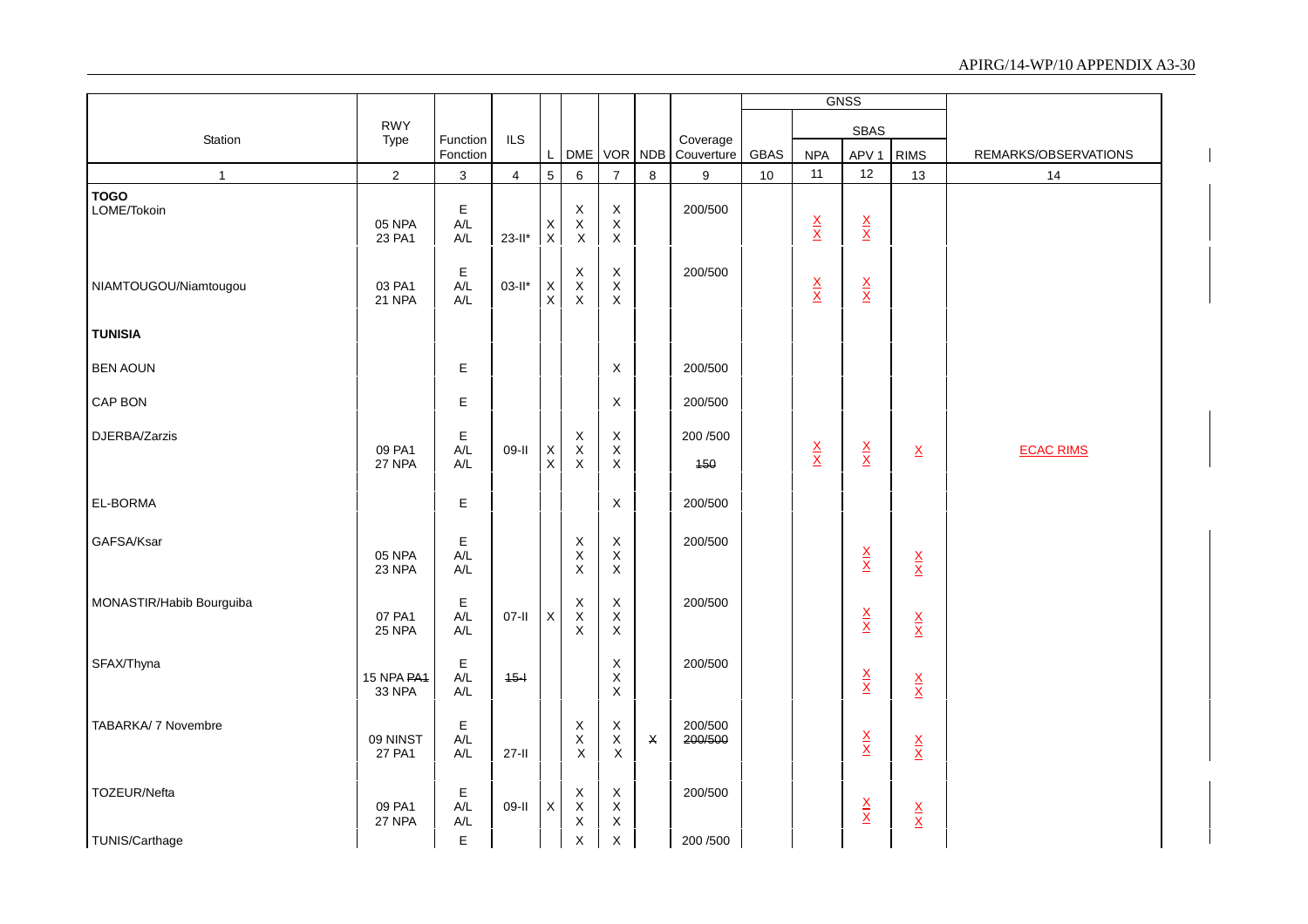| Station | RWY Type | Function Fonction | ILS | L | DME | VOR | NDB | Coverage Couverture | GBAS | GNSS SBAS NPA | GNSS SBAS APV 1 | GNSS SBAS RIMS | REMARKS/OBSERVATIONS |
|---|---|---|---|---|---|---|---|---|---|---|---|---|---|
| 1 | 2 | 3 | 4 | 5 | 6 | 7 | 8 | 9 | 10 | 11 | 12 | 13 | 14 |
| **TOGO** | | | | | | | | | | | | | |
| LOME/Tokoin | | E | | | X | X | | 200/500 | | | | | |
| | 05 NPA | A/L | | X | X | X | | | | X | X | | |
| | 23 PA1 | A/L | 23-II* | X | X | X | | | | X | X | | |
| NIAMTOUGOU/Niamtougou | | E | | | X | X | | 200/500 | | | | | |
| | 03 PA1 | A/L | 03-II* | X | X | X | | | | X | X | | |
| | 21 NPA | A/L | | X | X | X | | | | X | X | | |
| **TUNISIA** | | | | | | | | | | | | | |
| BEN AOUN | | E | | | | X | | 200/500 | | | | | |
| CAP BON | | E | | | | X | | 200/500 | | | | | |
| DJERBA/Zarzis | | E | | | X | X | | 200 /500 | | | | | |
| | 09 PA1 | A/L | 09-II | X | X | X | | | | X | X | X | ECAC RIMS |
| | 27 NPA | A/L | | X | X | X | | ~~150~~ | | X | X | | |
| EL-BORMA | | E | | | | X | | 200/500 | | | | | |
| GAFSA/Ksar | | E | | | X | X | | 200/500 | | | | | |
| | 05 NPA | A/L | | | X | X | | | | | X | X | |
| | 23 NPA | A/L | | | X | X | | | | | X | X | |
| MONASTIR/Habib Bourguiba | | E | | | X | X | | 200/500 | | | | | |
| | 07 PA1 | A/L | 07-II | X | X | X | | | | | X | X | |
| | 25 NPA | A/L | | | X | X | | | | | X | X | |
| SFAX/Thyna | | E | | | | X | | 200/500 | | | | | |
| | 15 NPA ~~PA1~~ | A/L | ~~15-I~~ | | | X | | | | | X | X | |
| | 33 NPA | A/L | | | | X | | | | | X | X | |
| TABARKA/ 7 Novembre | | E | | | X | X | | 200/500 | | | | | |
| | 09 NINST | A/L | | | X | X | ~~X~~ | ~~200/500~~ | | | X | X | |
| | 27 PA1 | A/L | 27-II | | X | X | | | | | X | X | |
| TOZEUR/Nefta | | E | | | X | X | | 200/500 | | | | | |
| | 09 PA1 | A/L | 09-II | X | X | X | | | | | X | X | |
| | 27 NPA | A/L | | | X | X | | | | | X | X | |
| TUNIS/Carthage | | E | | | X | X | | 200 /500 | | | | | |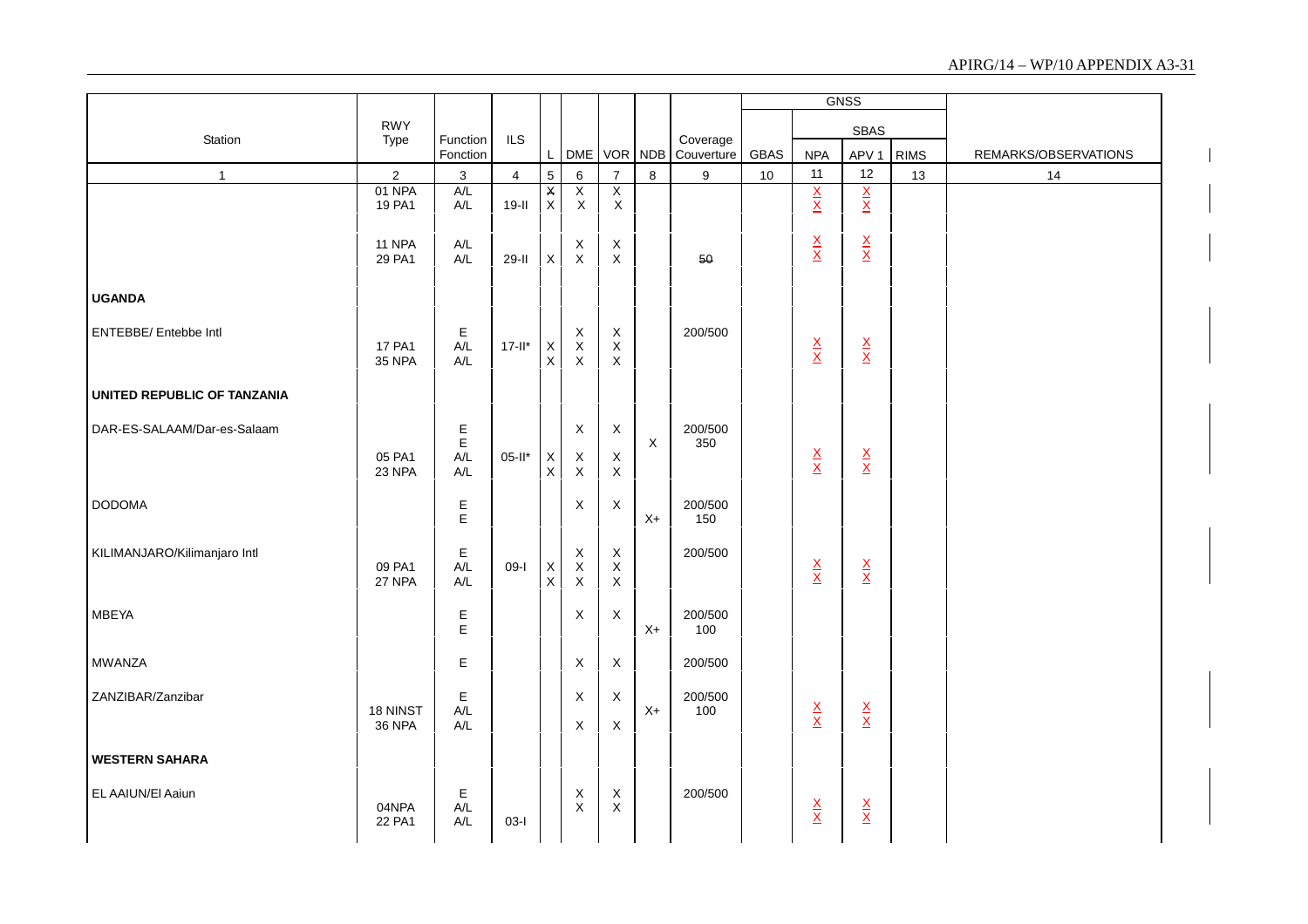| Station | RWY Type | Function Fonction | ILS | L | DME | VOR | NDB | Coverage Couverture | GBAS | GNSS SBAS NPA | APV 1 | RIMS | REMARKS/OBSERVATIONS |
|---|---|---|---|---|---|---|---|---|---|---|---|---|---|
| 1 | 2 | 3 | 4 | 5 | 6 | 7 | 8 | 9 | 10 | 11 | 12 | 13 | 14 |
| | 01 NPA | A/L | | X | X | X | | | | X | X | | |
| | 19 PA1 | A/L | 19-II | X | X | X | | | | X | X | | |
| | 11 NPA | A/L | | | X | X | | | | X | X | | |
| | 29 PA1 | A/L | 29-II | X | X | X | | 50 | | X | X | | |
| **UGANDA** | | | | | | | | | | | | | |
| ENTEBBE/ Entebbe Intl | | E | | | X | X | | 200/500 | | | | | |
| | 17 PA1 | A/L | 17-II* | X | X | X | | | | X | X | | |
| | 35 NPA | A/L | | X | X | X | | | | X | X | | |
| **UNITED REPUBLIC OF TANZANIA** | | | | | | | | | | | | | |
| DAR-ES-SALAAM/Dar-es-Salaam | | E | | | X | X | | 200/500 | | | | | |
| | | E | | | | | X | 350 | | | | | |
| | 05 PA1 | A/L | 05-II* | X | X | X | | | | X | X | | |
| | 23 NPA | A/L | | X | X | X | | | | X | X | | |
| DODOMA | | E | | | X | X | | 200/500 | | | | | |
| | | E | | | | | X+ | 150 | | | | | |
| KILIMANJARO/Kilimanjaro Intl | | E | | | X | X | | 200/500 | | | | | |
| | 09 PA1 | A/L | 09-I | X | X | X | | | | X | X | | |
| | 27 NPA | A/L | | X | X | X | | | | X | X | | |
| MBEYA | | E | | | X | X | | 200/500 | | | | | |
| | | E | | | | | X+ | 100 | | | | | |
| MWANZA | | E | | | X | X | | 200/500 | | | | | |
| ZANZIBAR/Zanzibar | | E | | | X | X | | 200/500 | | | | | |
| | 18 NINST | A/L | | | | | X+ | 100 | | X | X | | |
| | 36 NPA | A/L | | | X | X | | | | X | X | | |
| **WESTERN SAHARA** | | | | | | | | | | | | | |
| EL AAIUN/El Aaiun | | E | | | X | X | | 200/500 | | | | | |
| | 04NPA | A/L | | | X | X | | | | X | X | | |
| | 22 PA1 | A/L | 03-I | | | | | | | X | X | | |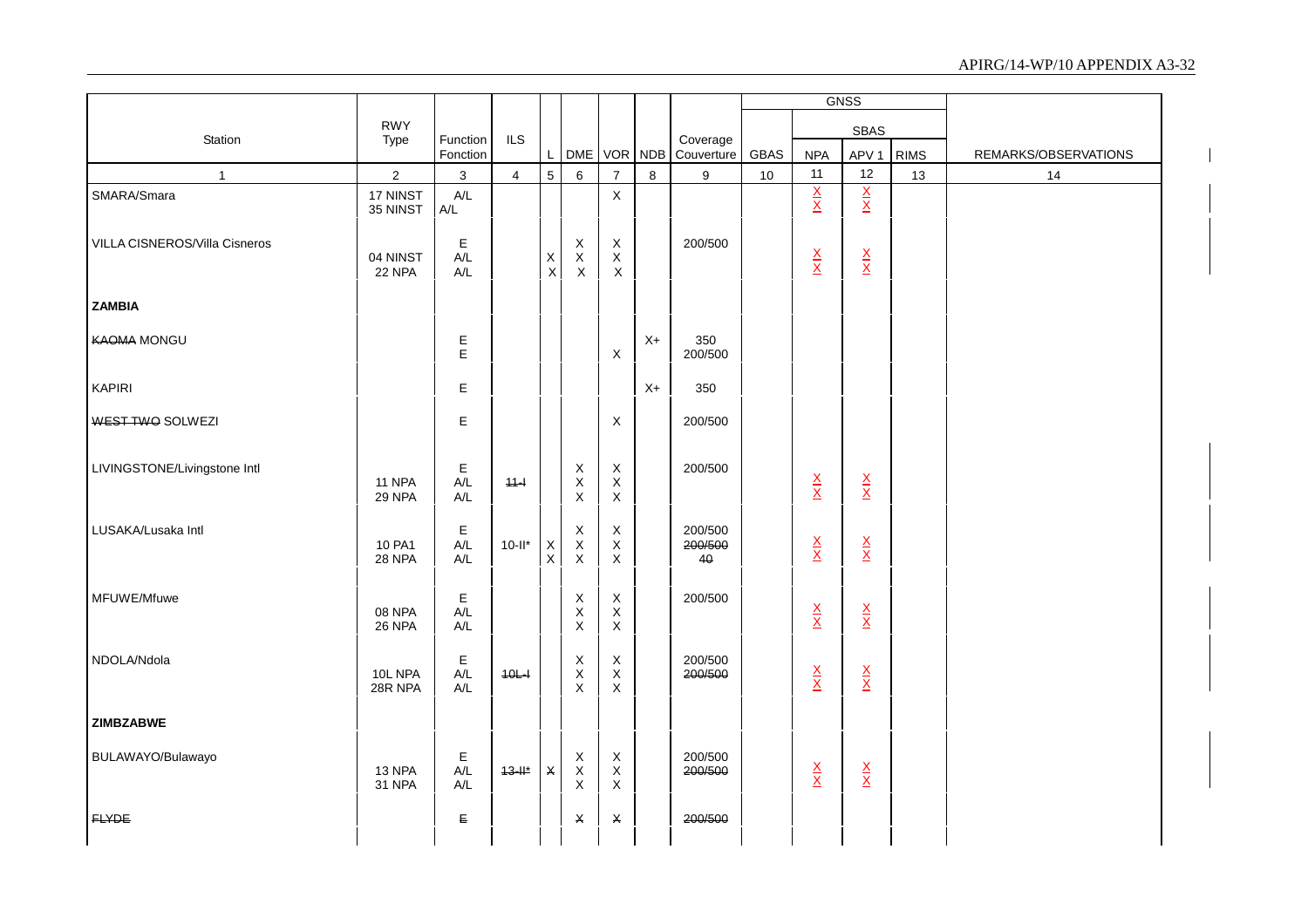| Station | RWY Type | Function Fonction | ILS | L | DME | VOR | NDB | Coverage Couverture | GNSS | | | | REMARKS/OBSERVATIONS |
|---|---|---|---|---|---|---|---|---|---|---|---|---|---|
| | | | | | | | | | GBAS | SBAS | | | |
| | | | | | | | | | | NPA | APV 1 | RIMS | |
| 1 | 2 | 3 | 4 | 5 | 6 | 7 | 8 | 9 | 10 | 11 | 12 | 13 | 14 |
| SMARA/Smara | 17 NINST<br>35 NINST | A/L<br>A/L | | | | X | | | | X<br>X | X<br>X | | |
| VILLA CISNEROS/Villa Cisneros | 04 NINST<br>22 NPA | E<br>A/L<br>A/L | | X<br>X | X<br>X<br>X | X<br>X<br>X | | 200/500 | | X<br>X | X<br>X | | |
| **ZAMBIA** | | | | | | | | | | | | | |
| ~~KAOMA~~ MONGU | | E<br>E | | | | X | X+ | 350<br>200/500 | | | | | |
| KAPIRI | | E | | | | | X+ | 350 | | | | | |
| ~~WEST TWO~~ SOLWEZI | | E | | | | X | | 200/500 | | | | | |
| LIVINGSTONE/Livingstone Intl | 11 NPA<br>29 NPA | E<br>A/L<br>A/L | ~~11-I~~ | | X<br>X<br>X | X<br>X<br>X | | 200/500 | | X<br>X | X<br>X | | |
| LUSAKA/Lusaka Intl | 10 PA1<br>28 NPA | E<br>A/L<br>A/L | 10-II* | X<br>X | X<br>X<br>X | X<br>X<br>X | | 200/500<br>~~200/500~~<br>~~40~~ | | X<br>X | X<br>X | | |
| MFUWE/Mfuwe | 08 NPA<br>26 NPA | E<br>A/L<br>A/L | | | X<br>X<br>X | X<br>X<br>X | | 200/500 | | X<br>X | X<br>X | | |
| NDOLA/Ndola | 10L NPA<br>28R NPA | E<br>A/L<br>A/L | ~~10L-I~~ | | X<br>X<br>X | X<br>X<br>X | | 200/500<br>~~200/500~~ | | X<br>X | X<br>X | | |
| **ZIMBZABWE** | | | | | | | | | | | | | |
| BULAWAYO/Bulawayo | 13 NPA<br>31 NPA | E<br>A/L<br>A/L | ~~13-II*~~ | ~~X~~ | X<br>X<br>X | X<br>X<br>X | | 200/500<br>~~200/500~~ | | X<br>X | X<br>X | | |
| ~~FLYDE~~ | | ~~E~~ | | | ~~X~~ | ~~X~~ | | ~~200/500~~ | | | | | |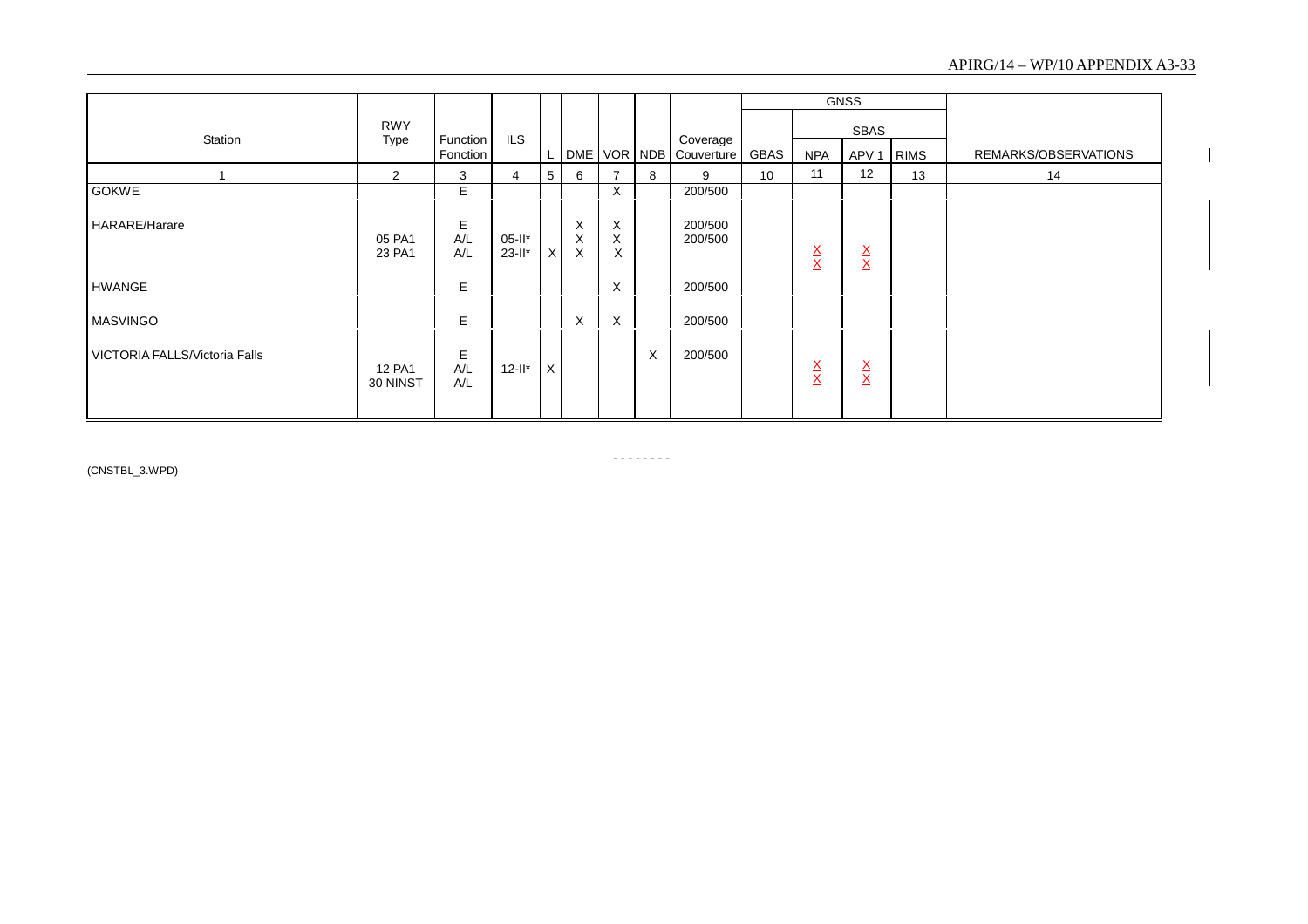| Station | RWY Type | Function Fonction | ILS | | | | | Coverage | GNSS | | | | REMARKS/OBSERVATIONS |
|---|---|---|---|---|---|---|---|---|---|---|---|---|---|
| | | | | | | | | | | SBAS | | | |
| | | | | L | DME | VOR | NDB | Couverture | GBAS | NPA | APV 1 | RIMS | |
| 1 | 2 | 3 | 4 | 5 | 6 | 7 | 8 | 9 | 10 | 11 | 12 | 13 | 14 |
| GOKWE | | E | | | | X | | 200/500 | | | | | |
| HARARE/Harare | | E | | | X | X | | 200/500 | | | | | |
| | 05 PA1 | A/L | 05-II* | | X | X | | ~~200/500~~ | | X | X | | |
| | 23 PA1 | A/L | 23-II* | X | X | X | | | | X | X | | |
| HWANGE | | E | | | | X | | 200/500 | | | | | |
| MASVINGO | | E | | | X | X | | 200/500 | | | | | |
| VICTORIA FALLS/Victoria Falls | | E | | | | | X | 200/500 | | | | | |
| | 12 PA1 | A/L | 12-II* | X | | | | | | X | X | | |
| | 30 NINST | A/L | | | | | | | | X | X | | |

- - - - - - - -

(CNSTBL_3.WPD)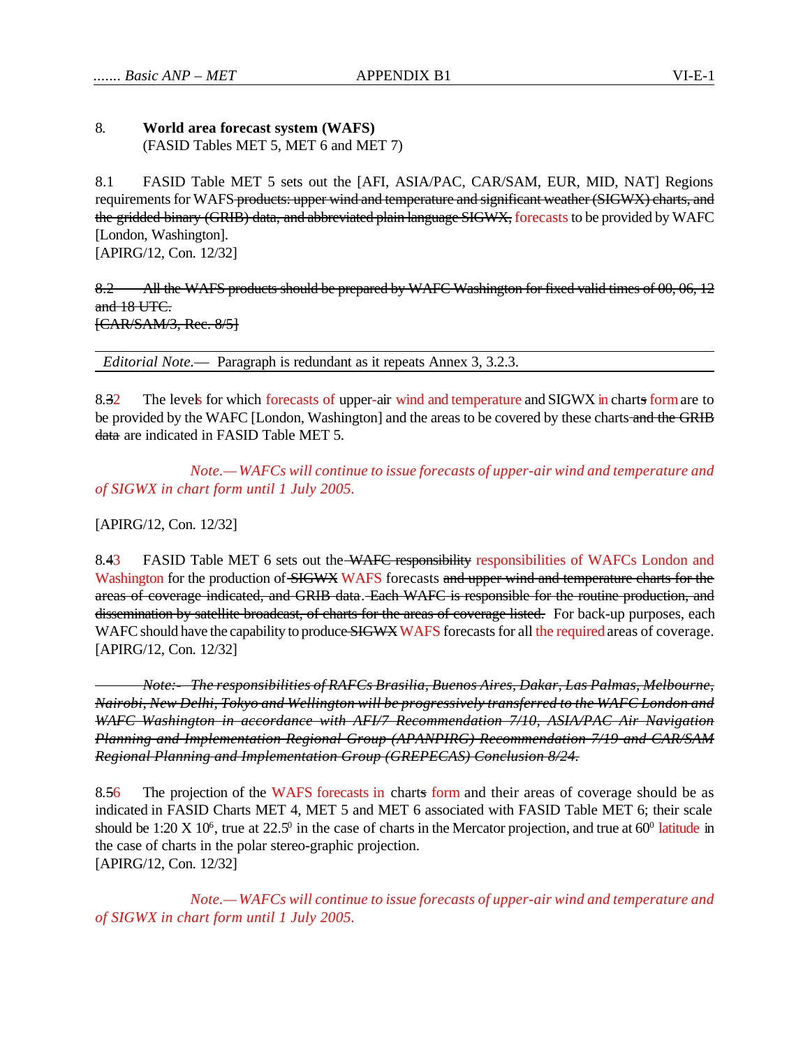## 8. World area forecast system (WAFS)
(FASID Tables MET 5, MET 6 and MET 7)

8.1 FASID Table MET 5 sets out the [AFI, ASIA/PAC, CAR/SAM, EUR, MID, NAT] Regions requirements for WAFS ~~products: upper wind and temperature and significant weather (SIGWX) charts, and the gridded binary (GRIB) data, and abbreviated plain language SIGWX,~~ forecasts to be provided by WAFC [London, Washington].
[APIRG/12, Con. 12/32]

~~8.2 All the WAFS products should be prepared by WAFC Washington for fixed valid times of 00, 06, 12 and 18 UTC.~~
~~[CAR/SAM/3, Rec. 8/5]~~

*Editorial Note.*— Paragraph is redundant as it repeats Annex 3, 3.2.3.

8.~~3~~2 The levels for which forecasts of upper-air wind and temperature and SIGWX in chart~~s~~ form are to be provided by the WAFC [London, Washington] and the areas to be covered by these charts ~~and the GRIB data~~ are indicated in FASID Table MET 5.

*Note.— WAFCs will continue to issue forecasts of upper-air wind and temperature and of SIGWX in chart form until 1 July 2005.*

[APIRG/12, Con. 12/32]

8.~~4~~3 FASID Table MET 6 sets out the ~~WAFC responsibility~~ responsibilities of WAFCs London and Washington for the production of ~~SIGWX~~ WAFS forecasts ~~and upper wind and temperature charts for the areas of coverage indicated, and GRIB data. Each WAFC is responsible for the routine production, and dissemination by satellite broadcast, of charts for the areas of coverage listed.~~ For back-up purposes, each WAFC should have the capability to produce ~~SIGWX~~ WAFS forecasts for all the required areas of coverage.
[APIRG/12, Con. 12/32]

~~*Note:- The responsibilities of RAFCs Brasilia, Buenos Aires, Dakar, Las Palmas, Melbourne, Nairobi, New Delhi, Tokyo and Wellington will be progressively transferred to the WAFC London and WAFC Washington in accordance with AFI/7 Recommendation 7/10, ASIA/PAC Air Navigation Planning and Implementation Regional Group (APANPIRG) Recommendation 7/19 and CAR/SAM Regional Planning and Implementation Group (GREPECAS) Conclusion 8/24.*~~

8.~~5~~6 The projection of the WAFS forecasts in chart~~s~~ form and their areas of coverage should be as indicated in FASID Charts MET 4, MET 5 and MET 6 associated with FASID Table MET 6; their scale should be 1:20 X $10^6$, true at $22.5^0$ in the case of charts in the Mercator projection, and true at $60^0$ latitude in the case of charts in the polar stereo-graphic projection.
[APIRG/12, Con. 12/32]

*Note.— WAFCs will continue to issue forecasts of upper-air wind and temperature and of SIGWX in chart form until 1 July 2005.*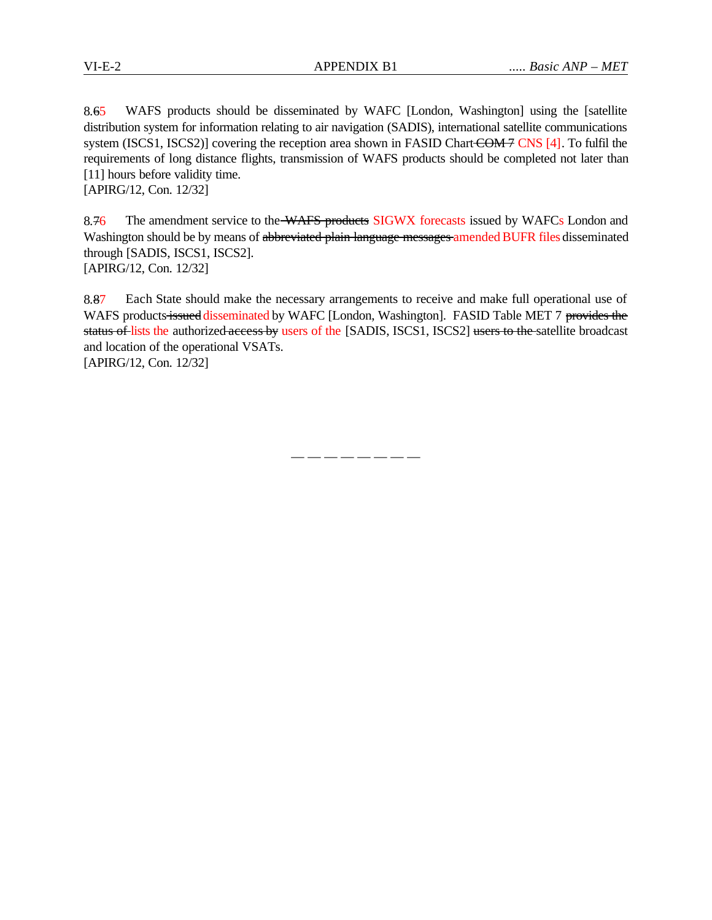8.~~6~~5 WAFS products should be disseminated by WAFC [London, Washington] using the [satellite distribution system for information relating to air navigation (SADIS), international satellite communications system (ISCS1, ISCS2)] covering the reception area shown in FASID Chart ~~COM 7~~ CNS [4]. To fulfil the requirements of long distance flights, transmission of WAFS products should be completed not later than [11] hours before validity time.
[APIRG/12, Con. 12/32]

8.~~7~~6 The amendment service to the ~~WAFS products~~ SIGWX forecasts issued by WAFCs London and Washington should be by means of ~~abbreviated plain language messages~~ amended BUFR files disseminated through [SADIS, ISCS1, ISCS2].
[APIRG/12, Con. 12/32]

8.~~8~~7 Each State should make the necessary arrangements to receive and make full operational use of WAFS products ~~issued~~ disseminated by WAFC [London, Washington]. FASID Table MET 7 ~~provides the status of~~ lists the authorized ~~access by~~ users of the [SADIS, ISCS1, ISCS2] ~~users to the~~ satellite broadcast and location of the operational VSATs.
[APIRG/12, Con. 12/32]

— — — — — — — —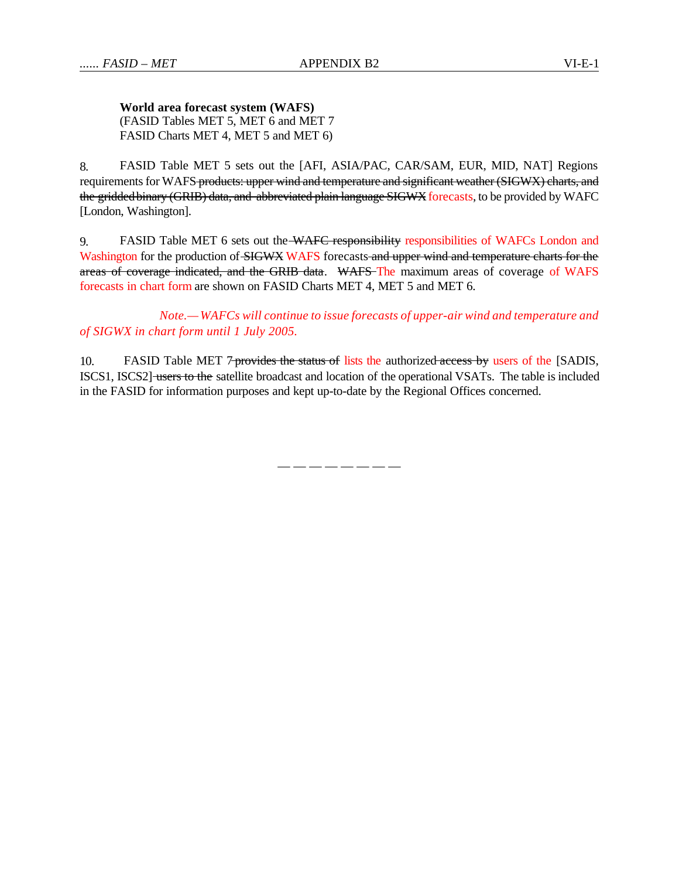**World area forecast system (WAFS)**
(FASID Tables MET 5, MET 6 and MET 7
FASID Charts MET 4, MET 5 and MET 6)

8. FASID Table MET 5 sets out the [AFI, ASIA/PAC, CAR/SAM, EUR, MID, NAT] Regions requirements for WAFS ~~products: upper wind and temperature and significant weather (SIGWX) charts, and the gridded binary (GRIB) data, and abbreviated plain language SIGWX~~ forecasts, to be provided by WAFC [London, Washington].

9. FASID Table MET 6 sets out the ~~WAFC responsibility~~ responsibilities of WAFCs London and Washington for the production of ~~SIGWX~~ WAFS forecasts ~~and upper wind and temperature charts for the areas of coverage indicated, and the GRIB data~~. ~~WAFS~~ The maximum areas of coverage of WAFS forecasts in chart form are shown on FASID Charts MET 4, MET 5 and MET 6.

*Note.— WAFCs will continue to issue forecasts of upper-air wind and temperature and of SIGWX in chart form until 1 July 2005.*

10. FASID Table MET 7 ~~provides the status of~~ lists the authorized ~~access by~~ users of the [SADIS, ISCS1, ISCS2] ~~users to the~~ satellite broadcast and location of the operational VSATs. The table is included in the FASID for information purposes and kept up-to-date by the Regional Offices concerned.

— — — — — — — —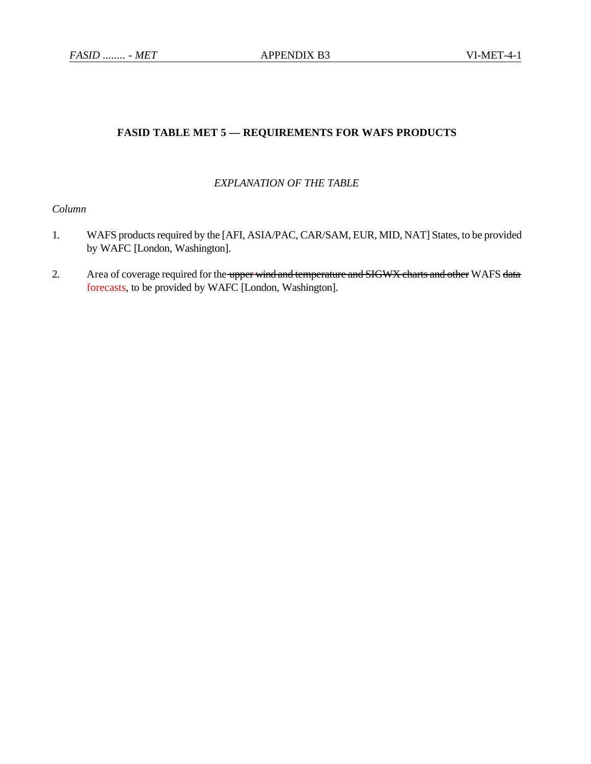## FASID TABLE MET 5 — REQUIREMENTS FOR WAFS PRODUCTS

*EXPLANATION OF THE TABLE*

*Column*

1. WAFS products required by the [AFI, ASIA/PAC, CAR/SAM, EUR, MID, NAT] States, to be provided by WAFC [London, Washington].

2. Area of coverage required for the ~~upper wind and temperature and SIGWX charts and other~~ WAFS ~~data~~ forecasts, to be provided by WAFC [London, Washington].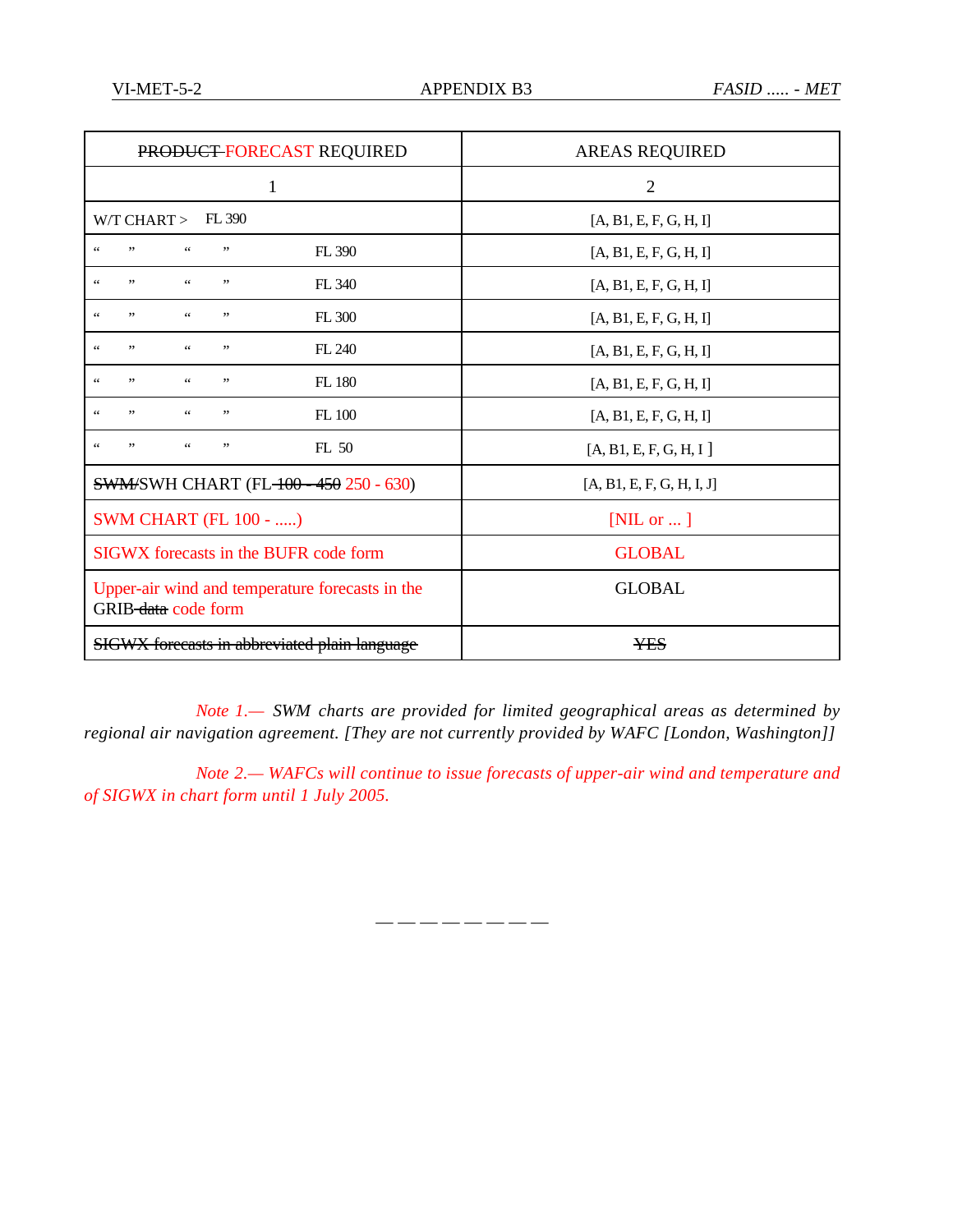| ~~PRODUCT~~ FORECAST REQUIRED | AREAS REQUIRED |
|---|---|
| 1 | 2 |
| W/T CHART > FL 390 | [A, B1, E, F, G, H, I] |
| “ ” “ ” FL 390 | [A, B1, E, F, G, H, I] |
| “ ” “ ” FL 340 | [A, B1, E, F, G, H, I] |
| “ ” “ ” FL 300 | [A, B1, E, F, G, H, I] |
| “ ” “ ” FL 240 | [A, B1, E, F, G, H, I] |
| “ ” “ ” FL 180 | [A, B1, E, F, G, H, I] |
| “ ” “ ” FL 100 | [A, B1, E, F, G, H, I] |
| “ ” “ ” FL 50 | [A, B1, E, F, G, H, I ] |
| ~~SWM/~~SWH CHART (FL ~~100 - 450~~ 250 - 630) | [A, B1, E, F, G, H, I, J] |
| SWM CHART (FL 100 - .....) | [NIL or ... ] |
| SIGWX forecasts in the BUFR code form | GLOBAL |
| Upper-air wind and temperature forecasts in the GRIB ~~data~~ code form | GLOBAL |
| ~~SIGWX forecasts in abbreviated plain language~~ | ~~YES~~ |

*Note 1.— SWM charts are provided for limited geographical areas as determined by regional air navigation agreement. [They are not currently provided by WAFC [London, Washington]]*

*Note 2.— WAFCs will continue to issue forecasts of upper-air wind and temperature and of SIGWX in chart form until 1 July 2005.*

— — — — — — — —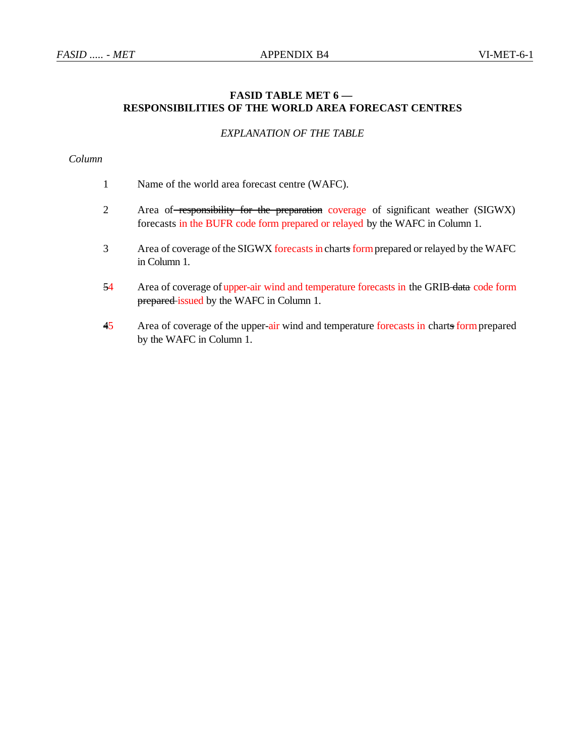# FASID TABLE MET 6 — RESPONSIBILITIES OF THE WORLD AREA FORECAST CENTRES

*EXPLANATION OF THE TABLE*

*Column*

1 Name of the world area forecast centre (WAFC).

2 Area of ~~responsibility for the preparation~~ coverage of significant weather (SIGWX) forecasts in the BUFR code form prepared or relayed by the WAFC in Column 1.

3 Area of coverage of the SIGWX forecasts in charts~~s~~ form prepared or relayed by the WAFC in Column 1.

~~5~~4 Area of coverage of upper-air wind and temperature forecasts in the GRIB ~~data~~ code form ~~prepared~~ issued by the WAFC in Column 1.

~~4~~5 Area of coverage of the upper-air wind and temperature forecasts in charts~~s~~ form prepared by the WAFC in Column 1.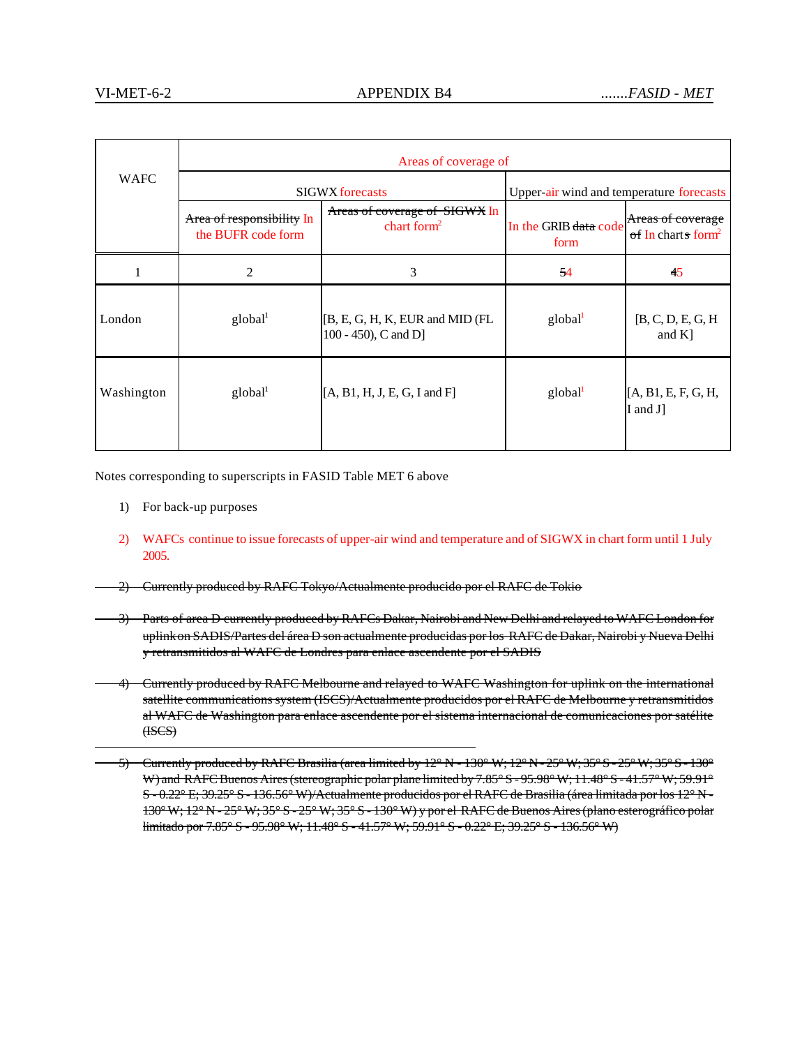| WAFC | Areas of coverage of | | | |
|---|---|---|---|---|
| | SIGWX forecasts | | Upper-air wind and temperature forecasts | |
| | ~~Area of responsibility~~ In the BUFR code form | ~~Areas of coverage of SIGWX~~ In chart form[2] | In the GRIB ~~data~~ code form | ~~Areas of coverage of~~ In chart~~s~~ form[2] |
| 1 | 2 | 3 | ~~5~~4 | ~~4~~5 |
| London | global[1] | [B, E, G, H, K, EUR and MID (FL 100 - 450), C and D] | global[1] | [B, C, D, E, G, H and K] |
| Washington | global[1] | [A, B1, H, J, E, G, I and F] | global[1] | [A, B1, E, F, G, H, I and J] |

Notes corresponding to superscripts in FASID Table MET 6 above

1) For back-up purposes

2) WAFCs continue to issue forecasts of upper-air wind and temperature and of SIGWX in chart form until 1 July 2005.

~~2) Currently produced by RAFC Tokyo/Actualmente producido por el RAFC de Tokio~~

~~3) Parts of area D currently produced by RAFCs Dakar, Nairobi and New Delhi and relayed to WAFC London for uplink on SADIS/Partes del área D son actualmente producidas por los RAFC de Dakar, Nairobi y Nueva Delhi y retransmitidos al WAFC de Londres para enlace ascendente por el SADIS~~

~~4) Currently produced by RAFC Melbourne and relayed to WAFC Washington for uplink on the international satellite communications system (ISCS)/Actualmente producidos por el RAFC de Melbourne y retransmitidos al WAFC de Washington para enlace ascendente por el sistema internacional de comunicaciones por satélite (ISCS)~~

~~5) Currently produced by RAFC Brasilia (area limited by 12° N - 130° W; 12° N - 25° W; 35° S - 25° W; 35° S - 130° W) and RAFC Buenos Aires (stereographic polar plane limited by 7.85° S - 95.98° W; 11.48° S - 41.57° W; 59.91° S - 0.22° E; 39.25° S - 136.56° W)/Actualmente producidos por el RAFC de Brasilia (área limitada por los 12° N - 130° W; 12° N - 25° W; 35° S - 25° W; 35° S - 130° W) y por el RAFC de Buenos Aires (plano esterográfico polar limitado por 7.85° S - 95.98° W; 11.48° S - 41.57° W; 59.91° S - 0.22° E; 39.25° S - 136.56° W)~~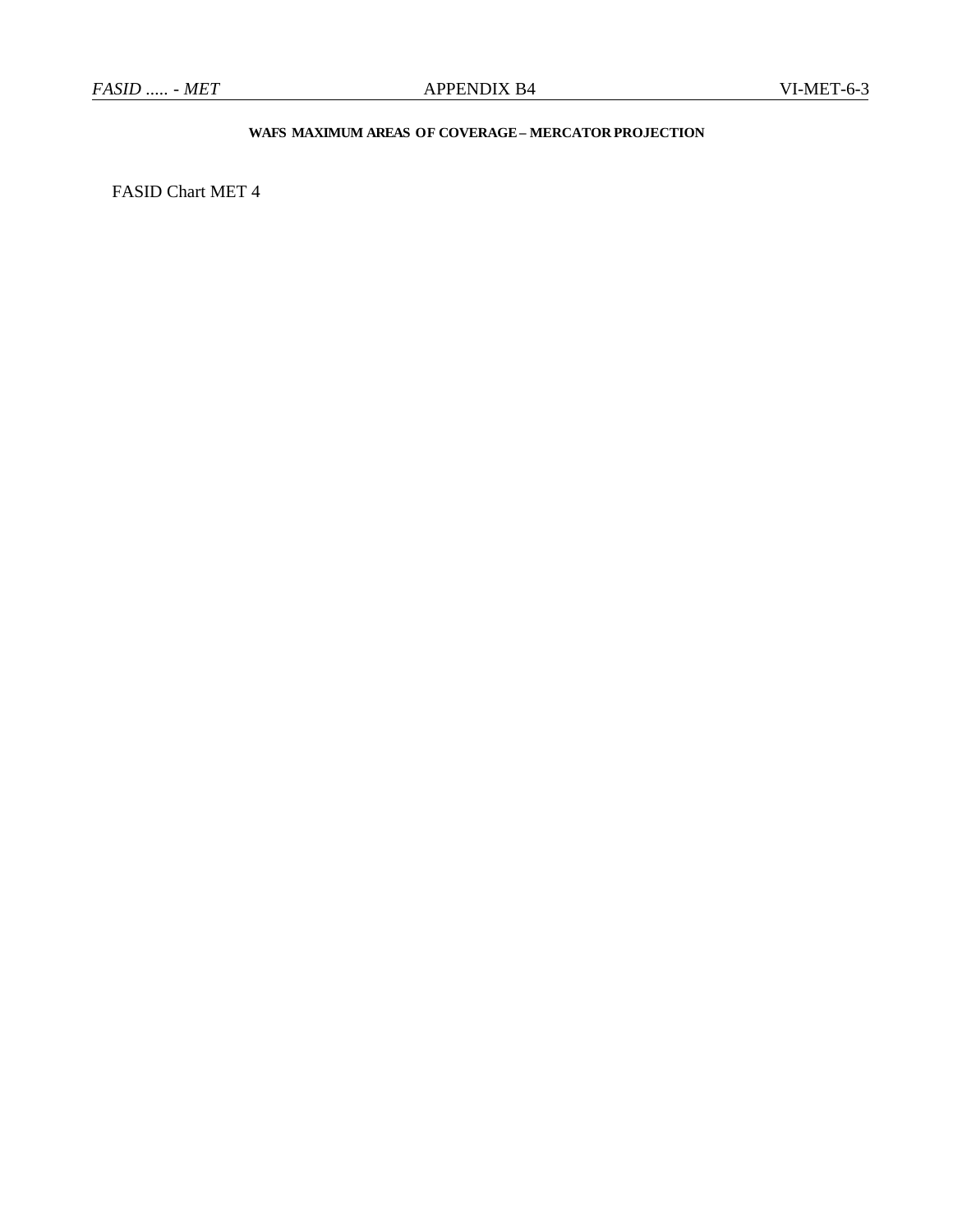**WAFS MAXIMUM AREAS OF COVERAGE – MERCATOR PROJECTION**

FASID Chart MET 4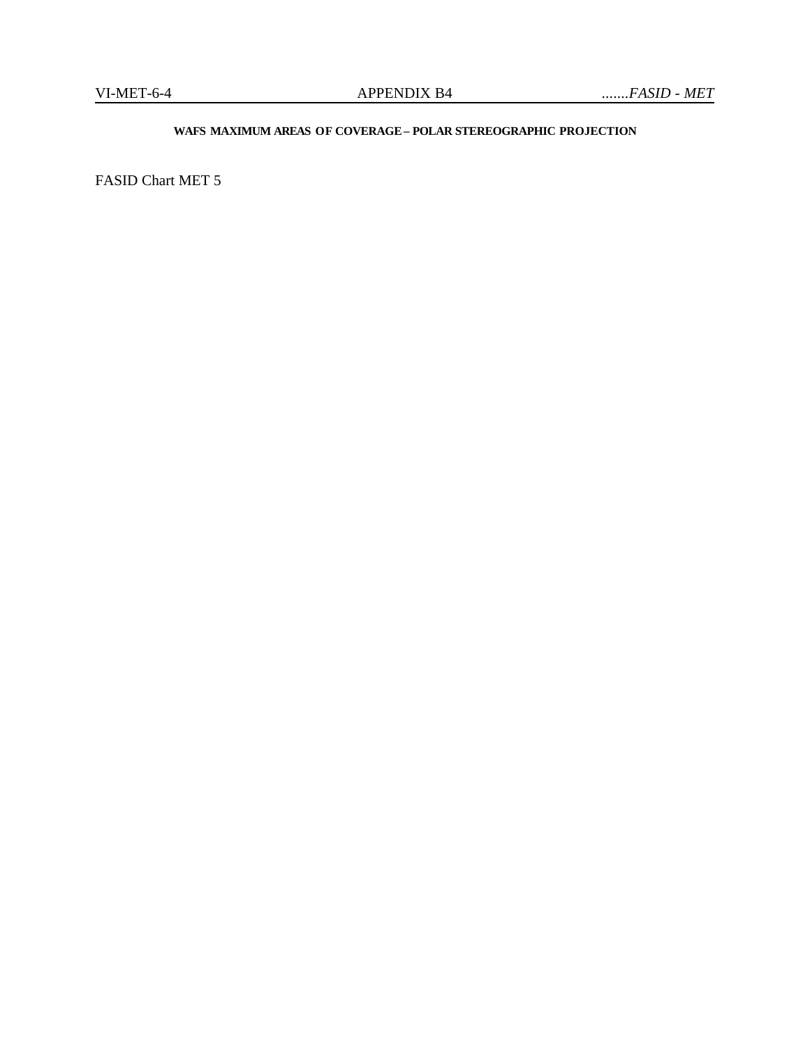**WAFS MAXIMUM AREAS OF COVERAGE – POLAR STEREOGRAPHIC PROJECTION**

FASID Chart MET 5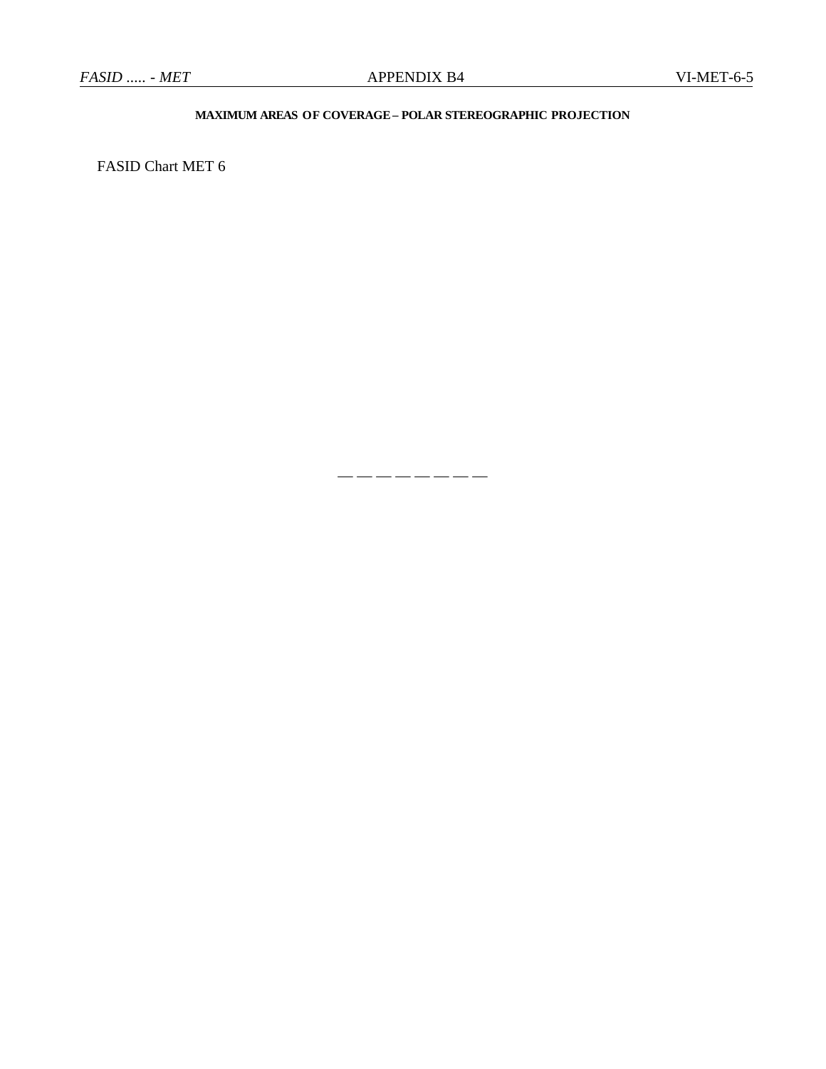**MAXIMUM AREAS OF COVERAGE – POLAR STEREOGRAPHIC PROJECTION**

FASID Chart MET 6

— — — — — — — —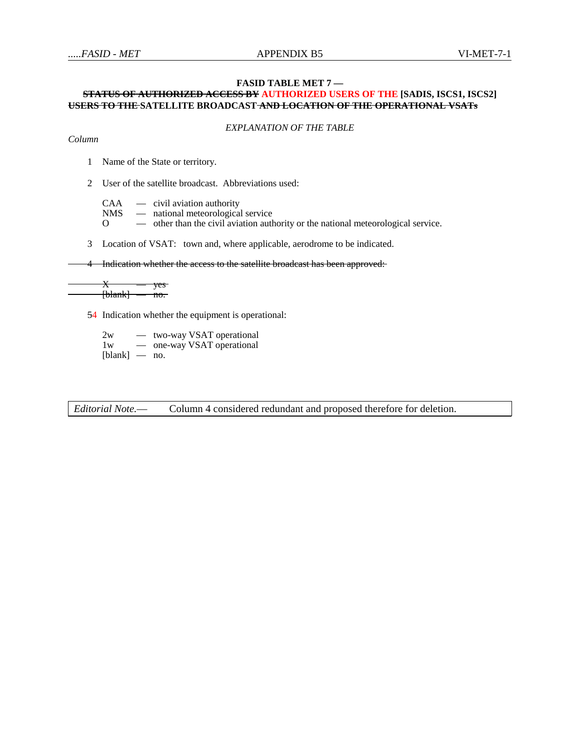**FASID TABLE MET 7 —**

**~~STATUS OF AUTHORIZED ACCESS BY~~ AUTHORIZED USERS OF THE [SADIS, ISCS1, ISCS2] ~~USERS TO THE~~ SATELLITE BROADCAST ~~AND LOCATION OF THE OPERATIONAL VSATs~~**

*EXPLANATION OF THE TABLE*

*Column*

1 Name of the State or territory.

2 User of the satellite broadcast. Abbreviations used:

CAA — civil aviation authority
NMS — national meteorological service
O — other than the civil aviation authority or the national meteorological service.

3 Location of VSAT: town and, where applicable, aerodrome to be indicated.

~~4 Indication whether the access to the satellite broadcast has been approved:~~

~~X — yes~~
~~[blank] — no.~~

~~5~~4 Indication whether the equipment is operational:

2w — two-way VSAT operational
1w — one-way VSAT operational
[blank] — no.

*Editorial Note.*— Column 4 considered redundant and proposed therefore for deletion.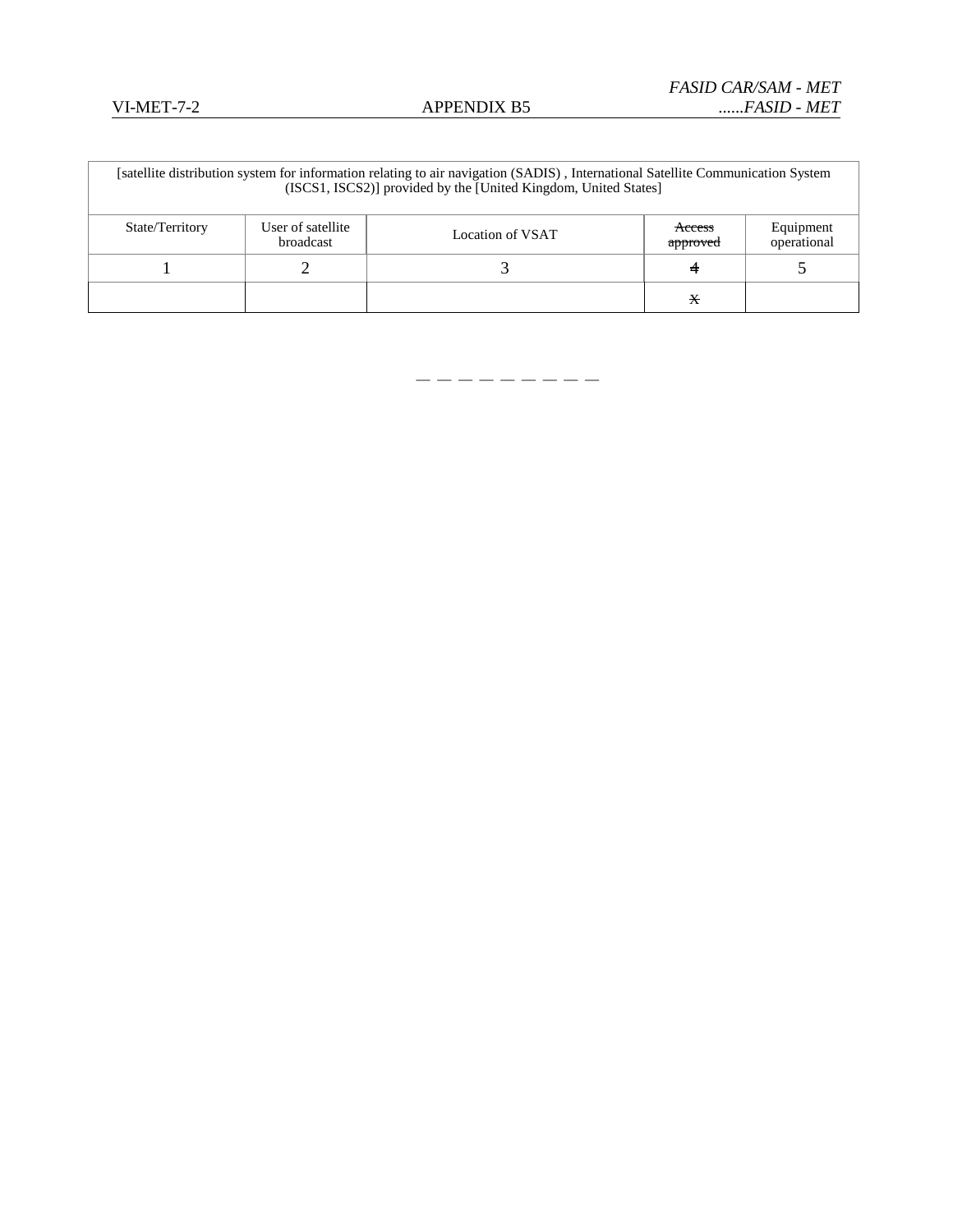| [satellite distribution system for information relating to air navigation (SADIS) , International Satellite Communication System (ISCS1, ISCS2)] provided by the [United Kingdom, United States] | | | | |
|---|---|---|---|---|
| State/Territory | User of satellite broadcast | Location of VSAT | ~~Access approved~~ | Equipment operational |
| 1 | 2 | 3 | ~~4~~ | 5 |
| | | | ~~x~~ | |

— — — — — — — — —